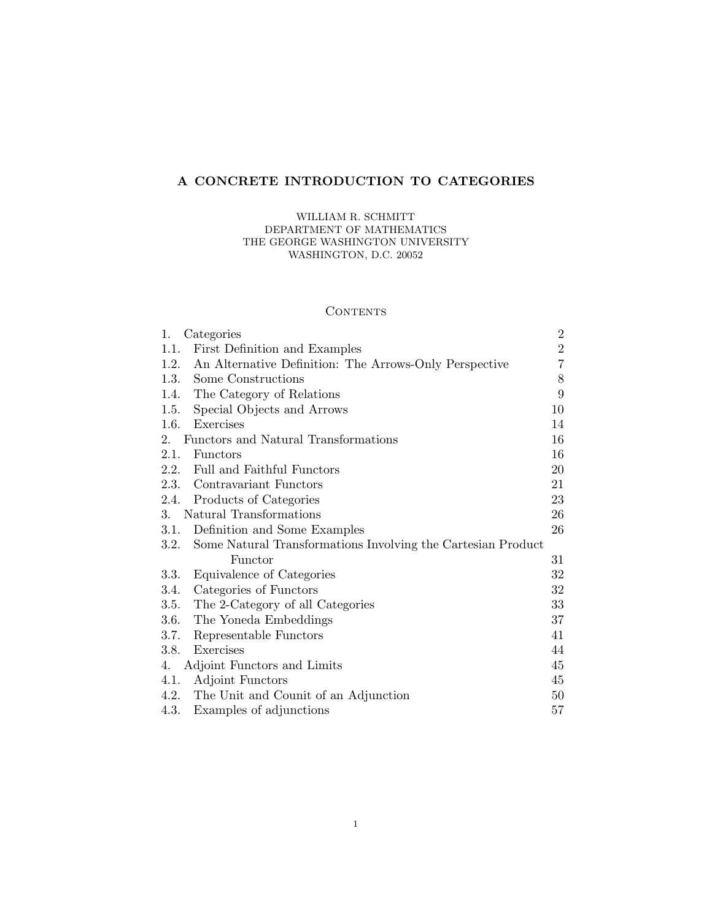# A CONCRETE INTRODUCTION TO CATEGORIES

WILLIAM R. SCHMITT
DEPARTMENT OF MATHEMATICS
THE GEORGE WASHINGTON UNIVERSITY
WASHINGTON, D.C. 20052

## Contents

| | |
|---|---|
| 1. Categories | 2 |
| 1.1. First Definition and Examples | 2 |
| 1.2. An Alternative Definition: The Arrows-Only Perspective | 7 |
| 1.3. Some Constructions | 8 |
| 1.4. The Category of Relations | 9 |
| 1.5. Special Objects and Arrows | 10 |
| 1.6. Exercises | 14 |
| 2. Functors and Natural Transformations | 16 |
| 2.1. Functors | 16 |
| 2.2. Full and Faithful Functors | 20 |
| 2.3. Contravariant Functors | 21 |
| 2.4. Products of Categories | 23 |
| 3. Natural Transformations | 26 |
| 3.1. Definition and Some Examples | 26 |
| 3.2. Some Natural Transformations Involving the Cartesian Product Functor | 31 |
| 3.3. Equivalence of Categories | 32 |
| 3.4. Categories of Functors | 32 |
| 3.5. The 2-Category of all Categories | 33 |
| 3.6. The Yoneda Embeddings | 37 |
| 3.7. Representable Functors | 41 |
| 3.8. Exercises | 44 |
| 4. Adjoint Functors and Limits | 45 |
| 4.1. Adjoint Functors | 45 |
| 4.2. The Unit and Counit of an Adjunction | 50 |
| 4.3. Examples of adjunctions | 57 |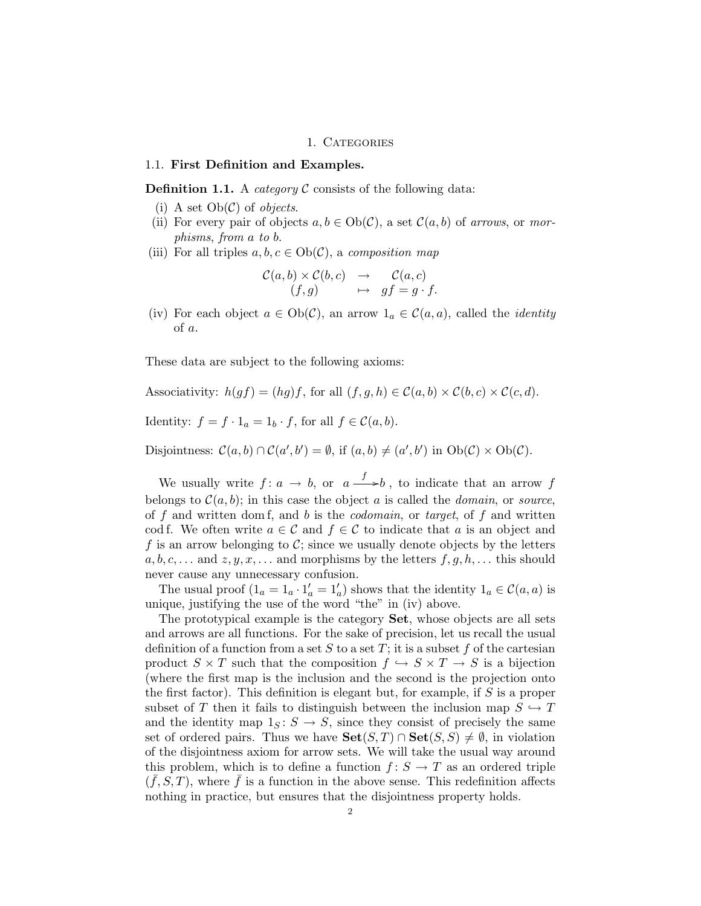# 1. Categories

## 1.1. First Definition and Examples.

**Definition 1.1.** A *category* $\mathcal{C}$ consists of the following data:

(i) A set $\mathrm{Ob}(\mathcal{C})$ of *objects*.

(ii) For every pair of objects $a, b \in \mathrm{Ob}(\mathcal{C})$, a set $\mathcal{C}(a, b)$ of *arrows*, or *morphisms*, *from* $a$ *to* $b$.

(iii) For all triples $a, b, c \in \mathrm{Ob}(\mathcal{C})$, a *composition map*

$$\begin{array}{ccc} \mathcal{C}(a,b) \times \mathcal{C}(b,c) & \to & \mathcal{C}(a,c) \\ (f,g) & \mapsto & gf = g \cdot f. \end{array}$$

(iv) For each object $a \in \mathrm{Ob}(\mathcal{C})$, an arrow $1_a \in \mathcal{C}(a, a)$, called the *identity* of $a$.

These data are subject to the following axioms:

Associativity: $h(gf) = (hg)f$, for all $(f, g, h) \in \mathcal{C}(a, b) \times \mathcal{C}(b, c) \times \mathcal{C}(c, d)$.

Identity: $f = f \cdot 1_a = 1_b \cdot f$, for all $f \in \mathcal{C}(a, b)$.

Disjointness: $\mathcal{C}(a, b) \cap \mathcal{C}(a', b') = \emptyset$, if $(a, b) \neq (a', b')$ in $\mathrm{Ob}(\mathcal{C}) \times \mathrm{Ob}(\mathcal{C})$.

We usually write $f : a \to b$, or $a \xrightarrow{f} b$, to indicate that an arrow $f$ belongs to $\mathcal{C}(a, b)$; in this case the object $a$ is called the *domain*, or *source*, of $f$ and written $\mathrm{dom}\, \mathrm{f}$, and $b$ is the *codomain*, or *target*, of $f$ and written $\mathrm{cod}\, \mathrm{f}$. We often write $a \in \mathcal{C}$ and $f \in \mathcal{C}$ to indicate that $a$ is an object and $f$ is an arrow belonging to $\mathcal{C}$; since we usually denote objects by the letters $a, b, c, \ldots$ and $z, y, x, \ldots$ and morphisms by the letters $f, g, h, \ldots$ this should never cause any unnecessary confusion.

The usual proof ($1_a = 1_a \cdot 1'_a = 1'_a$) shows that the identity $1_a \in \mathcal{C}(a, a)$ is unique, justifying the use of the word "the" in (iv) above.

The prototypical example is the category **Set**, whose objects are all sets and arrows are all functions. For the sake of precision, let us recall the usual definition of a function from a set $S$ to a set $T$; it is a subset $f$ of the cartesian product $S \times T$ such that the composition $f \hookrightarrow S \times T \to S$ is a bijection (where the first map is the inclusion and the second is the projection onto the first factor). This definition is elegant but, for example, if $S$ is a proper subset of $T$ then it fails to distinguish between the inclusion map $S \hookrightarrow T$ and the identity map $1_S : S \to S$, since they consist of precisely the same set of ordered pairs. Thus we have $\mathbf{Set}(S, T) \cap \mathbf{Set}(S, S) \neq \emptyset$, in violation of the disjointness axiom for arrow sets. We will take the usual way around this problem, which is to define a function $f : S \to T$ as an ordered triple $(\bar{f}, S, T)$, where $\bar{f}$ is a function in the above sense. This redefinition affects nothing in practice, but ensures that the disjointness property holds.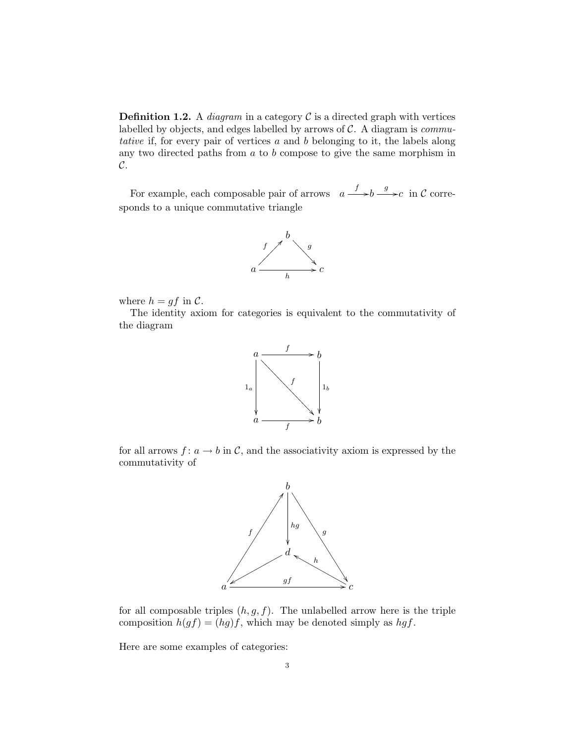**Definition 1.2.** A *diagram* in a category $\mathcal{C}$ is a directed graph with vertices labelled by objects, and edges labelled by arrows of $\mathcal{C}$. A diagram is *commutative* if, for every pair of vertices $a$ and $b$ belonging to it, the labels along any two directed paths from $a$ to $b$ compose to give the same morphism in $\mathcal{C}$.

For example, each composable pair of arrows $a \xrightarrow{f} b \xrightarrow{g} c$ in $\mathcal{C}$ corresponds to a unique commutative triangle

$$\begin{array}{ccccc} & & b & & \\ & {\scriptstyle f}\nearrow & & \searrow{\scriptstyle g} & \\ a & & \xrightarrow[h]{} & & c \end{array}$$

where $h = gf$ in $\mathcal{C}$.

The identity axiom for categories is equivalent to the commutativity of the diagram

$$\begin{array}{ccc} a & \xrightarrow{f} & b \\ {\scriptstyle 1_a}\downarrow & \searrow^{f} & \downarrow{\scriptstyle 1_b} \\ a & \xrightarrow[f]{} & b \end{array}$$

for all arrows $f \colon a \to b$ in $\mathcal{C}$, and the associativity axiom is expressed by the commutativity of

$$\begin{array}{ccccc} & & b & & \\ & {\scriptstyle f}\nearrow & \downarrow{\scriptstyle hg} & \searrow{\scriptstyle g} & \\ & & d & & \\ & \swarrow & & \nwarrow{\scriptstyle h} & \\ a & & \xrightarrow[gf]{} & & c \end{array}$$

for all composable triples $(h, g, f)$. The unlabelled arrow here is the triple composition $h(gf) = (hg)f$, which may be denoted simply as $hgf$.

Here are some examples of categories: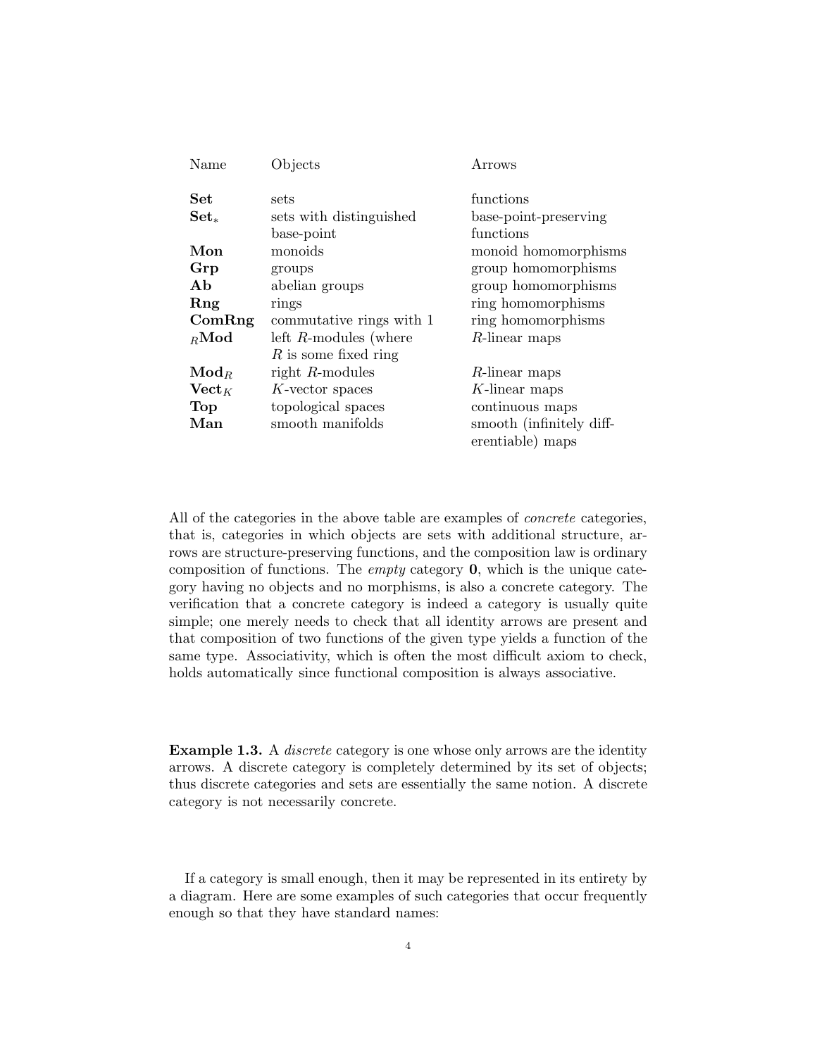| Name | Objects | Arrows |
|---|---|---|
| **Set** | sets | functions |
| $\mathbf{Set}_*$ | sets with distinguished base-point | base-point-preserving functions |
| **Mon** | monoids | monoid homomorphisms |
| **Grp** | groups | group homomorphisms |
| **Ab** | abelian groups | group homomorphisms |
| **Rng** | rings | ring homomorphisms |
| **ComRng** | commutative rings with 1 | ring homomorphisms |
| ${}_R\mathbf{Mod}$ | left $R$-modules (where $R$ is some fixed ring | $R$-linear maps |
| $\mathbf{Mod}_R$ | right $R$-modules | $R$-linear maps |
| $\mathbf{Vect}_K$ | $K$-vector spaces | $K$-linear maps |
| **Top** | topological spaces | continuous maps |
| **Man** | smooth manifolds | smooth (infinitely differentiable) maps |

All of the categories in the above table are examples of *concrete* categories, that is, categories in which objects are sets with additional structure, arrows are structure-preserving functions, and the composition law is ordinary composition of functions. The *empty* category **0**, which is the unique category having no objects and no morphisms, is also a concrete category. The verification that a concrete category is indeed a category is usually quite simple; one merely needs to check that all identity arrows are present and that composition of two functions of the given type yields a function of the same type. Associativity, which is often the most difficult axiom to check, holds automatically since functional composition is always associative.

**Example 1.3.** A *discrete* category is one whose only arrows are the identity arrows. A discrete category is completely determined by its set of objects; thus discrete categories and sets are essentially the same notion. A discrete category is not necessarily concrete.

If a category is small enough, then it may be represented in its entirety by a diagram. Here are some examples of such categories that occur frequently enough so that they have standard names: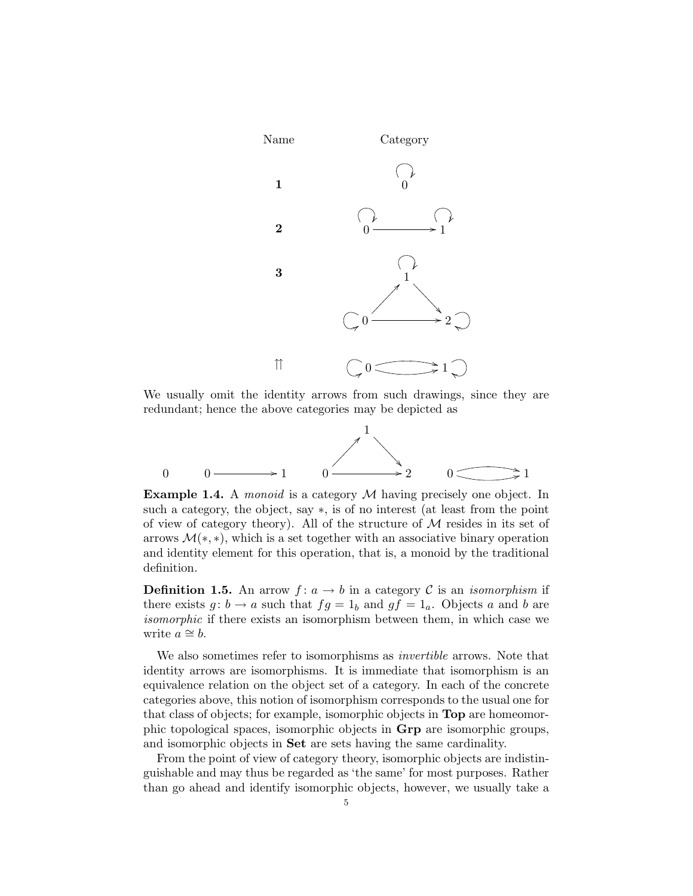| Name | Category |
| --- | --- |
| $\mathbf{1}$ | $0$ (with identity loop) |
| $\mathbf{2}$ | $0 \longrightarrow 1$ (with identity loops) |
| $\mathbf{3}$ | $0 \to 1$, $1 \to 2$, $0 \to 2$ (with identity loops) |
| $\upuparrows$ | $0 \rightrightarrows 1$ (with identity loops) |

We usually omit the identity arrows from such drawings, since they are redundant; hence the above categories may be depicted as

$$0 \qquad 0 \longrightarrow 1 \qquad 0 \to 1 \to 2,\ 0 \longrightarrow 2 \qquad 0 \rightrightarrows 1$$

**Example 1.4.** A *monoid* is a category $\mathcal{M}$ having precisely one object. In such a category, the object, say $*$, is of no interest (at least from the point of view of category theory). All of the structure of $\mathcal{M}$ resides in its set of arrows $\mathcal{M}(*, *)$, which is a set together with an associative binary operation and identity element for this operation, that is, a monoid by the traditional definition.

**Definition 1.5.** An arrow $f : a \to b$ in a category $\mathcal{C}$ is an *isomorphism* if there exists $g : b \to a$ such that $fg = 1_b$ and $gf = 1_a$. Objects $a$ and $b$ are *isomorphic* if there exists an isomorphism between them, in which case we write $a \cong b$.

We also sometimes refer to isomorphisms as *invertible* arrows. Note that identity arrows are isomorphisms. It is immediate that isomorphism is an equivalence relation on the object set of a category. In each of the concrete categories above, this notion of isomorphism corresponds to the usual one for that class of objects; for example, isomorphic objects in **Top** are homeomorphic topological spaces, isomorphic objects in **Grp** are isomorphic groups, and isomorphic objects in **Set** are sets having the same cardinality.

From the point of view of category theory, isomorphic objects are indistinguishable and may thus be regarded as 'the same' for most purposes. Rather than go ahead and identify isomorphic objects, however, we usually take a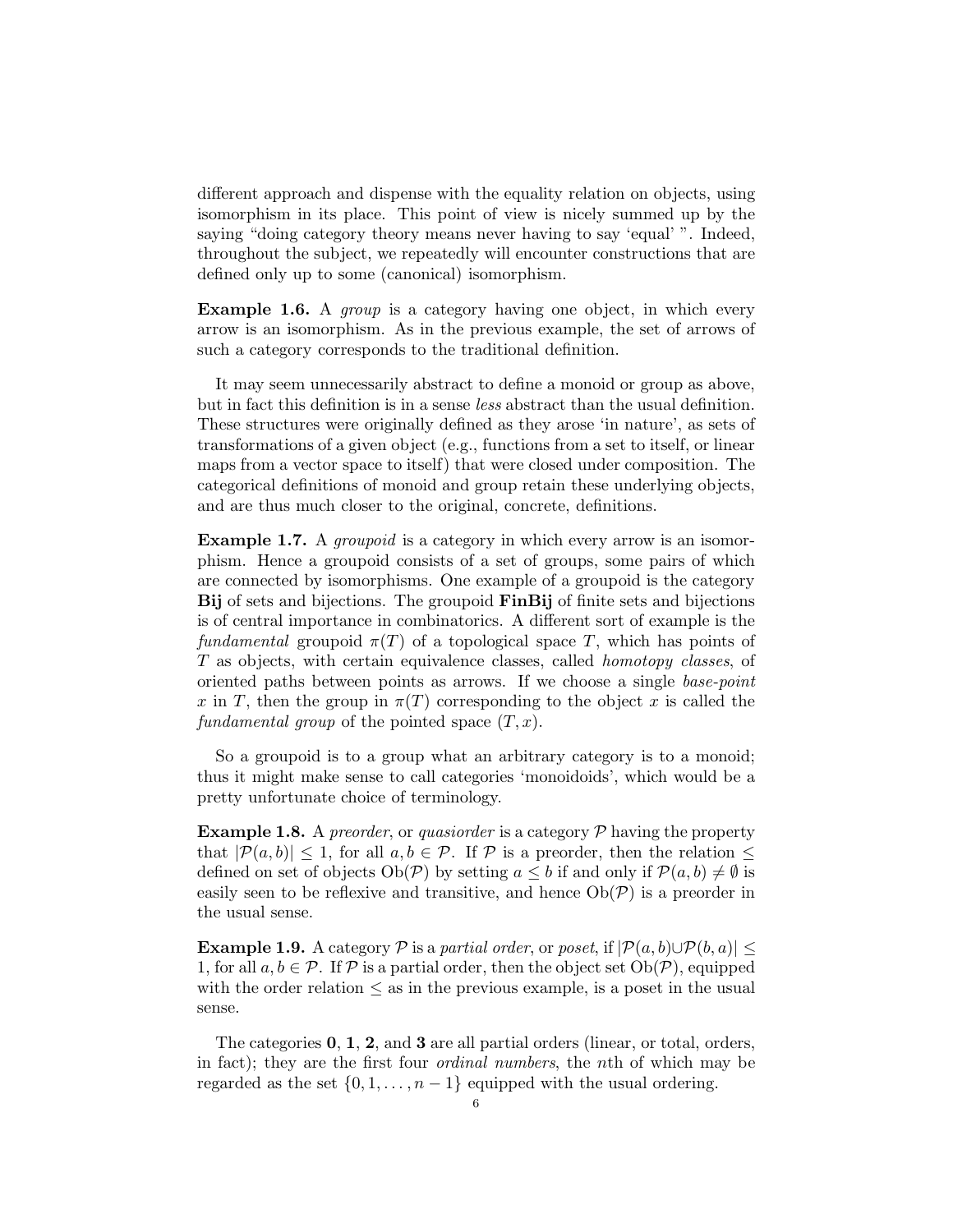different approach and dispense with the equality relation on objects, using isomorphism in its place. This point of view is nicely summed up by the saying "doing category theory means never having to say 'equal' ". Indeed, throughout the subject, we repeatedly will encounter constructions that are defined only up to some (canonical) isomorphism.

**Example 1.6.** A *group* is a category having one object, in which every arrow is an isomorphism. As in the previous example, the set of arrows of such a category corresponds to the traditional definition.

It may seem unnecessarily abstract to define a monoid or group as above, but in fact this definition is in a sense *less* abstract than the usual definition. These structures were originally defined as they arose 'in nature', as sets of transformations of a given object (e.g., functions from a set to itself, or linear maps from a vector space to itself) that were closed under composition. The categorical definitions of monoid and group retain these underlying objects, and are thus much closer to the original, concrete, definitions.

**Example 1.7.** A *groupoid* is a category in which every arrow is an isomorphism. Hence a groupoid consists of a set of groups, some pairs of which are connected by isomorphisms. One example of a groupoid is the category **Bij** of sets and bijections. The groupoid **FinBij** of finite sets and bijections is of central importance in combinatorics. A different sort of example is the *fundamental* groupoid $\pi(T)$ of a topological space $T$, which has points of $T$ as objects, with certain equivalence classes, called *homotopy classes*, of oriented paths between points as arrows. If we choose a single *base-point* $x$ in $T$, then the group in $\pi(T)$ corresponding to the object $x$ is called the *fundamental group* of the pointed space $(T, x)$.

So a groupoid is to a group what an arbitrary category is to a monoid; thus it might make sense to call categories 'monoidoids', which would be a pretty unfortunate choice of terminology.

**Example 1.8.** A *preorder*, or *quasiorder* is a category $\mathcal{P}$ having the property that $|\mathcal{P}(a, b)| \leq 1$, for all $a, b \in \mathcal{P}$. If $\mathcal{P}$ is a preorder, then the relation $\leq$ defined on set of objects $\mathrm{Ob}(\mathcal{P})$ by setting $a \leq b$ if and only if $\mathcal{P}(a, b) \neq \emptyset$ is easily seen to be reflexive and transitive, and hence $\mathrm{Ob}(\mathcal{P})$ is a preorder in the usual sense.

**Example 1.9.** A category $\mathcal{P}$ is a *partial order*, or *poset*, if $|\mathcal{P}(a, b) \cup \mathcal{P}(b, a)| \leq 1$, for all $a, b \in \mathcal{P}$. If $\mathcal{P}$ is a partial order, then the object set $\mathrm{Ob}(\mathcal{P})$, equipped with the order relation $\leq$ as in the previous example, is a poset in the usual sense.

The categories **0**, **1**, **2**, and **3** are all partial orders (linear, or total, orders, in fact); they are the first four *ordinal numbers*, the $n$th of which may be regarded as the set $\{0, 1, \ldots, n-1\}$ equipped with the usual ordering.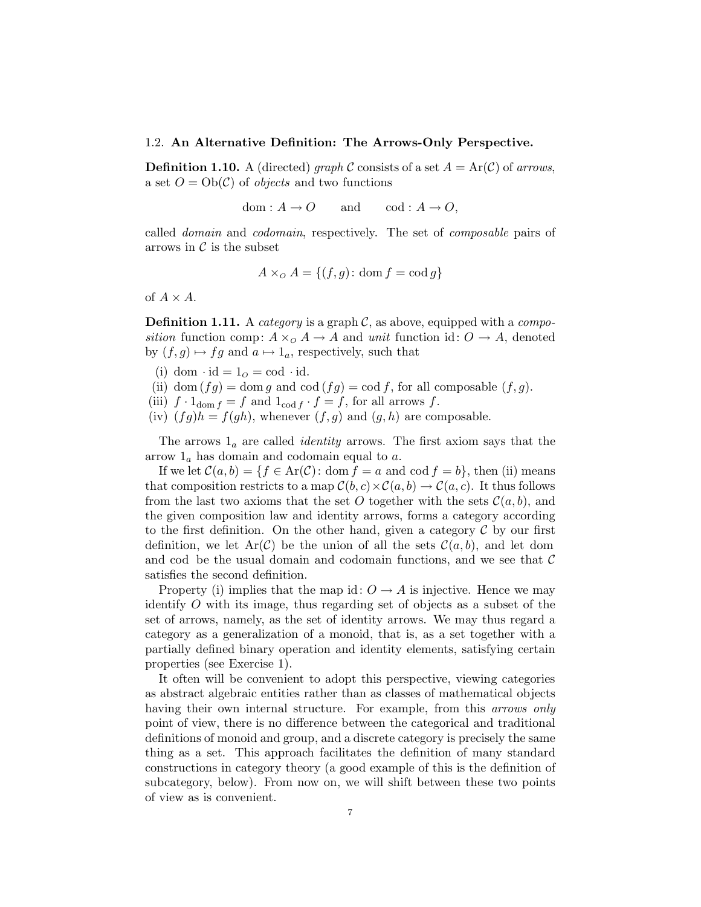### 1.2. **An Alternative Definition: The Arrows-Only Perspective.**

**Definition 1.10.** A (directed) *graph* $\mathcal{C}$ consists of a set $A = \mathrm{Ar}(\mathcal{C})$ of *arrows*, a set $O = \mathrm{Ob}(\mathcal{C})$ of *objects* and two functions

$$\mathrm{dom} : A \to O \qquad \text{and} \qquad \mathrm{cod} : A \to O,$$

called *domain* and *codomain*, respectively. The set of *composable* pairs of arrows in $\mathcal{C}$ is the subset

$$A \times_O A = \{(f, g) \colon \mathrm{dom}\, f = \mathrm{cod}\, g\}$$

of $A \times A$.

**Definition 1.11.** A *category* is a graph $\mathcal{C}$, as above, equipped with a *composition* function $\mathrm{comp} \colon A \times_O A \to A$ and *unit* function $\mathrm{id} \colon O \to A$, denoted by $(f, g) \mapsto fg$ and $a \mapsto 1_a$, respectively, such that

(i) $\mathrm{dom} \cdot \mathrm{id} = 1_O = \mathrm{cod} \cdot \mathrm{id}$.
(ii) $\mathrm{dom}\,(fg) = \mathrm{dom}\, g$ and $\mathrm{cod}\,(fg) = \mathrm{cod}\, f$, for all composable $(f, g)$.
(iii) $f \cdot 1_{\mathrm{dom}\, f} = f$ and $1_{\mathrm{cod}\, f} \cdot f = f$, for all arrows $f$.
(iv) $(fg)h = f(gh)$, whenever $(f, g)$ and $(g, h)$ are composable.

The arrows $1_a$ are called *identity* arrows. The first axiom says that the arrow $1_a$ has domain and codomain equal to $a$.

If we let $\mathcal{C}(a, b) = \{f \in \mathrm{Ar}(\mathcal{C}) \colon \mathrm{dom}\, f = a \text{ and } \mathrm{cod}\, f = b\}$, then (ii) means that composition restricts to a map $\mathcal{C}(b, c) \times \mathcal{C}(a, b) \to \mathcal{C}(a, c)$. It thus follows from the last two axioms that the set $O$ together with the sets $\mathcal{C}(a, b)$, and the given composition law and identity arrows, forms a category according to the first definition. On the other hand, given a category $\mathcal{C}$ by our first definition, we let $\mathrm{Ar}(\mathcal{C})$ be the union of all the sets $\mathcal{C}(a, b)$, and let dom and cod be the usual domain and codomain functions, and we see that $\mathcal{C}$ satisfies the second definition.

Property (i) implies that the map $\mathrm{id} \colon O \to A$ is injective. Hence we may identify $O$ with its image, thus regarding set of objects as a subset of the set of arrows, namely, as the set of identity arrows. We may thus regard a category as a generalization of a monoid, that is, as a set together with a partially defined binary operation and identity elements, satisfying certain properties (see Exercise 1).

It often will be convenient to adopt this perspective, viewing categories as abstract algebraic entities rather than as classes of mathematical objects having their own internal structure. For example, from this *arrows only* point of view, there is no difference between the categorical and traditional definitions of monoid and group, and a discrete category is precisely the same thing as a set. This approach facilitates the definition of many standard constructions in category theory (a good example of this is the definition of subcategory, below). From now on, we will shift between these two points of view as is convenient.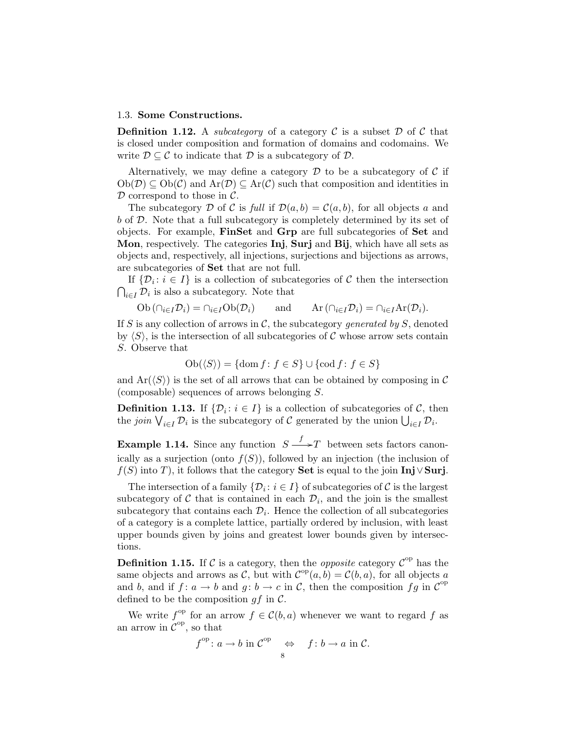### 1.3. **Some Constructions.**

**Definition 1.12.** A *subcategory* of a category $\mathcal{C}$ is a subset $\mathcal{D}$ of $\mathcal{C}$ that is closed under composition and formation of domains and codomains. We write $\mathcal{D} \subseteq \mathcal{C}$ to indicate that $\mathcal{D}$ is a subcategory of $\mathcal{D}$.

Alternatively, we may define a category $\mathcal{D}$ to be a subcategory of $\mathcal{C}$ if $\mathrm{Ob}(\mathcal{D}) \subseteq \mathrm{Ob}(\mathcal{C})$ and $\mathrm{Ar}(\mathcal{D}) \subseteq \mathrm{Ar}(\mathcal{C})$ such that composition and identities in $\mathcal{D}$ correspond to those in $\mathcal{C}$.

The subcategory $\mathcal{D}$ of $\mathcal{C}$ is *full* if $\mathcal{D}(a, b) = \mathcal{C}(a, b)$, for all objects $a$ and $b$ of $\mathcal{D}$. Note that a full subcategory is completely determined by its set of objects. For example, **FinSet** and **Grp** are full subcategories of **Set** and **Mon**, respectively. The categories **Inj**, **Surj** and **Bij**, which have all sets as objects and, respectively, all injections, surjections and bijections as arrows, are subcategories of **Set** that are not full.

If $\{\mathcal{D}_i : i \in I\}$ is a collection of subcategories of $\mathcal{C}$ then the intersection $\bigcap_{i \in I} \mathcal{D}_i$ is also a subcategory. Note that

$$\mathrm{Ob}\left(\cap_{i \in I} \mathcal{D}_i\right) = \cap_{i \in I} \mathrm{Ob}(\mathcal{D}_i) \qquad \text{and} \qquad \mathrm{Ar}\left(\cap_{i \in I} \mathcal{D}_i\right) = \cap_{i \in I} \mathrm{Ar}(\mathcal{D}_i).$$

If $S$ is any collection of arrows in $\mathcal{C}$, the subcategory *generated by* $S$, denoted by $\langle S \rangle$, is the intersection of all subcategories of $\mathcal{C}$ whose arrow sets contain $S$. Observe that

$$\mathrm{Ob}(\langle S \rangle) = \{\mathrm{dom}\, f : f \in S\} \cup \{\mathrm{cod}\, f : f \in S\}$$

and $\mathrm{Ar}(\langle S \rangle)$ is the set of all arrows that can be obtained by composing in $\mathcal{C}$ (composable) sequences of arrows belonging $S$.

**Definition 1.13.** If $\{\mathcal{D}_i : i \in I\}$ is a collection of subcategories of $\mathcal{C}$, then the *join* $\bigvee_{i \in I} \mathcal{D}_i$ is the subcategory of $\mathcal{C}$ generated by the union $\bigcup_{i \in I} \mathcal{D}_i$.

**Example 1.14.** Since any function $S \xrightarrow{f} T$ between sets factors canonically as a surjection (onto $f(S)$), followed by an injection (the inclusion of $f(S)$ into $T$), it follows that the category **Set** is equal to the join **Inj** $\vee$ **Surj**.

The intersection of a family $\{\mathcal{D}_i : i \in I\}$ of subcategories of $\mathcal{C}$ is the largest subcategory of $\mathcal{C}$ that is contained in each $\mathcal{D}_i$, and the join is the smallest subcategory that contains each $\mathcal{D}_i$. Hence the collection of all subcategories of a category is a complete lattice, partially ordered by inclusion, with least upper bounds given by joins and greatest lower bounds given by intersections.

**Definition 1.15.** If $\mathcal{C}$ is a category, then the *opposite* category $\mathcal{C}^{\mathrm{op}}$ has the same objects and arrows as $\mathcal{C}$, but with $\mathcal{C}^{\mathrm{op}}(a, b) = \mathcal{C}(b, a)$, for all objects $a$ and $b$, and if $f : a \to b$ and $g : b \to c$ in $\mathcal{C}$, then the composition $fg$ in $\mathcal{C}^{\mathrm{op}}$ defined to be the composition $gf$ in $\mathcal{C}$.

We write $f^{\mathrm{op}}$ for an arrow $f \in \mathcal{C}(b, a)$ whenever we want to regard $f$ as an arrow in $\mathcal{C}^{\mathrm{op}}$, so that

$$f^{\mathrm{op}} : a \to b \text{ in } \mathcal{C}^{\mathrm{op}} \quad \Leftrightarrow \quad f : b \to a \text{ in } \mathcal{C}.$$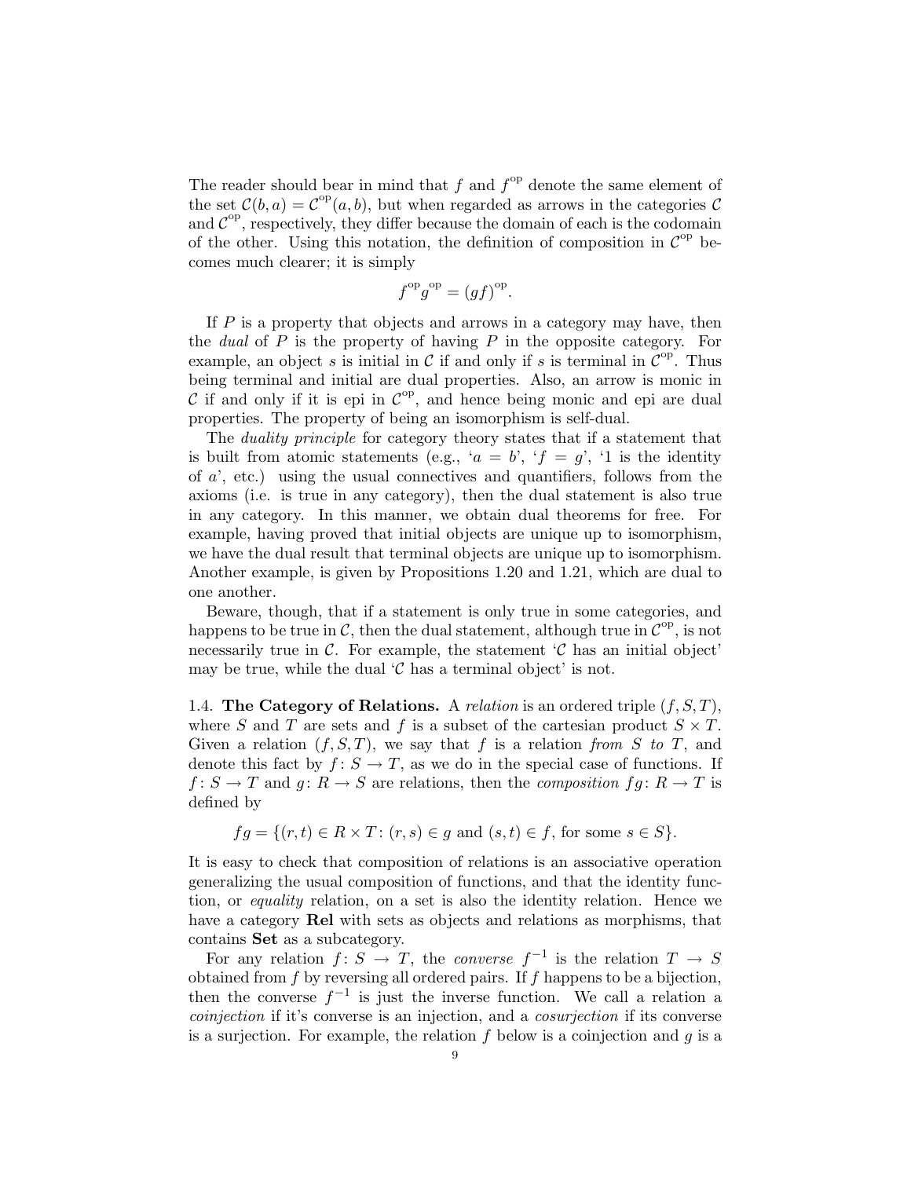The reader should bear in mind that $f$ and $f^{\text{op}}$ denote the same element of the set $\mathcal{C}(b, a) = \mathcal{C}^{\text{op}}(a, b)$, but when regarded as arrows in the categories $\mathcal{C}$ and $\mathcal{C}^{\text{op}}$, respectively, they differ because the domain of each is the codomain of the other. Using this notation, the definition of composition in $\mathcal{C}^{\text{op}}$ becomes much clearer; it is simply

$$f^{\text{op}} g^{\text{op}} = (gf)^{\text{op}}.$$

If $P$ is a property that objects and arrows in a category may have, then the *dual* of $P$ is the property of having $P$ in the opposite category. For example, an object $s$ is initial in $\mathcal{C}$ if and only if $s$ is terminal in $\mathcal{C}^{\text{op}}$. Thus being terminal and initial are dual properties. Also, an arrow is monic in $\mathcal{C}$ if and only if it is epi in $\mathcal{C}^{\text{op}}$, and hence being monic and epi are dual properties. The property of being an isomorphism is self-dual.

The *duality principle* for category theory states that if a statement that is built from atomic statements (e.g., '$a = b$', '$f = g$', '1 is the identity of $a$', etc.) using the usual connectives and quantifiers, follows from the axioms (i.e. is true in any category), then the dual statement is also true in any category. In this manner, we obtain dual theorems for free. For example, having proved that initial objects are unique up to isomorphism, we have the dual result that terminal objects are unique up to isomorphism. Another example, is given by Propositions 1.20 and 1.21, which are dual to one another.

Beware, though, that if a statement is only true in some categories, and happens to be true in $\mathcal{C}$, then the dual statement, although true in $\mathcal{C}^{\text{op}}$, is not necessarily true in $\mathcal{C}$. For example, the statement '$\mathcal{C}$ has an initial object' may be true, while the dual '$\mathcal{C}$ has a terminal object' is not.

1.4. **The Category of Relations.** A *relation* is an ordered triple $(f, S, T)$, where $S$ and $T$ are sets and $f$ is a subset of the cartesian product $S \times T$. Given a relation $(f, S, T)$, we say that $f$ is a relation *from* $S$ *to* $T$, and denote this fact by $f\colon S \to T$, as we do in the special case of functions. If $f\colon S \to T$ and $g\colon R \to S$ are relations, then the *composition* $fg\colon R \to T$ is defined by

$$fg = \{(r, t) \in R \times T \colon (r, s) \in g \text{ and } (s, t) \in f, \text{ for some } s \in S\}.$$

It is easy to check that composition of relations is an associative operation generalizing the usual composition of functions, and that the identity function, or *equality* relation, on a set is also the identity relation. Hence we have a category **Rel** with sets as objects and relations as morphisms, that contains **Set** as a subcategory.

For any relation $f\colon S \to T$, the *converse* $f^{-1}$ is the relation $T \to S$ obtained from $f$ by reversing all ordered pairs. If $f$ happens to be a bijection, then the converse $f^{-1}$ is just the inverse function. We call a relation a *coinjection* if it's converse is an injection, and a *cosurjection* if its converse is a surjection. For example, the relation $f$ below is a coinjection and $g$ is a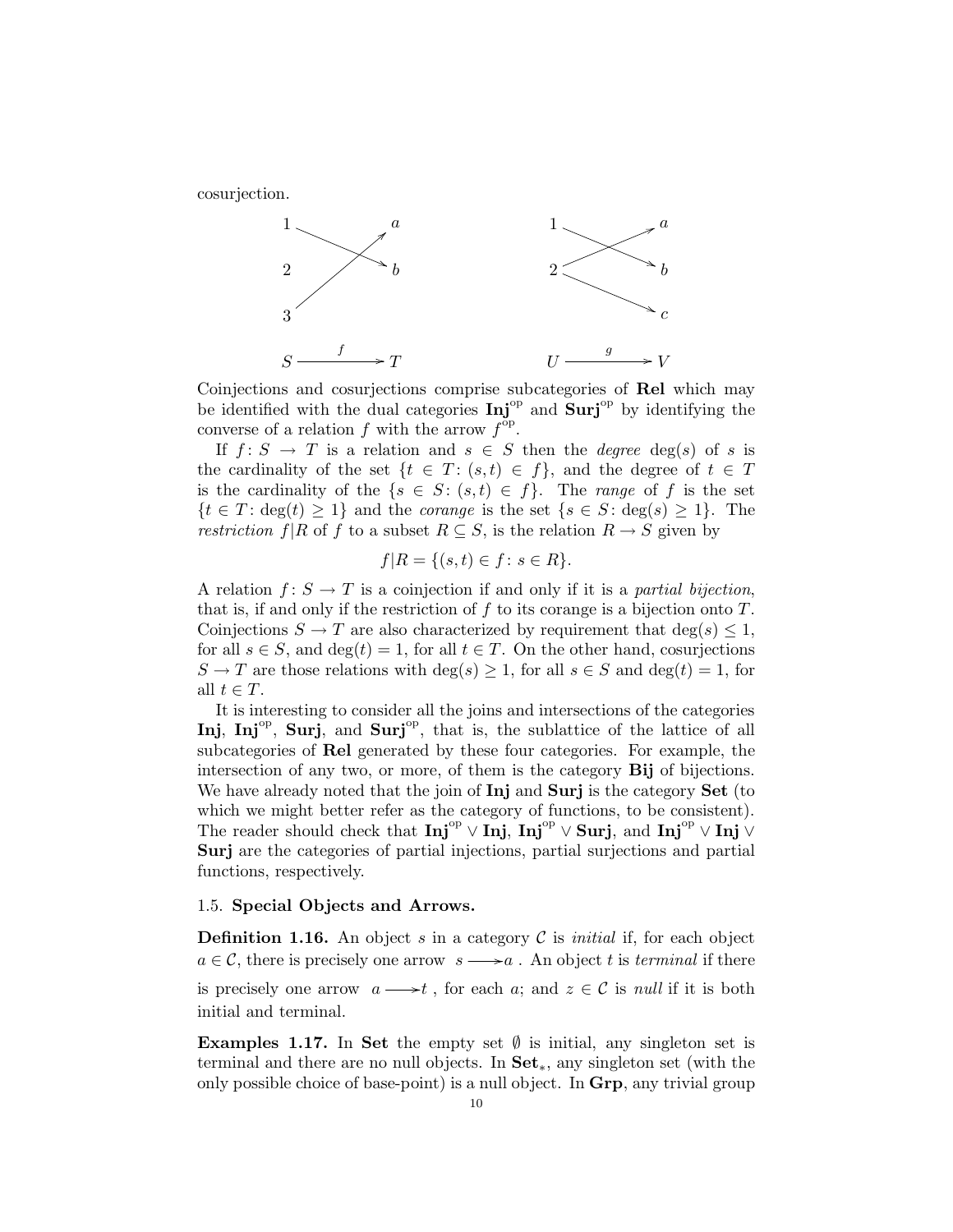cosurjection.

$$S \xrightarrow{f} T \qquad\qquad U \xrightarrow{g} V$$

Coinjections and cosurjections comprise subcategories of **Rel** which may be identified with the dual categories $\mathbf{Inj}^{\mathrm{op}}$ and $\mathbf{Surj}^{\mathrm{op}}$ by identifying the converse of a relation $f$ with the arrow $f^{\mathrm{op}}$.

If $f\colon S \to T$ is a relation and $s \in S$ then the *degree* $\deg(s)$ of $s$ is the cardinality of the set $\{t \in T\colon (s,t) \in f\}$, and the degree of $t \in T$ is the cardinality of the $\{s \in S\colon (s,t) \in f\}$. The *range* of $f$ is the set $\{t \in T\colon \deg(t) \geq 1\}$ and the *corange* is the set $\{s \in S\colon \deg(s) \geq 1\}$. The *restriction* $f|R$ of $f$ to a subset $R \subseteq S$, is the relation $R \to S$ given by

$$f|R = \{(s,t) \in f\colon s \in R\}.$$

A relation $f\colon S \to T$ is a coinjection if and only if it is a *partial bijection*, that is, if and only if the restriction of $f$ to its corange is a bijection onto $T$. Coinjections $S \to T$ are also characterized by requirement that $\deg(s) \leq 1$, for all $s \in S$, and $\deg(t) = 1$, for all $t \in T$. On the other hand, cosurjections $S \to T$ are those relations with $\deg(s) \geq 1$, for all $s \in S$ and $\deg(t) = 1$, for all $t \in T$.

It is interesting to consider all the joins and intersections of the categories **Inj**, $\mathbf{Inj}^{\mathrm{op}}$, **Surj**, and $\mathbf{Surj}^{\mathrm{op}}$, that is, the sublattice of the lattice of all subcategories of **Rel** generated by these four categories. For example, the intersection of any two, or more, of them is the category **Bij** of bijections. We have already noted that the join of **Inj** and **Surj** is the category **Set** (to which we might better refer as the category of functions, to be consistent). The reader should check that $\mathbf{Inj}^{\mathrm{op}} \vee \mathbf{Inj}$, $\mathbf{Inj}^{\mathrm{op}} \vee \mathbf{Surj}$, and $\mathbf{Inj}^{\mathrm{op}} \vee \mathbf{Inj} \vee \mathbf{Surj}$ are the categories of partial injections, partial surjections and partial functions, respectively.

### 1.5. Special Objects and Arrows.

**Definition 1.16.** An object $s$ in a category $\mathcal{C}$ is *initial* if, for each object $a \in \mathcal{C}$, there is precisely one arrow $s \longrightarrow a$. An object $t$ is *terminal* if there is precisely one arrow $a \longrightarrow t$, for each $a$; and $z \in \mathcal{C}$ is *null* if it is both initial and terminal.

**Examples 1.17.** In **Set** the empty set $\emptyset$ is initial, any singleton set is terminal and there are no null objects. In $\mathbf{Set}_*$, any singleton set (with the only possible choice of base-point) is a null object. In **Grp**, any trivial group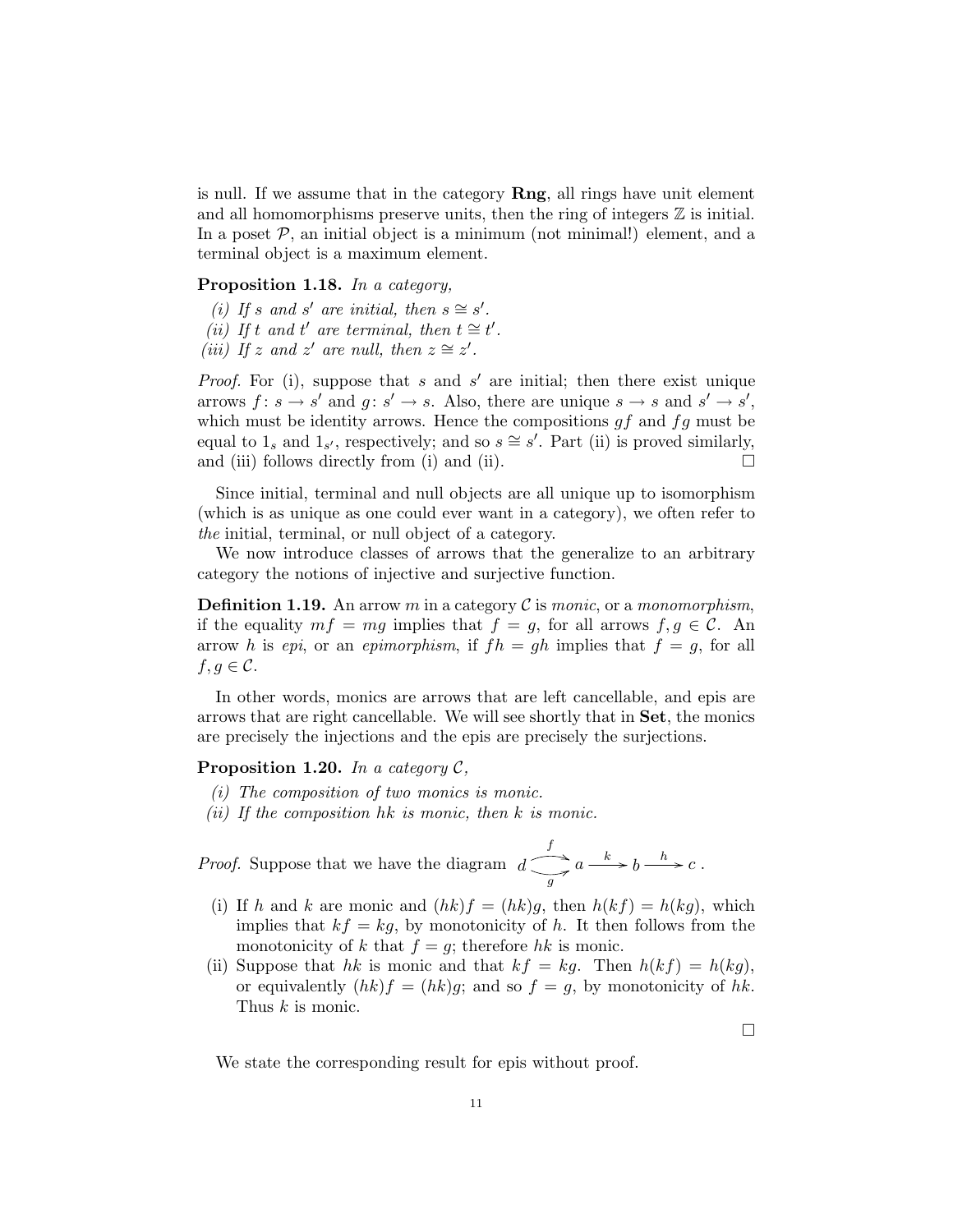is null. If we assume that in the category **Rng**, all rings have unit element and all homomorphisms preserve units, then the ring of integers $\mathbb{Z}$ is initial. In a poset $\mathcal{P}$, an initial object is a minimum (not minimal!) element, and a terminal object is a maximum element.

**Proposition 1.18.** *In a category,*

*(i) If $s$ and $s'$ are initial, then $s \cong s'$.*
*(ii) If $t$ and $t'$ are terminal, then $t \cong t'$.*
*(iii) If $z$ and $z'$ are null, then $z \cong z'$.*

*Proof.* For (i), suppose that $s$ and $s'$ are initial; then there exist unique arrows $f\colon s \to s'$ and $g\colon s' \to s$. Also, there are unique $s \to s$ and $s' \to s'$, which must be identity arrows. Hence the compositions $gf$ and $fg$ must be equal to $1_s$ and $1_{s'}$, respectively; and so $s \cong s'$. Part (ii) is proved similarly, and (iii) follows directly from (i) and (ii). □

Since initial, terminal and null objects are all unique up to isomorphism (which is as unique as one could ever want in a category), we often refer to *the* initial, terminal, or null object of a category.

We now introduce classes of arrows that the generalize to an arbitrary category the notions of injective and surjective function.

**Definition 1.19.** An arrow $m$ in a category $\mathcal{C}$ is *monic*, or a *monomorphism*, if the equality $mf = mg$ implies that $f = g$, for all arrows $f, g \in \mathcal{C}$. An arrow $h$ is *epi*, or an *epimorphism*, if $fh = gh$ implies that $f = g$, for all $f, g \in \mathcal{C}$.

In other words, monics are arrows that are left cancellable, and epis are arrows that are right cancellable. We will see shortly that in **Set**, the monics are precisely the injections and the epis are precisely the surjections.

**Proposition 1.20.** *In a category $\mathcal{C}$,*

*(i) The composition of two monics is monic.*
*(ii) If the composition $hk$ is monic, then $k$ is monic.*

*Proof.* Suppose that we have the diagram $d \overset{f}{\underset{g}{\rightrightarrows}} a \xrightarrow{k} b \xrightarrow{h} c$ .

(i) If $h$ and $k$ are monic and $(hk)f = (hk)g$, then $h(kf) = h(kg)$, which implies that $kf = kg$, by monotonicity of $h$. It then follows from the monotonicity of $k$ that $f = g$; therefore $hk$ is monic.
(ii) Suppose that $hk$ is monic and that $kf = kg$. Then $h(kf) = h(kg)$, or equivalently $(hk)f = (hk)g$; and so $f = g$, by monotonicity of $hk$. Thus $k$ is monic.

□

We state the corresponding result for epis without proof.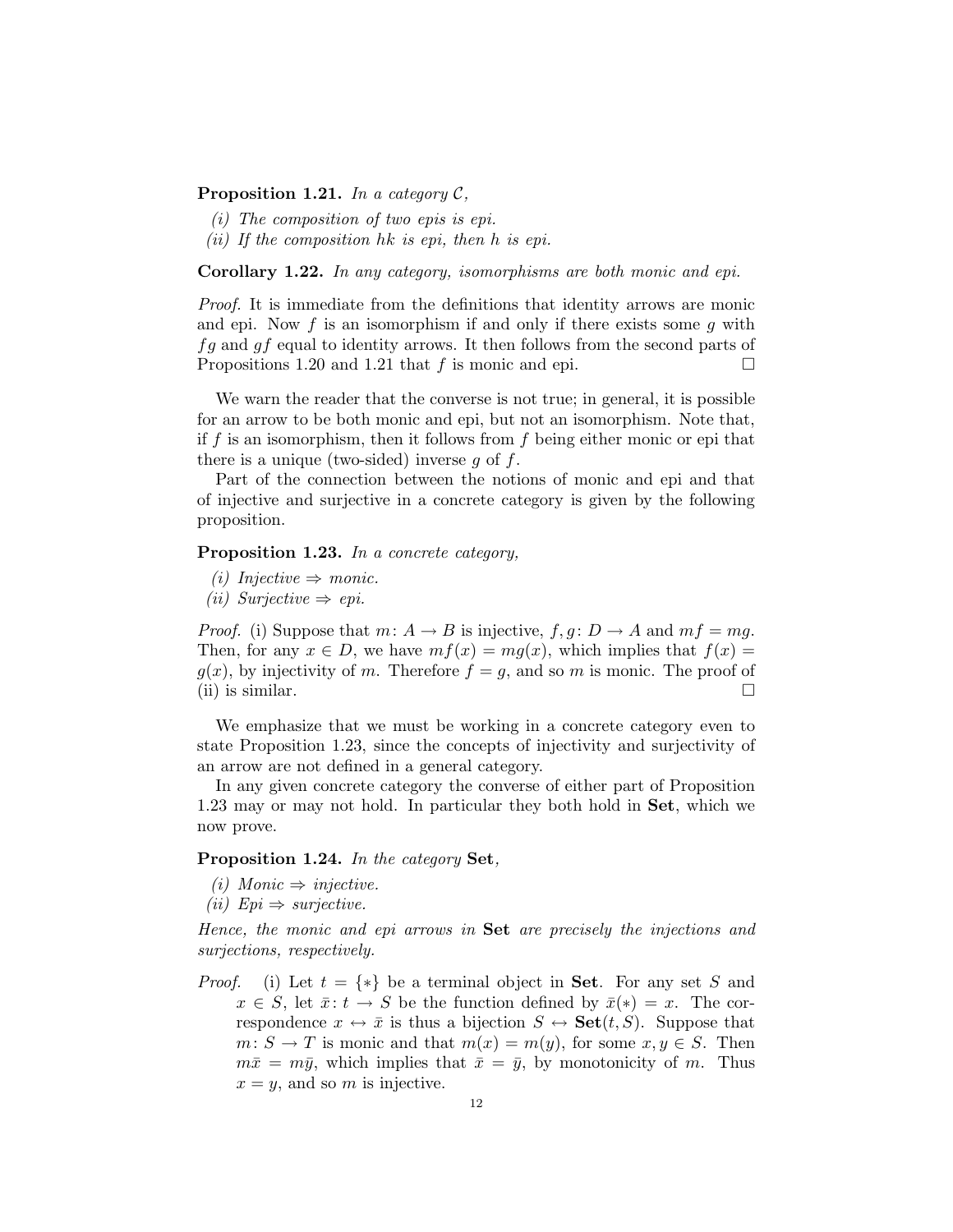**Proposition 1.21.** *In a category $\mathcal{C}$,*

*(i) The composition of two epis is epi.*

*(ii) If the composition $hk$ is epi, then $h$ is epi.*

**Corollary 1.22.** *In any category, isomorphisms are both monic and epi.*

*Proof.* It is immediate from the definitions that identity arrows are monic and epi. Now $f$ is an isomorphism if and only if there exists some $g$ with $fg$ and $gf$ equal to identity arrows. It then follows from the second parts of Propositions 1.20 and 1.21 that $f$ is monic and epi. □

We warn the reader that the converse is not true; in general, it is possible for an arrow to be both monic and epi, but not an isomorphism. Note that, if $f$ is an isomorphism, then it follows from $f$ being either monic or epi that there is a unique (two-sided) inverse $g$ of $f$.

Part of the connection between the notions of monic and epi and that of injective and surjective in a concrete category is given by the following proposition.

**Proposition 1.23.** *In a concrete category,*

*(i) Injective ⇒ monic.*

*(ii) Surjective ⇒ epi.*

*Proof.* (i) Suppose that $m: A \to B$ is injective, $f, g: D \to A$ and $mf = mg$. Then, for any $x \in D$, we have $mf(x) = mg(x)$, which implies that $f(x) = g(x)$, by injectivity of $m$. Therefore $f = g$, and so $m$ is monic. The proof of (ii) is similar. □

We emphasize that we must be working in a concrete category even to state Proposition 1.23, since the concepts of injectivity and surjectivity of an arrow are not defined in a general category.

In any given concrete category the converse of either part of Proposition 1.23 may or may not hold. In particular they both hold in **Set**, which we now prove.

**Proposition 1.24.** *In the category* **Set***,*

*(i) Monic ⇒ injective.*

*(ii) Epi ⇒ surjective.*

*Hence, the monic and epi arrows in* **Set** *are precisely the injections and surjections, respectively.*

*Proof.* (i) Let $t = \{*\}$ be a terminal object in **Set**. For any set $S$ and $x \in S$, let $\bar{x}: t \to S$ be the function defined by $\bar{x}(*) = x$. The correspondence $x \leftrightarrow \bar{x}$ is thus a bijection $S \leftrightarrow \mathbf{Set}(t, S)$. Suppose that $m: S \to T$ is monic and that $m(x) = m(y)$, for some $x, y \in S$. Then $m\bar{x} = m\bar{y}$, which implies that $\bar{x} = \bar{y}$, by monotonicity of $m$. Thus $x = y$, and so $m$ is injective.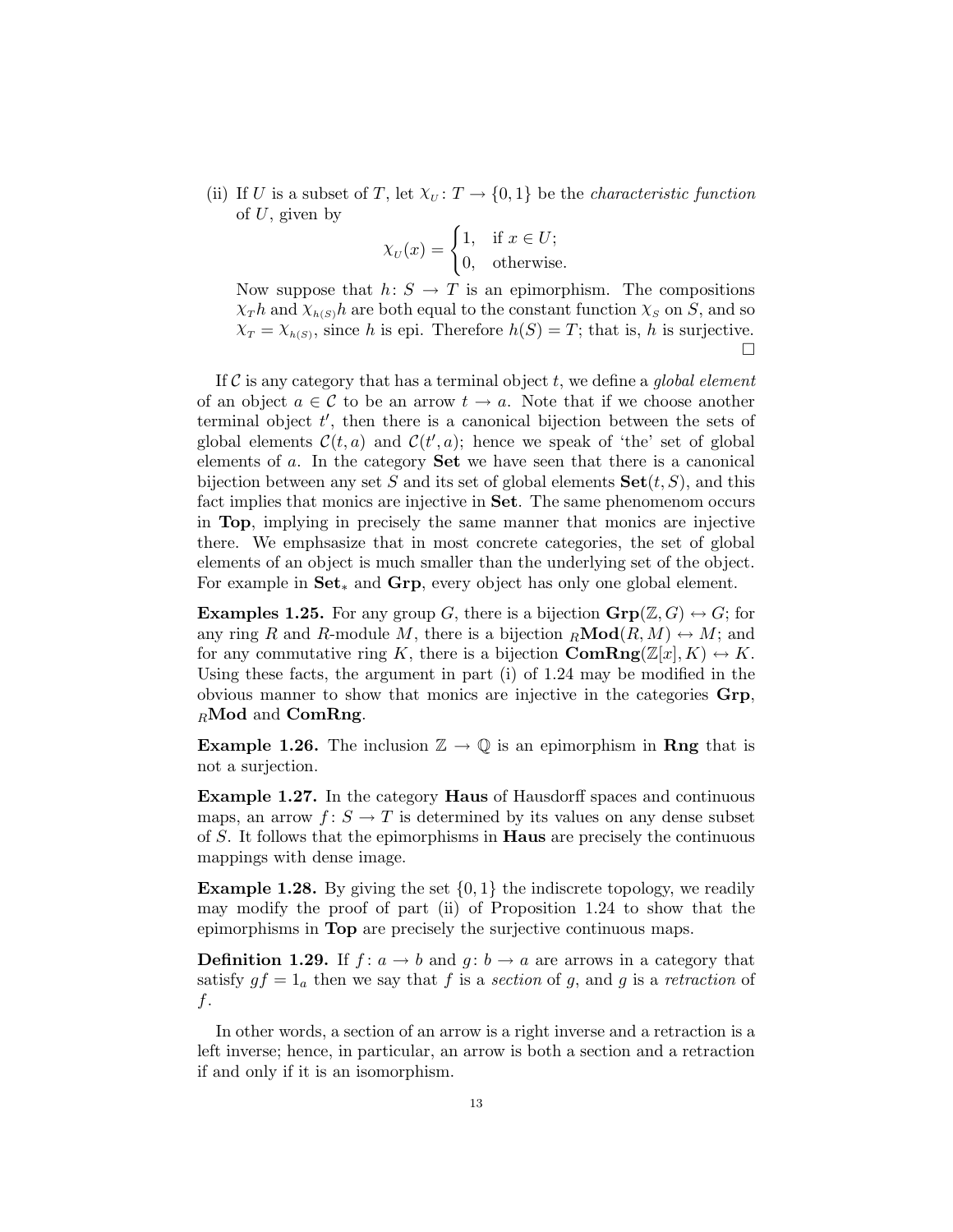(ii) If $U$ is a subset of $T$, let $\chi_U \colon T \to \{0,1\}$ be the *characteristic function* of $U$, given by

$$\chi_U(x) = \begin{cases} 1, & \text{if } x \in U; \\ 0, & \text{otherwise.} \end{cases}$$

Now suppose that $h \colon S \to T$ is an epimorphism. The compositions $\chi_T h$ and $\chi_{h(S)} h$ are both equal to the constant function $\chi_S$ on $S$, and so $\chi_T = \chi_{h(S)}$, since $h$ is epi. Therefore $h(S) = T$; that is, $h$ is surjective. □

If $\mathcal{C}$ is any category that has a terminal object $t$, we define a *global element* of an object $a \in \mathcal{C}$ to be an arrow $t \to a$. Note that if we choose another terminal object $t'$, then there is a canonical bijection between the sets of global elements $\mathcal{C}(t,a)$ and $\mathcal{C}(t',a)$; hence we speak of 'the' set of global elements of $a$. In the category **Set** we have seen that there is a canonical bijection between any set $S$ and its set of global elements $\mathbf{Set}(t,S)$, and this fact implies that monics are injective in **Set**. The same phenomenom occurs in **Top**, implying in precisely the same manner that monics are injective there. We emphsasize that in most concrete categories, the set of global elements of an object is much smaller than the underlying set of the object. For example in $\mathbf{Set}_*$ and **Grp**, every object has only one global element.

**Examples 1.25.** For any group $G$, there is a bijection $\mathbf{Grp}(\mathbb{Z}, G) \leftrightarrow G$; for any ring $R$ and $R$-module $M$, there is a bijection ${}_R\mathbf{Mod}(R, M) \leftrightarrow M$; and for any commutative ring $K$, there is a bijection $\mathbf{ComRng}(\mathbb{Z}[x], K) \leftrightarrow K$. Using these facts, the argument in part (i) of 1.24 may be modified in the obvious manner to show that monics are injective in the categories **Grp**, ${}_R\mathbf{Mod}$ and **ComRng**.

**Example 1.26.** The inclusion $\mathbb{Z} \to \mathbb{Q}$ is an epimorphism in **Rng** that is not a surjection.

**Example 1.27.** In the category **Haus** of Hausdorff spaces and continuous maps, an arrow $f \colon S \to T$ is determined by its values on any dense subset of $S$. It follows that the epimorphisms in **Haus** are precisely the continuous mappings with dense image.

**Example 1.28.** By giving the set $\{0,1\}$ the indiscrete topology, we readily may modify the proof of part (ii) of Proposition 1.24 to show that the epimorphisms in **Top** are precisely the surjective continuous maps.

**Definition 1.29.** If $f \colon a \to b$ and $g \colon b \to a$ are arrows in a category that satisfy $gf = 1_a$ then we say that $f$ is a *section* of $g$, and $g$ is a *retraction* of $f$.

In other words, a section of an arrow is a right inverse and a retraction is a left inverse; hence, in particular, an arrow is both a section and a retraction if and only if it is an isomorphism.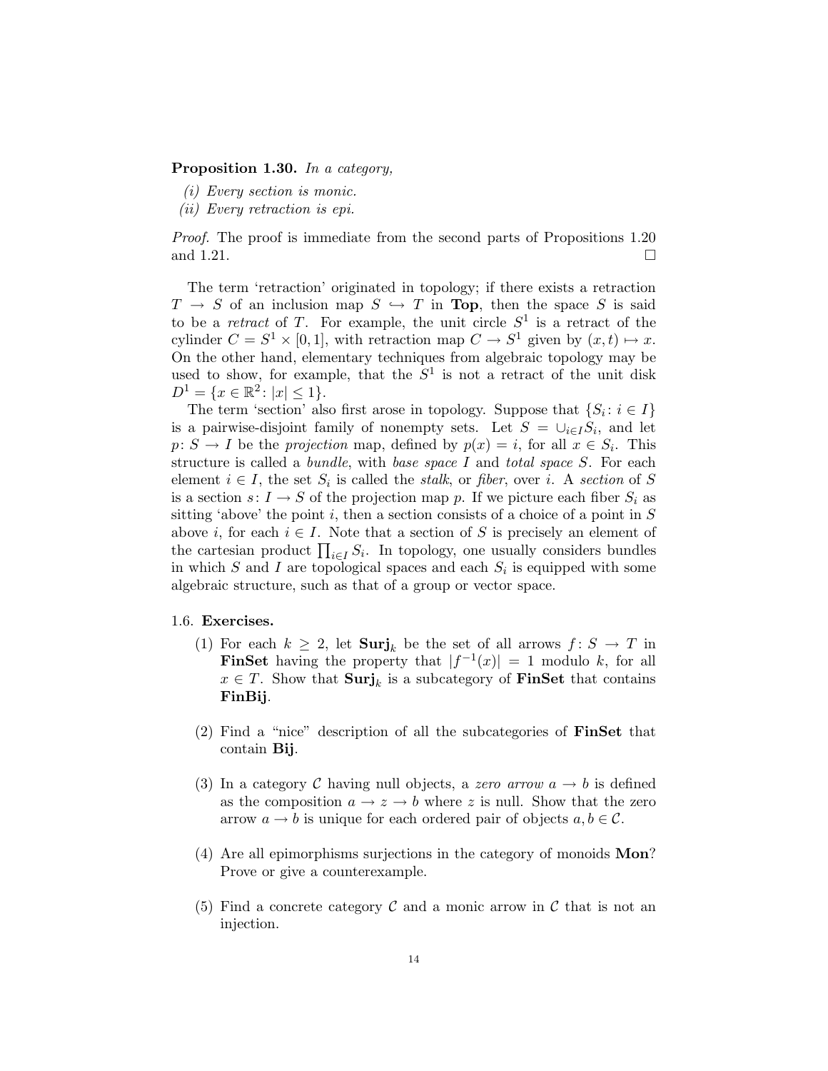**Proposition 1.30.** *In a category,*

*(i) Every section is monic.*

*(ii) Every retraction is epi.*

*Proof.* The proof is immediate from the second parts of Propositions 1.20 and 1.21. □

The term 'retraction' originated in topology; if there exists a retraction $T \to S$ of an inclusion map $S \hookrightarrow T$ in **Top**, then the space $S$ is said to be a *retract* of $T$. For example, the unit circle $S^1$ is a retract of the cylinder $C = S^1 \times [0,1]$, with retraction map $C \to S^1$ given by $(x,t) \mapsto x$. On the other hand, elementary techniques from algebraic topology may be used to show, for example, that the $S^1$ is not a retract of the unit disk $D^1 = \{x \in \mathbb{R}^2 \colon |x| \leq 1\}$.

The term 'section' also first arose in topology. Suppose that $\{S_i \colon i \in I\}$ is a pairwise-disjoint family of nonempty sets. Let $S = \cup_{i \in I} S_i$, and let $p \colon S \to I$ be the *projection* map, defined by $p(x) = i$, for all $x \in S_i$. This structure is called a *bundle*, with *base space* $I$ and *total space* $S$. For each element $i \in I$, the set $S_i$ is called the *stalk*, or *fiber*, over $i$. A *section* of $S$ is a section $s \colon I \to S$ of the projection map $p$. If we picture each fiber $S_i$ as sitting 'above' the point $i$, then a section consists of a choice of a point in $S$ above $i$, for each $i \in I$. Note that a section of $S$ is precisely an element of the cartesian product $\prod_{i \in I} S_i$. In topology, one usually considers bundles in which $S$ and $I$ are topological spaces and each $S_i$ is equipped with some algebraic structure, such as that of a group or vector space.

### 1.6. Exercises.

(1) For each $k \geq 2$, let $\mathbf{Surj}_k$ be the set of all arrows $f \colon S \to T$ in **FinSet** having the property that $|f^{-1}(x)| = 1$ modulo $k$, for all $x \in T$. Show that $\mathbf{Surj}_k$ is a subcategory of **FinSet** that contains **FinBij**.

(2) Find a "nice" description of all the subcategories of **FinSet** that contain **Bij**.

(3) In a category $\mathcal{C}$ having null objects, a *zero arrow* $a \to b$ is defined as the composition $a \to z \to b$ where $z$ is null. Show that the zero arrow $a \to b$ is unique for each ordered pair of objects $a, b \in \mathcal{C}$.

(4) Are all epimorphisms surjections in the category of monoids **Mon**? Prove or give a counterexample.

(5) Find a concrete category $\mathcal{C}$ and a monic arrow in $\mathcal{C}$ that is not an injection.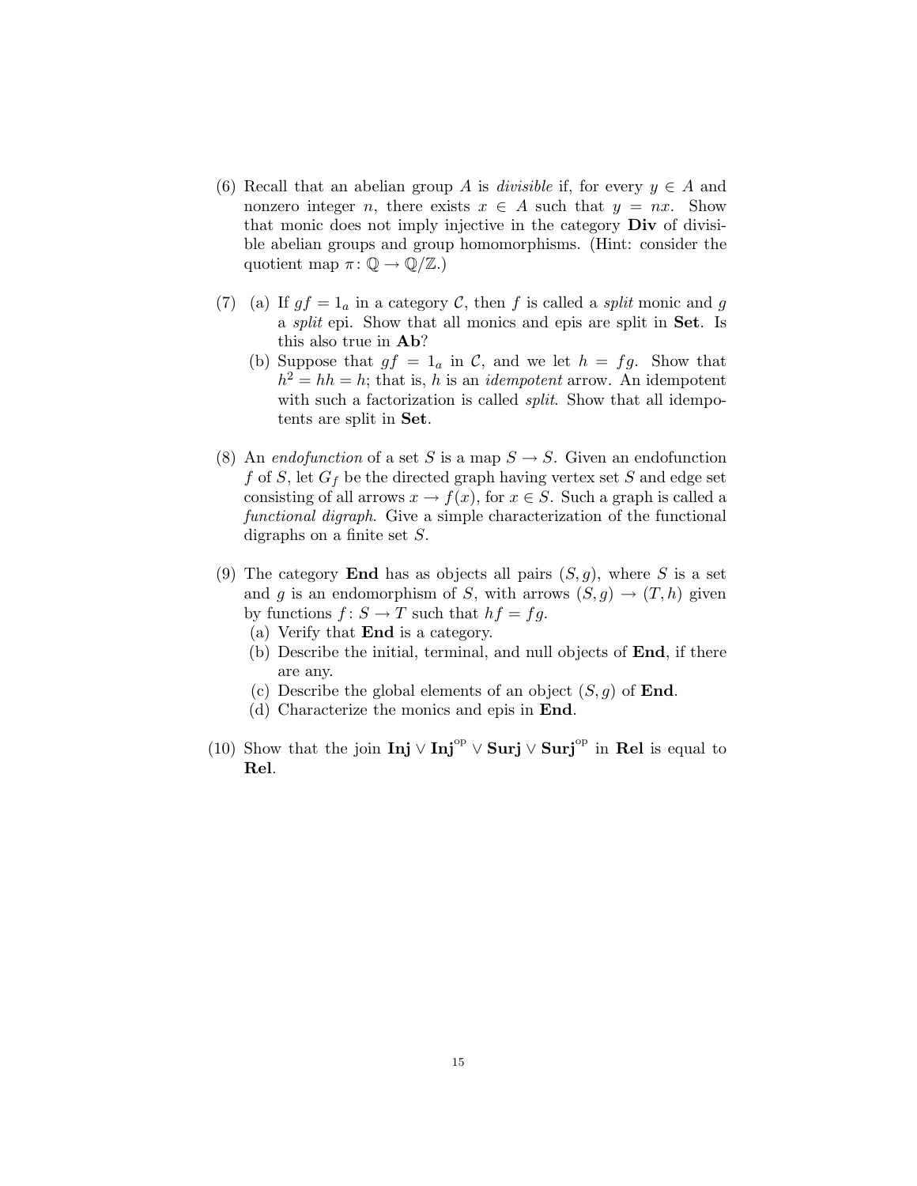(6) Recall that an abelian group $A$ is *divisible* if, for every $y \in A$ and nonzero integer $n$, there exists $x \in A$ such that $y = nx$. Show that monic does not imply injective in the category **Div** of divisible abelian groups and group homomorphisms. (Hint: consider the quotient map $\pi \colon \mathbb{Q} \to \mathbb{Q}/\mathbb{Z}$.)

(7) (a) If $gf = 1_a$ in a category $\mathcal{C}$, then $f$ is called a *split* monic and $g$ a *split* epi. Show that all monics and epis are split in **Set**. Is this also true in **Ab**?

(b) Suppose that $gf = 1_a$ in $\mathcal{C}$, and we let $h = fg$. Show that $h^2 = hh = h$; that is, $h$ is an *idempotent* arrow. An idempotent with such a factorization is called *split*. Show that all idempotents are split in **Set**.

(8) An *endofunction* of a set $S$ is a map $S \to S$. Given an endofunction $f$ of $S$, let $G_f$ be the directed graph having vertex set $S$ and edge set consisting of all arrows $x \to f(x)$, for $x \in S$. Such a graph is called a *functional digraph*. Give a simple characterization of the functional digraphs on a finite set $S$.

(9) The category **End** has as objects all pairs $(S, g)$, where $S$ is a set and $g$ is an endomorphism of $S$, with arrows $(S, g) \to (T, h)$ given by functions $f \colon S \to T$ such that $hf = fg$.

(a) Verify that **End** is a category.

(b) Describe the initial, terminal, and null objects of **End**, if there are any.

(c) Describe the global elements of an object $(S, g)$ of **End**.

(d) Characterize the monics and epis in **End**.

(10) Show that the join $\mathbf{Inj} \vee \mathbf{Inj}^{\mathrm{op}} \vee \mathbf{Surj} \vee \mathbf{Surj}^{\mathrm{op}}$ in **Rel** is equal to **Rel**.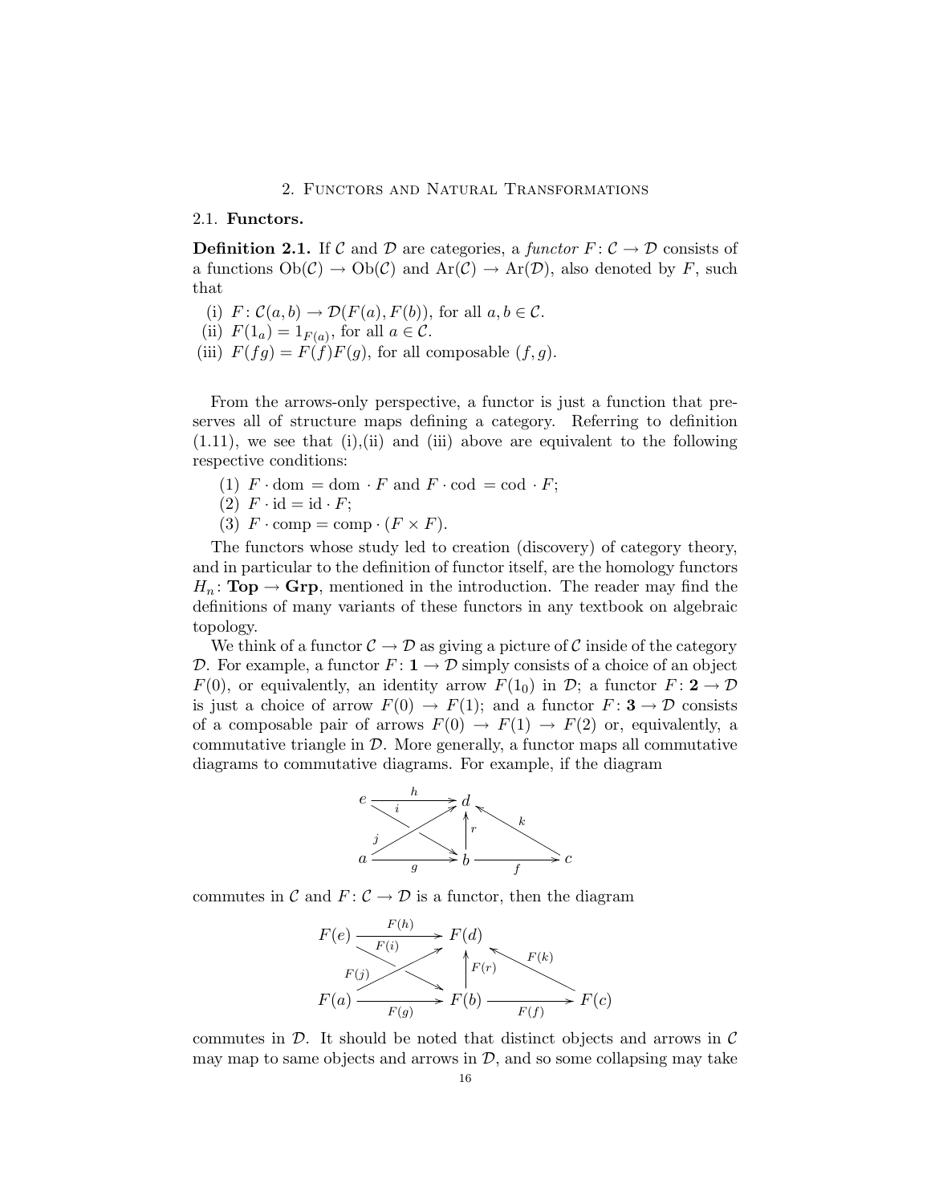# 2. Functors and Natural Transformations

## 2.1. Functors.

**Definition 2.1.** If $\mathcal{C}$ and $\mathcal{D}$ are categories, a *functor* $F\colon \mathcal{C} \to \mathcal{D}$ consists of a functions $\mathrm{Ob}(\mathcal{C}) \to \mathrm{Ob}(\mathcal{C})$ and $\mathrm{Ar}(\mathcal{C}) \to \mathrm{Ar}(\mathcal{D})$, also denoted by $F$, such that

(i) $F\colon \mathcal{C}(a,b) \to \mathcal{D}(F(a), F(b))$, for all $a, b \in \mathcal{C}$.
(ii) $F(1_a) = 1_{F(a)}$, for all $a \in \mathcal{C}$.
(iii) $F(fg) = F(f)F(g)$, for all composable $(f, g)$.

From the arrows-only perspective, a functor is just a function that preserves all of structure maps defining a category. Referring to definition (1.11), we see that (i),(ii) and (iii) above are equivalent to the following respective conditions:

(1) $F \cdot \mathrm{dom} = \mathrm{dom} \cdot F$ and $F \cdot \mathrm{cod} = \mathrm{cod} \cdot F$;
(2) $F \cdot \mathrm{id} = \mathrm{id} \cdot F$;
(3) $F \cdot \mathrm{comp} = \mathrm{comp} \cdot (F \times F)$.

The functors whose study led to creation (discovery) of category theory, and in particular to the definition of functor itself, are the homology functors $H_n\colon \mathbf{Top} \to \mathbf{Grp}$, mentioned in the introduction. The reader may find the definitions of many variants of these functors in any textbook on algebraic topology.

We think of a functor $\mathcal{C} \to \mathcal{D}$ as giving a picture of $\mathcal{C}$ inside of the category $\mathcal{D}$. For example, a functor $F\colon \mathbf{1} \to \mathcal{D}$ simply consists of a choice of an object $F(0)$, or equivalently, an identity arrow $F(1_0)$ in $\mathcal{D}$; a functor $F\colon \mathbf{2} \to \mathcal{D}$ is just a choice of arrow $F(0) \to F(1)$; and a functor $F\colon \mathbf{3} \to \mathcal{D}$ consists of a composable pair of arrows $F(0) \to F(1) \to F(2)$ or, equivalently, a commutative triangle in $\mathcal{D}$. More generally, a functor maps all commutative diagrams to commutative diagrams. For example, if the diagram

$$
\begin{array}{ccccc}
e & \xrightarrow{h} & d & \xleftarrow{k} & \\
 & \searrow^{i} \; \nearrow_{j} & \uparrow r & & \\
a & \xrightarrow[g]{} & b & \xrightarrow[f]{} & c
\end{array}
$$

commutes in $\mathcal{C}$ and $F\colon \mathcal{C} \to \mathcal{D}$ is a functor, then the diagram

$$
\begin{array}{ccccc}
F(e) & \xrightarrow{F(h)} & F(d) & \xleftarrow{F(k)} & \\
 & \searrow^{F(i)} \; \nearrow_{F(j)} & \uparrow F(r) & & \\
F(a) & \xrightarrow[F(g)]{} & F(b) & \xrightarrow[F(f)]{} & F(c)
\end{array}
$$

commutes in $\mathcal{D}$. It should be noted that distinct objects and arrows in $\mathcal{C}$ may map to same objects and arrows in $\mathcal{D}$, and so some collapsing may take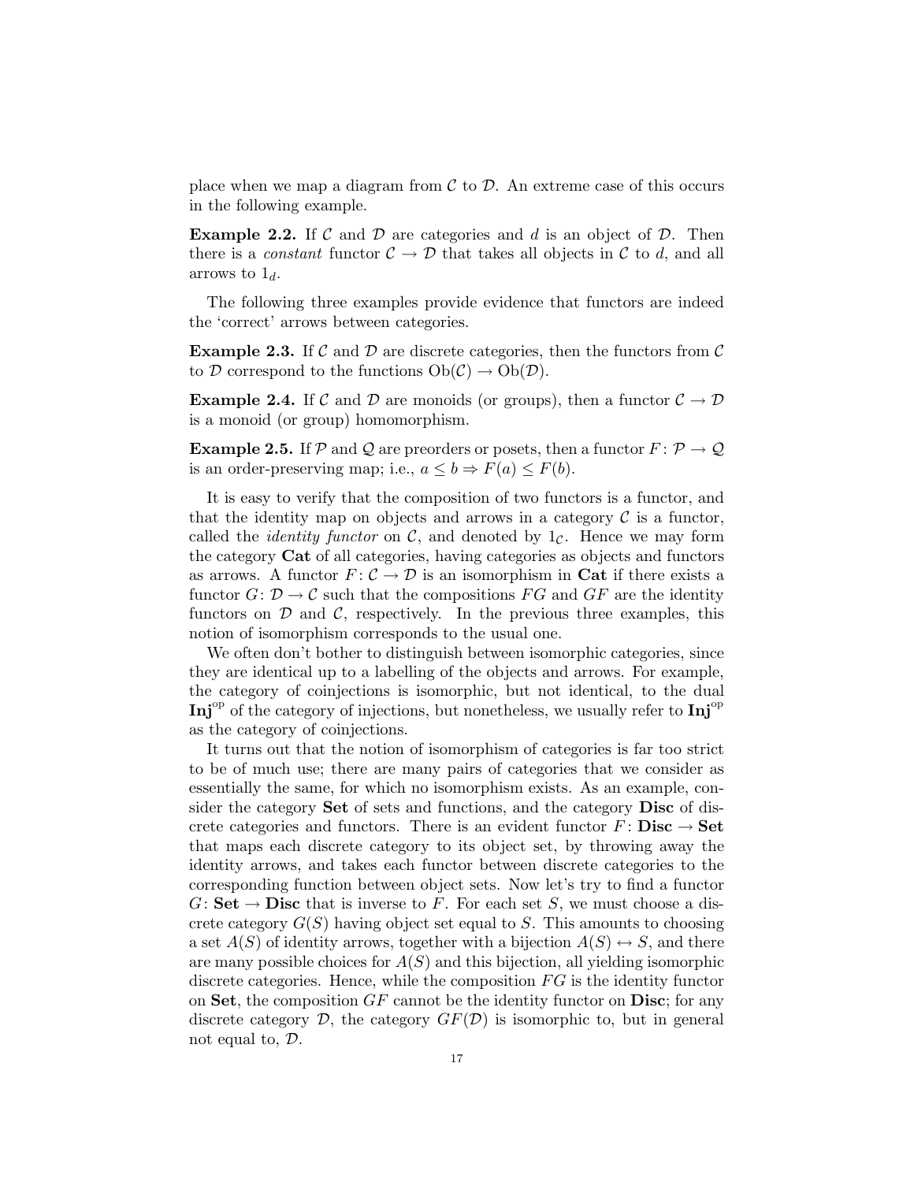place when we map a diagram from $\mathcal{C}$ to $\mathcal{D}$. An extreme case of this occurs in the following example.

**Example 2.2.** If $\mathcal{C}$ and $\mathcal{D}$ are categories and $d$ is an object of $\mathcal{D}$. Then there is a *constant* functor $\mathcal{C} \to \mathcal{D}$ that takes all objects in $\mathcal{C}$ to $d$, and all arrows to $1_d$.

The following three examples provide evidence that functors are indeed the 'correct' arrows between categories.

**Example 2.3.** If $\mathcal{C}$ and $\mathcal{D}$ are discrete categories, then the functors from $\mathcal{C}$ to $\mathcal{D}$ correspond to the functions $\mathrm{Ob}(\mathcal{C}) \to \mathrm{Ob}(\mathcal{D})$.

**Example 2.4.** If $\mathcal{C}$ and $\mathcal{D}$ are monoids (or groups), then a functor $\mathcal{C} \to \mathcal{D}$ is a monoid (or group) homomorphism.

**Example 2.5.** If $\mathcal{P}$ and $\mathcal{Q}$ are preorders or posets, then a functor $F\colon \mathcal{P} \to \mathcal{Q}$ is an order-preserving map; i.e., $a \leq b \Rightarrow F(a) \leq F(b)$.

It is easy to verify that the composition of two functors is a functor, and that the identity map on objects and arrows in a category $\mathcal{C}$ is a functor, called the *identity functor* on $\mathcal{C}$, and denoted by $1_{\mathcal{C}}$. Hence we may form the category **Cat** of all categories, having categories as objects and functors as arrows. A functor $F\colon \mathcal{C} \to \mathcal{D}$ is an isomorphism in **Cat** if there exists a functor $G\colon \mathcal{D} \to \mathcal{C}$ such that the compositions $FG$ and $GF$ are the identity functors on $\mathcal{D}$ and $\mathcal{C}$, respectively. In the previous three examples, this notion of isomorphism corresponds to the usual one.

We often don't bother to distinguish between isomorphic categories, since they are identical up to a labelling of the objects and arrows. For example, the category of coinjections is isomorphic, but not identical, to the dual $\mathbf{Inj}^{\mathrm{op}}$ of the category of injections, but nonetheless, we usually refer to $\mathbf{Inj}^{\mathrm{op}}$ as the category of coinjections.

It turns out that the notion of isomorphism of categories is far too strict to be of much use; there are many pairs of categories that we consider as essentially the same, for which no isomorphism exists. As an example, consider the category **Set** of sets and functions, and the category **Disc** of discrete categories and functors. There is an evident functor $F\colon \mathbf{Disc} \to \mathbf{Set}$ that maps each discrete category to its object set, by throwing away the identity arrows, and takes each functor between discrete categories to the corresponding function between object sets. Now let's try to find a functor $G\colon \mathbf{Set} \to \mathbf{Disc}$ that is inverse to $F$. For each set $S$, we must choose a discrete category $G(S)$ having object set equal to $S$. This amounts to choosing a set $A(S)$ of identity arrows, together with a bijection $A(S) \leftrightarrow S$, and there are many possible choices for $A(S)$ and this bijection, all yielding isomorphic discrete categories. Hence, while the composition $FG$ is the identity functor on **Set**, the composition $GF$ cannot be the identity functor on **Disc**; for any discrete category $\mathcal{D}$, the category $GF(\mathcal{D})$ is isomorphic to, but in general not equal to, $\mathcal{D}$.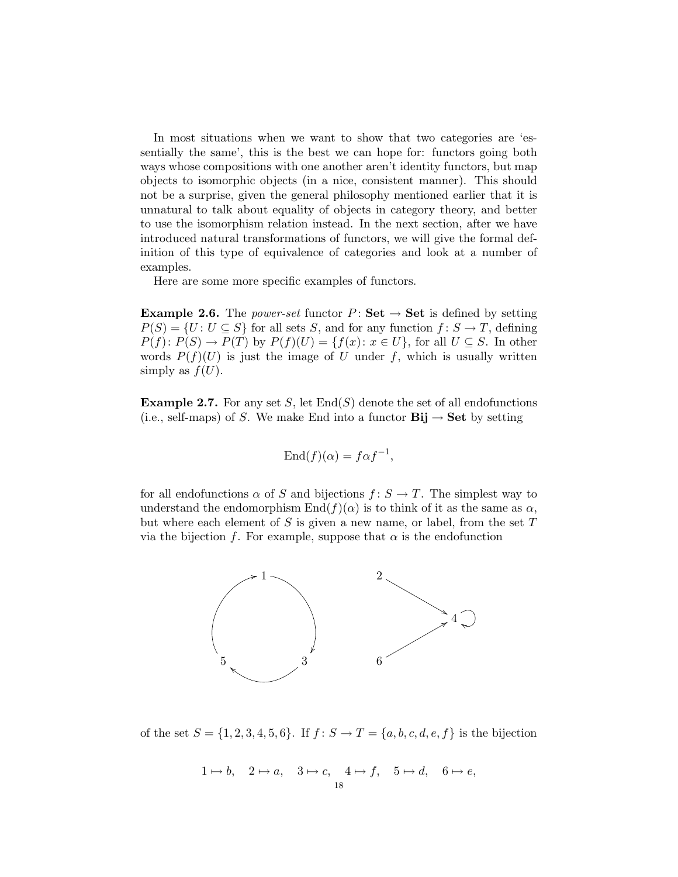In most situations when we want to show that two categories are 'essentially the same', this is the best we can hope for: functors going both ways whose compositions with one another aren't identity functors, but map objects to isomorphic objects (in a nice, consistent manner). This should not be a surprise, given the general philosophy mentioned earlier that it is unnatural to talk about equality of objects in category theory, and better to use the isomorphism relation instead. In the next section, after we have introduced natural transformations of functors, we will give the formal definition of this type of equivalence of categories and look at a number of examples.

Here are some more specific examples of functors.

**Example 2.6.** The *power-set* functor $P\colon \mathbf{Set} \to \mathbf{Set}$ is defined by setting $P(S) = \{U : U \subseteq S\}$ for all sets $S$, and for any function $f\colon S \to T$, defining $P(f)\colon P(S) \to P(T)$ by $P(f)(U) = \{f(x) : x \in U\}$, for all $U \subseteq S$. In other words $P(f)(U)$ is just the image of $U$ under $f$, which is usually written simply as $f(U)$.

**Example 2.7.** For any set $S$, let $\mathrm{End}(S)$ denote the set of all endofunctions (i.e., self-maps) of $S$. We make End into a functor $\mathbf{Bij} \to \mathbf{Set}$ by setting

$$\mathrm{End}(f)(\alpha) = f\alpha f^{-1},$$

for all endofunctions $\alpha$ of $S$ and bijections $f\colon S \to T$. The simplest way to understand the endomorphism $\mathrm{End}(f)(\alpha)$ is to think of it as the same as $\alpha$, but where each element of $S$ is given a new name, or label, from the set $T$ via the bijection $f$. For example, suppose that $\alpha$ is the endofunction

$$1 \to 3 \to 5 \to 1, \qquad 2 \to 4, \quad 6 \to 4, \quad 4 \to 4$$

of the set $S = \{1, 2, 3, 4, 5, 6\}$. If $f\colon S \to T = \{a, b, c, d, e, f\}$ is the bijection

$$1 \mapsto b, \quad 2 \mapsto a, \quad 3 \mapsto c, \quad 4 \mapsto f, \quad 5 \mapsto d, \quad 6 \mapsto e,$$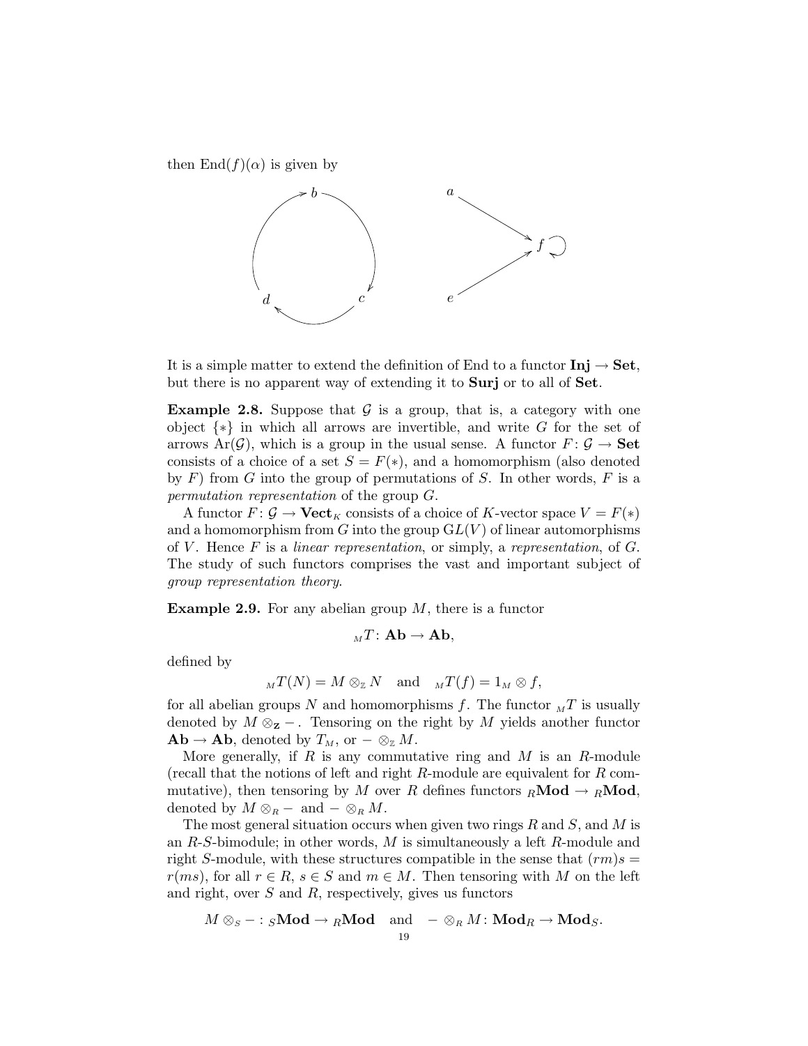then $\operatorname{End}(f)(\alpha)$ is given by

It is a simple matter to extend the definition of End to a functor $\mathbf{Inj} \to \mathbf{Set}$, but there is no apparent way of extending it to $\mathbf{Surj}$ or to all of $\mathbf{Set}$.

**Example 2.8.** Suppose that $\mathcal{G}$ is a group, that is, a category with one object $\{*\}$ in which all arrows are invertible, and write $G$ for the set of arrows $\operatorname{Ar}(\mathcal{G})$, which is a group in the usual sense. A functor $F\colon \mathcal{G} \to \mathbf{Set}$ consists of a choice of a set $S = F(*)$, and a homomorphism (also denoted by $F$) from $G$ into the group of permutations of $S$. In other words, $F$ is a *permutation representation* of the group $G$.

A functor $F\colon \mathcal{G} \to \mathbf{Vect}_K$ consists of a choice of $K$-vector space $V = F(*)$ and a homomorphism from $G$ into the group $\mathrm{GL}(V)$ of linear automorphisms of $V$. Hence $F$ is a *linear representation*, or simply, a *representation*, of $G$. The study of such functors comprises the vast and important subject of *group representation theory*.

**Example 2.9.** For any abelian group $M$, there is a functor

$$ {}_MT\colon \mathbf{Ab} \to \mathbf{Ab}, $$

defined by

$$ {}_MT(N) = M \otimes_{\mathbb{Z}} N \quad \text{and} \quad {}_MT(f) = 1_M \otimes f, $$

for all abelian groups $N$ and homomorphisms $f$. The functor ${}_MT$ is usually denoted by $M \otimes_{\mathbf{Z}} -$. Tensoring on the right by $M$ yields another functor $\mathbf{Ab} \to \mathbf{Ab}$, denoted by $T_M$, or $- \otimes_{\mathbb{Z}} M$.

More generally, if $R$ is any commutative ring and $M$ is an $R$-module (recall that the notions of left and right $R$-module are equivalent for $R$ commutative), then tensoring by $M$ over $R$ defines functors ${}_R\mathbf{Mod} \to {}_R\mathbf{Mod}$, denoted by $M \otimes_R -$ and $- \otimes_R M$.

The most general situation occurs when given two rings $R$ and $S$, and $M$ is an $R$-$S$-bimodule; in other words, $M$ is simultaneously a left $R$-module and right $S$-module, with these structures compatible in the sense that $(rm)s = r(ms)$, for all $r \in R$, $s \in S$ and $m \in M$. Then tensoring with $M$ on the left and right, over $S$ and $R$, respectively, gives us functors

$$ M \otimes_S - \colon {}_S\mathbf{Mod} \to {}_R\mathbf{Mod} \quad \text{and} \quad - \otimes_R M \colon \mathbf{Mod}_R \to \mathbf{Mod}_S. $$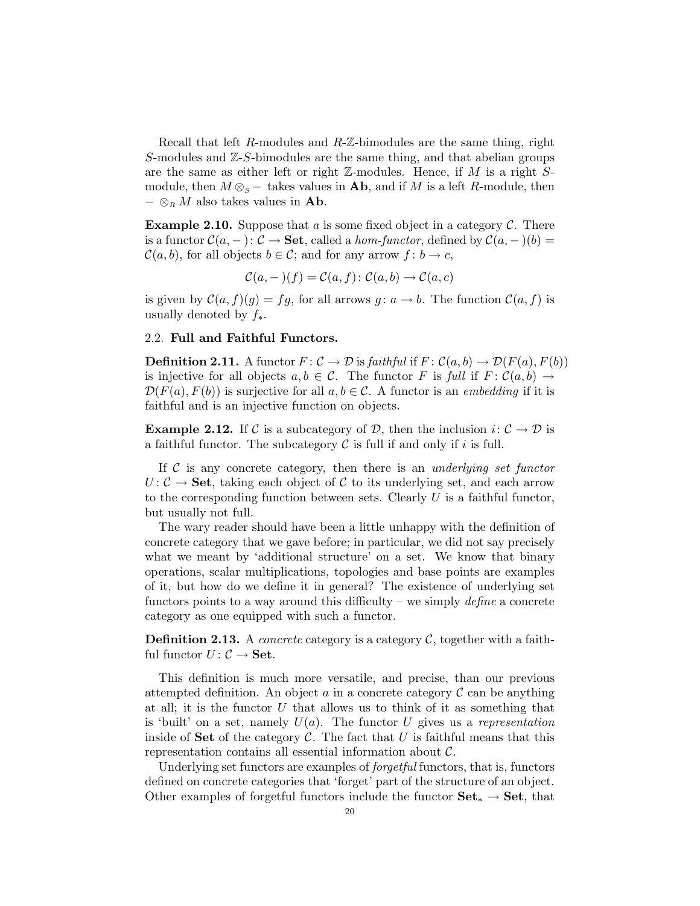Recall that left $R$-modules and $R$-$\mathbb{Z}$-bimodules are the same thing, right $S$-modules and $\mathbb{Z}$-$S$-bimodules are the same thing, and that abelian groups are the same as either left or right $\mathbb{Z}$-modules. Hence, if $M$ is a right $S$-module, then $M \otimes_S -$ takes values in **Ab**, and if $M$ is a left $R$-module, then $- \otimes_R M$ also takes values in **Ab**.

**Example 2.10.** Suppose that $a$ is some fixed object in a category $\mathcal{C}$. There is a functor $\mathcal{C}(a, -)\colon \mathcal{C} \to \mathbf{Set}$, called a *hom-functor*, defined by $\mathcal{C}(a, -)(b) = \mathcal{C}(a, b)$, for all objects $b \in \mathcal{C}$; and for any arrow $f\colon b \to c$,

$$\mathcal{C}(a, -)(f) = \mathcal{C}(a, f)\colon \mathcal{C}(a, b) \to \mathcal{C}(a, c)$$

is given by $\mathcal{C}(a, f)(g) = fg$, for all arrows $g\colon a \to b$. The function $\mathcal{C}(a, f)$ is usually denoted by $f_*$.

## 2.2. Full and Faithful Functors.

**Definition 2.11.** A functor $F\colon \mathcal{C} \to \mathcal{D}$ is *faithful* if $F\colon \mathcal{C}(a, b) \to \mathcal{D}(F(a), F(b))$ is injective for all objects $a, b \in \mathcal{C}$. The functor $F$ is *full* if $F\colon \mathcal{C}(a, b) \to \mathcal{D}(F(a), F(b))$ is surjective for all $a, b \in \mathcal{C}$. A functor is an *embedding* if it is faithful and is an injective function on objects.

**Example 2.12.** If $\mathcal{C}$ is a subcategory of $\mathcal{D}$, then the inclusion $i\colon \mathcal{C} \to \mathcal{D}$ is a faithful functor. The subcategory $\mathcal{C}$ is full if and only if $i$ is full.

If $\mathcal{C}$ is any concrete category, then there is an *underlying set functor* $U\colon \mathcal{C} \to \mathbf{Set}$, taking each object of $\mathcal{C}$ to its underlying set, and each arrow to the corresponding function between sets. Clearly $U$ is a faithful functor, but usually not full.

The wary reader should have been a little unhappy with the definition of concrete category that we gave before; in particular, we did not say precisely what we meant by 'additional structure' on a set. We know that binary operations, scalar multiplications, topologies and base points are examples of it, but how do we define it in general? The existence of underlying set functors points to a way around this difficulty – we simply *define* a concrete category as one equipped with such a functor.

**Definition 2.13.** A *concrete* category is a category $\mathcal{C}$, together with a faithful functor $U\colon \mathcal{C} \to \mathbf{Set}$.

This definition is much more versatile, and precise, than our previous attempted definition. An object $a$ in a concrete category $\mathcal{C}$ can be anything at all; it is the functor $U$ that allows us to think of it as something that is 'built' on a set, namely $U(a)$. The functor $U$ gives us a *representation* inside of **Set** of the category $\mathcal{C}$. The fact that $U$ is faithful means that this representation contains all essential information about $\mathcal{C}$.

Underlying set functors are examples of *forgetful* functors, that is, functors defined on concrete categories that 'forget' part of the structure of an object. Other examples of forgetful functors include the functor $\mathbf{Set}_* \to \mathbf{Set}$, that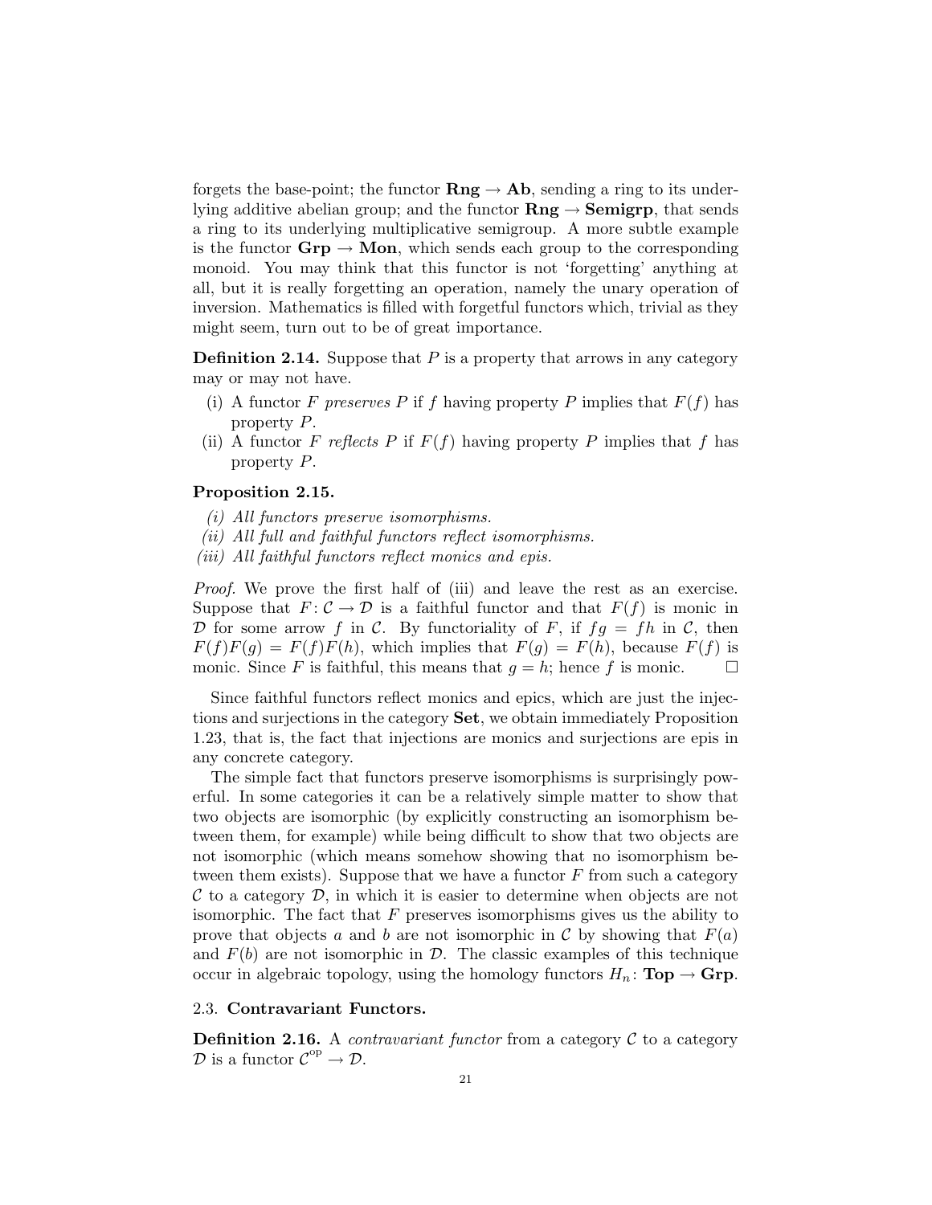forgets the base-point; the functor $\mathbf{Rng} \to \mathbf{Ab}$, sending a ring to its underlying additive abelian group; and the functor $\mathbf{Rng} \to \mathbf{Semigrp}$, that sends a ring to its underlying multiplicative semigroup. A more subtle example is the functor $\mathbf{Grp} \to \mathbf{Mon}$, which sends each group to the corresponding monoid. You may think that this functor is not 'forgetting' anything at all, but it is really forgetting an operation, namely the unary operation of inversion. Mathematics is filled with forgetful functors which, trivial as they might seem, turn out to be of great importance.

**Definition 2.14.** Suppose that $P$ is a property that arrows in any category may or may not have.

(i) A functor $F$ *preserves* $P$ if $f$ having property $P$ implies that $F(f)$ has property $P$.
(ii) A functor $F$ *reflects* $P$ if $F(f)$ having property $P$ implies that $f$ has property $P$.

**Proposition 2.15.**

*(i) All functors preserve isomorphisms.*
*(ii) All full and faithful functors reflect isomorphisms.*
*(iii) All faithful functors reflect monics and epis.*

*Proof.* We prove the first half of (iii) and leave the rest as an exercise. Suppose that $F : \mathcal{C} \to \mathcal{D}$ is a faithful functor and that $F(f)$ is monic in $\mathcal{D}$ for some arrow $f$ in $\mathcal{C}$. By functoriality of $F$, if $fg = fh$ in $\mathcal{C}$, then $F(f)F(g) = F(f)F(h)$, which implies that $F(g) = F(h)$, because $F(f)$ is monic. Since $F$ is faithful, this means that $g = h$; hence $f$ is monic. □

Since faithful functors reflect monics and epics, which are just the injections and surjections in the category $\mathbf{Set}$, we obtain immediately Proposition 1.23, that is, the fact that injections are monics and surjections are epis in any concrete category.

The simple fact that functors preserve isomorphisms is surprisingly powerful. In some categories it can be a relatively simple matter to show that two objects are isomorphic (by explicitly constructing an isomorphism between them, for example) while being difficult to show that two objects are not isomorphic (which means somehow showing that no isomorphism between them exists). Suppose that we have a functor $F$ from such a category $\mathcal{C}$ to a category $\mathcal{D}$, in which it is easier to determine when objects are not isomorphic. The fact that $F$ preserves isomorphisms gives us the ability to prove that objects $a$ and $b$ are not isomorphic in $\mathcal{C}$ by showing that $F(a)$ and $F(b)$ are not isomorphic in $\mathcal{D}$. The classic examples of this technique occur in algebraic topology, using the homology functors $H_n : \mathbf{Top} \to \mathbf{Grp}$.

## 2.3. Contravariant Functors.

**Definition 2.16.** A *contravariant functor* from a category $\mathcal{C}$ to a category $\mathcal{D}$ is a functor $\mathcal{C}^{\mathrm{op}} \to \mathcal{D}$.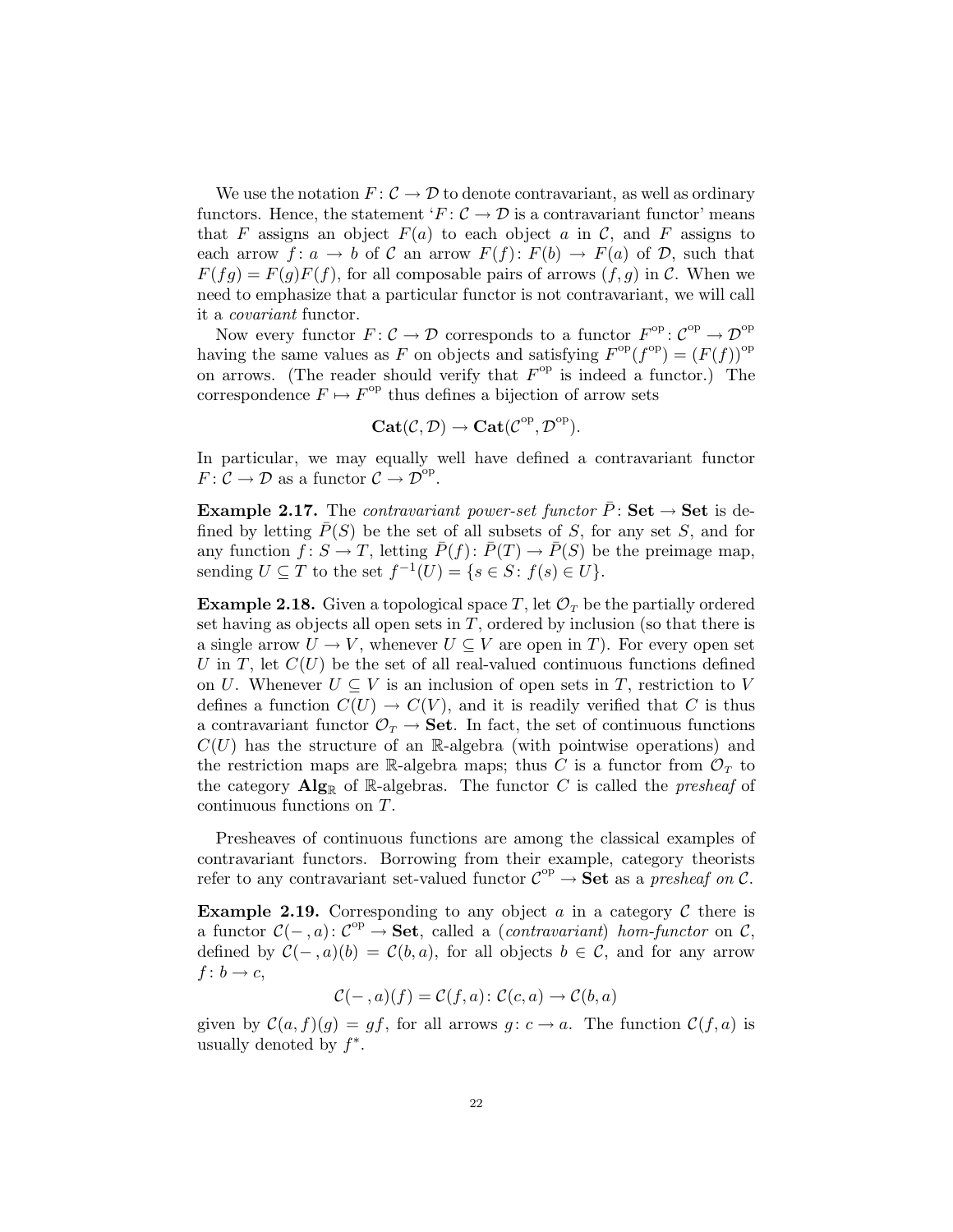We use the notation $F\colon \mathcal{C} \to \mathcal{D}$ to denote contravariant, as well as ordinary functors. Hence, the statement '$F\colon \mathcal{C} \to \mathcal{D}$ is a contravariant functor' means that $F$ assigns an object $F(a)$ to each object $a$ in $\mathcal{C}$, and $F$ assigns to each arrow $f\colon a \to b$ of $\mathcal{C}$ an arrow $F(f)\colon F(b) \to F(a)$ of $\mathcal{D}$, such that $F(fg) = F(g)F(f)$, for all composable pairs of arrows $(f, g)$ in $\mathcal{C}$. When we need to emphasize that a particular functor is not contravariant, we will call it a *covariant* functor.

Now every functor $F\colon \mathcal{C} \to \mathcal{D}$ corresponds to a functor $F^{\mathrm{op}}\colon \mathcal{C}^{\mathrm{op}} \to \mathcal{D}^{\mathrm{op}}$ having the same values as $F$ on objects and satisfying $F^{\mathrm{op}}(f^{\mathrm{op}}) = (F(f))^{\mathrm{op}}$ on arrows. (The reader should verify that $F^{\mathrm{op}}$ is indeed a functor.) The correspondence $F \mapsto F^{\mathrm{op}}$ thus defines a bijection of arrow sets

$$\mathbf{Cat}(\mathcal{C}, \mathcal{D}) \to \mathbf{Cat}(\mathcal{C}^{\mathrm{op}}, \mathcal{D}^{\mathrm{op}}).$$

In particular, we may equally well have defined a contravariant functor $F\colon \mathcal{C} \to \mathcal{D}$ as a functor $\mathcal{C} \to \mathcal{D}^{\mathrm{op}}$.

**Example 2.17.** The *contravariant power-set functor* $\bar{P}\colon \mathbf{Set} \to \mathbf{Set}$ is defined by letting $\bar{P}(S)$ be the set of all subsets of $S$, for any set $S$, and for any function $f\colon S \to T$, letting $\bar{P}(f)\colon \bar{P}(T) \to \bar{P}(S)$ be the preimage map, sending $U \subseteq T$ to the set $f^{-1}(U) = \{s \in S\colon f(s) \in U\}$.

**Example 2.18.** Given a topological space $T$, let $\mathcal{O}_T$ be the partially ordered set having as objects all open sets in $T$, ordered by inclusion (so that there is a single arrow $U \to V$, whenever $U \subseteq V$ are open in $T$). For every open set $U$ in $T$, let $C(U)$ be the set of all real-valued continuous functions defined on $U$. Whenever $U \subseteq V$ is an inclusion of open sets in $T$, restriction to $V$ defines a function $C(U) \to C(V)$, and it is readily verified that $C$ is thus a contravariant functor $\mathcal{O}_T \to \mathbf{Set}$. In fact, the set of continuous functions $C(U)$ has the structure of an $\mathbb{R}$-algebra (with pointwise operations) and the restriction maps are $\mathbb{R}$-algebra maps; thus $C$ is a functor from $\mathcal{O}_T$ to the category $\mathbf{Alg}_{\mathbb{R}}$ of $\mathbb{R}$-algebras. The functor $C$ is called the *presheaf* of continuous functions on $T$.

Presheaves of continuous functions are among the classical examples of contravariant functors. Borrowing from their example, category theorists refer to any contravariant set-valued functor $\mathcal{C}^{\mathrm{op}} \to \mathbf{Set}$ as a *presheaf on* $\mathcal{C}$.

**Example 2.19.** Corresponding to any object $a$ in a category $\mathcal{C}$ there is a functor $\mathcal{C}(-, a)\colon \mathcal{C}^{\mathrm{op}} \to \mathbf{Set}$, called a (*contravariant*) *hom-functor* on $\mathcal{C}$, defined by $\mathcal{C}(-, a)(b) = \mathcal{C}(b, a)$, for all objects $b \in \mathcal{C}$, and for any arrow $f\colon b \to c$,

$$\mathcal{C}(-, a)(f) = \mathcal{C}(f, a)\colon \mathcal{C}(c, a) \to \mathcal{C}(b, a)$$

given by $\mathcal{C}(a, f)(g) = gf$, for all arrows $g\colon c \to a$. The function $\mathcal{C}(f, a)$ is usually denoted by $f^*$.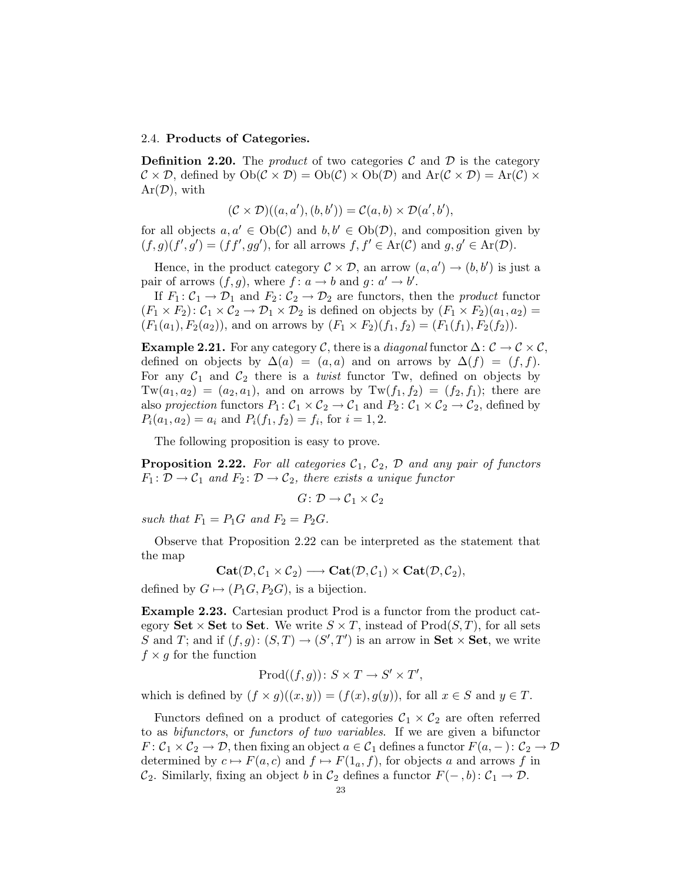### 2.4. **Products of Categories.**

**Definition 2.20.** The *product* of two categories $\mathcal{C}$ and $\mathcal{D}$ is the category $\mathcal{C} \times \mathcal{D}$, defined by $\mathrm{Ob}(\mathcal{C} \times \mathcal{D}) = \mathrm{Ob}(\mathcal{C}) \times \mathrm{Ob}(\mathcal{D})$ and $\mathrm{Ar}(\mathcal{C} \times \mathcal{D}) = \mathrm{Ar}(\mathcal{C}) \times \mathrm{Ar}(\mathcal{D})$, with

$$(\mathcal{C} \times \mathcal{D})((a, a'), (b, b')) = \mathcal{C}(a, b) \times \mathcal{D}(a', b'),$$

for all objects $a, a' \in \mathrm{Ob}(\mathcal{C})$ and $b, b' \in \mathrm{Ob}(\mathcal{D})$, and composition given by $(f, g)(f', g') = (ff', gg')$, for all arrows $f, f' \in \mathrm{Ar}(\mathcal{C})$ and $g, g' \in \mathrm{Ar}(\mathcal{D})$.

Hence, in the product category $\mathcal{C} \times \mathcal{D}$, an arrow $(a, a') \to (b, b')$ is just a pair of arrows $(f, g)$, where $f : a \to b$ and $g : a' \to b'$.

If $F_1 : \mathcal{C}_1 \to \mathcal{D}_1$ and $F_2 : \mathcal{C}_2 \to \mathcal{D}_2$ are functors, then the *product* functor $(F_1 \times F_2) : \mathcal{C}_1 \times \mathcal{C}_2 \to \mathcal{D}_1 \times \mathcal{D}_2$ is defined on objects by $(F_1 \times F_2)(a_1, a_2) = (F_1(a_1), F_2(a_2))$, and on arrows by $(F_1 \times F_2)(f_1, f_2) = (F_1(f_1), F_2(f_2))$.

**Example 2.21.** For any category $\mathcal{C}$, there is a *diagonal* functor $\Delta : \mathcal{C} \to \mathcal{C} \times \mathcal{C}$, defined on objects by $\Delta(a) = (a, a)$ and on arrows by $\Delta(f) = (f, f)$. For any $\mathcal{C}_1$ and $\mathcal{C}_2$ there is a *twist* functor Tw, defined on objects by $\mathrm{Tw}(a_1, a_2) = (a_2, a_1)$, and on arrows by $\mathrm{Tw}(f_1, f_2) = (f_2, f_1)$; there are also *projection* functors $P_1 : \mathcal{C}_1 \times \mathcal{C}_2 \to \mathcal{C}_1$ and $P_2 : \mathcal{C}_1 \times \mathcal{C}_2 \to \mathcal{C}_2$, defined by $P_i(a_1, a_2) = a_i$ and $P_i(f_1, f_2) = f_i$, for $i = 1, 2$.

The following proposition is easy to prove.

**Proposition 2.22.** *For all categories $\mathcal{C}_1$, $\mathcal{C}_2$, $\mathcal{D}$ and any pair of functors $F_1 : \mathcal{D} \to \mathcal{C}_1$ and $F_2 : \mathcal{D} \to \mathcal{C}_2$, there exists a unique functor*

$$G : \mathcal{D} \to \mathcal{C}_1 \times \mathcal{C}_2$$

*such that $F_1 = P_1 G$ and $F_2 = P_2 G$.*

Observe that Proposition 2.22 can be interpreted as the statement that the map

$$\mathbf{Cat}(\mathcal{D}, \mathcal{C}_1 \times \mathcal{C}_2) \longrightarrow \mathbf{Cat}(\mathcal{D}, \mathcal{C}_1) \times \mathbf{Cat}(\mathcal{D}, \mathcal{C}_2),$$

defined by $G \mapsto (P_1 G, P_2 G)$, is a bijection.

**Example 2.23.** Cartesian product Prod is a functor from the product category $\mathbf{Set} \times \mathbf{Set}$ to $\mathbf{Set}$. We write $S \times T$, instead of $\mathrm{Prod}(S, T)$, for all sets $S$ and $T$; and if $(f, g) : (S, T) \to (S', T')$ is an arrow in $\mathbf{Set} \times \mathbf{Set}$, we write $f \times g$ for the function

$$\mathrm{Prod}((f, g)) : S \times T \to S' \times T',$$

which is defined by $(f \times g)((x, y)) = (f(x), g(y))$, for all $x \in S$ and $y \in T$.

Functors defined on a product of categories $\mathcal{C}_1 \times \mathcal{C}_2$ are often referred to as *bifunctors*, or *functors of two variables*. If we are given a bifunctor $F : \mathcal{C}_1 \times \mathcal{C}_2 \to \mathcal{D}$, then fixing an object $a \in \mathcal{C}_1$ defines a functor $F(a, -) : \mathcal{C}_2 \to \mathcal{D}$ determined by $c \mapsto F(a, c)$ and $f \mapsto F(1_a, f)$, for objects $a$ and arrows $f$ in $\mathcal{C}_2$. Similarly, fixing an object $b$ in $\mathcal{C}_2$ defines a functor $F(-, b) : \mathcal{C}_1 \to \mathcal{D}$.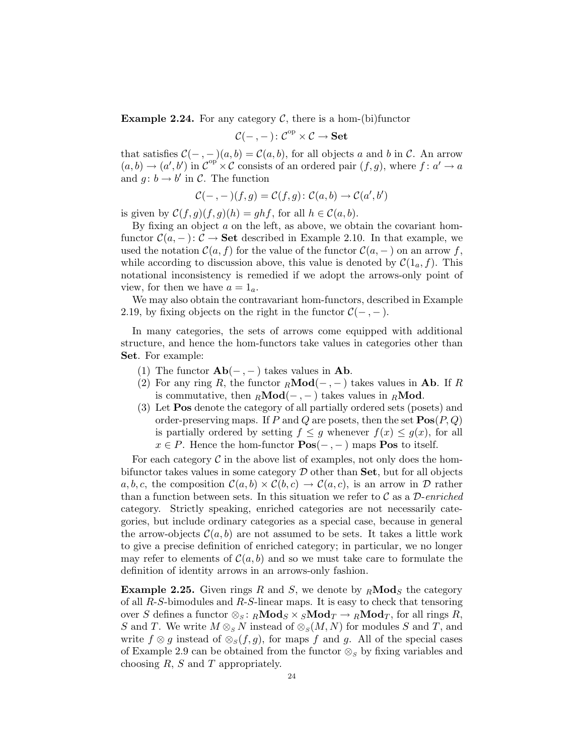**Example 2.24.** For any category $\mathcal{C}$, there is a hom-(bi)functor

$$\mathcal{C}(-,-)\colon \mathcal{C}^{\mathrm{op}} \times \mathcal{C} \to \mathbf{Set}$$

that satisfies $\mathcal{C}(-,-)(a,b) = \mathcal{C}(a,b)$, for all objects $a$ and $b$ in $\mathcal{C}$. An arrow $(a,b) \to (a',b')$ in $\mathcal{C}^{\mathrm{op}} \times \mathcal{C}$ consists of an ordered pair $(f,g)$, where $f\colon a' \to a$ and $g\colon b \to b'$ in $\mathcal{C}$. The function

$$\mathcal{C}(-,-)(f,g) = \mathcal{C}(f,g)\colon \mathcal{C}(a,b) \to \mathcal{C}(a',b')$$

is given by $\mathcal{C}(f,g)(f,g)(h) = ghf$, for all $h \in \mathcal{C}(a,b)$.

By fixing an object $a$ on the left, as above, we obtain the covariant hom-functor $\mathcal{C}(a,-)\colon \mathcal{C} \to \mathbf{Set}$ described in Example 2.10. In that example, we used the notation $\mathcal{C}(a,f)$ for the value of the functor $\mathcal{C}(a,-)$ on an arrow $f$, while according to discussion above, this value is denoted by $\mathcal{C}(1_a,f)$. This notational inconsistency is remedied if we adopt the arrows-only point of view, for then we have $a = 1_a$.

We may also obtain the contravariant hom-functors, described in Example 2.19, by fixing objects on the right in the functor $\mathcal{C}(-,-)$.

In many categories, the sets of arrows come equipped with additional structure, and hence the hom-functors take values in categories other than **Set**. For example:

1. The functor $\mathbf{Ab}(-,-)$ takes values in **Ab**.
2. For any ring $R$, the functor ${}_R\mathbf{Mod}(-,-)$ takes values in **Ab**. If $R$ is commutative, then ${}_R\mathbf{Mod}(-,-)$ takes values in ${}_R\mathbf{Mod}$.
3. Let **Pos** denote the category of all partially ordered sets (posets) and order-preserving maps. If $P$ and $Q$ are posets, then the set $\mathbf{Pos}(P,Q)$ is partially ordered by setting $f \leq g$ whenever $f(x) \leq g(x)$, for all $x \in P$. Hence the hom-functor $\mathbf{Pos}(-,-)$ maps **Pos** to itself.

For each category $\mathcal{C}$ in the above list of examples, not only does the hom-bifunctor takes values in some category $\mathcal{D}$ other than **Set**, but for all objects $a, b, c$, the composition $\mathcal{C}(a,b) \times \mathcal{C}(b,c) \to \mathcal{C}(a,c)$, is an arrow in $\mathcal{D}$ rather than a function between sets. In this situation we refer to $\mathcal{C}$ as a $\mathcal{D}$-*enriched* category. Strictly speaking, enriched categories are not necessarily categories, but include ordinary categories as a special case, because in general the arrow-objects $\mathcal{C}(a,b)$ are not assumed to be sets. It takes a little work to give a precise definition of enriched category; in particular, we no longer may refer to elements of $\mathcal{C}(a,b)$ and so we must take care to formulate the definition of identity arrows in an arrows-only fashion.

**Example 2.25.** Given rings $R$ and $S$, we denote by ${}_R\mathbf{Mod}_S$ the category of all $R$-$S$-bimodules and $R$-$S$-linear maps. It is easy to check that tensoring over $S$ defines a functor $\otimes_S\colon {}_R\mathbf{Mod}_S \times {}_S\mathbf{Mod}_T \to {}_R\mathbf{Mod}_T$, for all rings $R$, $S$ and $T$. We write $M \otimes_S N$ instead of $\otimes_S(M,N)$ for modules $S$ and $T$, and write $f \otimes g$ instead of $\otimes_S(f,g)$, for maps $f$ and $g$. All of the special cases of Example 2.9 can be obtained from the functor $\otimes_S$ by fixing variables and choosing $R$, $S$ and $T$ appropriately.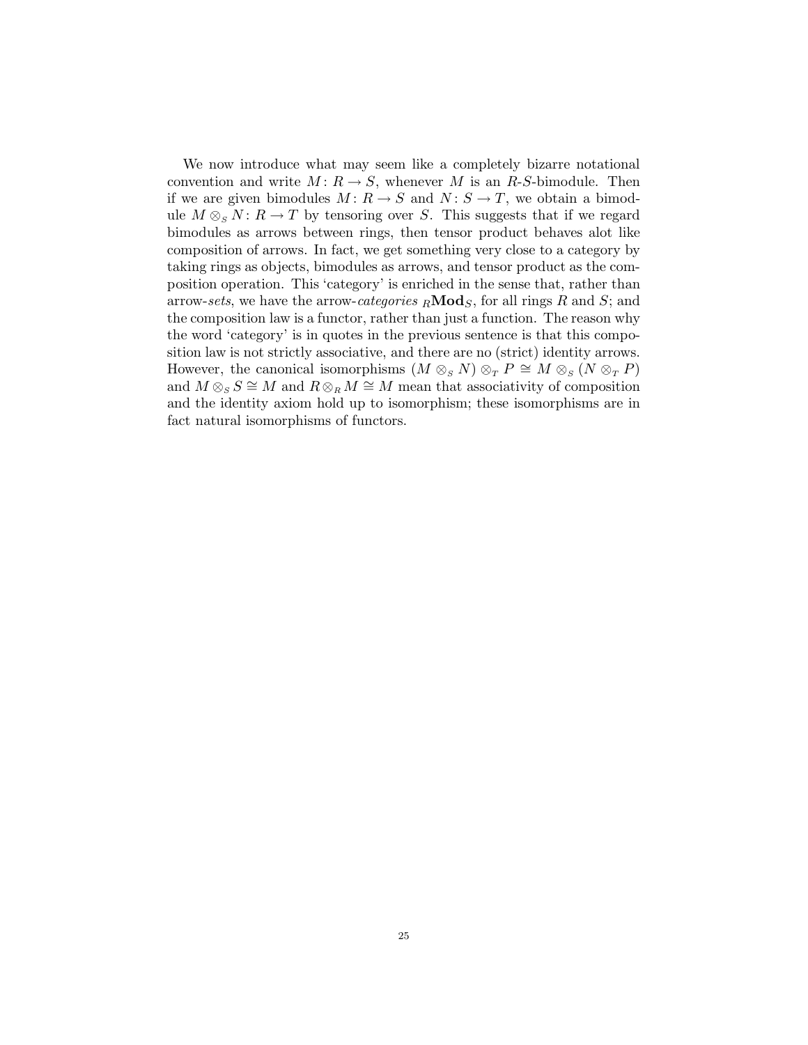We now introduce what may seem like a completely bizarre notational convention and write $M\colon R \to S$, whenever $M$ is an $R$-$S$-bimodule. Then if we are given bimodules $M\colon R \to S$ and $N\colon S \to T$, we obtain a bimodule $M \otimes_S N\colon R \to T$ by tensoring over $S$. This suggests that if we regard bimodules as arrows between rings, then tensor product behaves alot like composition of arrows. In fact, we get something very close to a category by taking rings as objects, bimodules as arrows, and tensor product as the composition operation. This 'category' is enriched in the sense that, rather than arrow-*sets*, we have the arrow-*categories* ${}_R\mathbf{Mod}_S$, for all rings $R$ and $S$; and the composition law is a functor, rather than just a function. The reason why the word 'category' is in quotes in the previous sentence is that this composition law is not strictly associative, and there are no (strict) identity arrows. However, the canonical isomorphisms $(M \otimes_S N) \otimes_T P \cong M \otimes_S (N \otimes_T P)$ and $M \otimes_S S \cong M$ and $R \otimes_R M \cong M$ mean that associativity of composition and the identity axiom hold up to isomorphism; these isomorphisms are in fact natural isomorphisms of functors.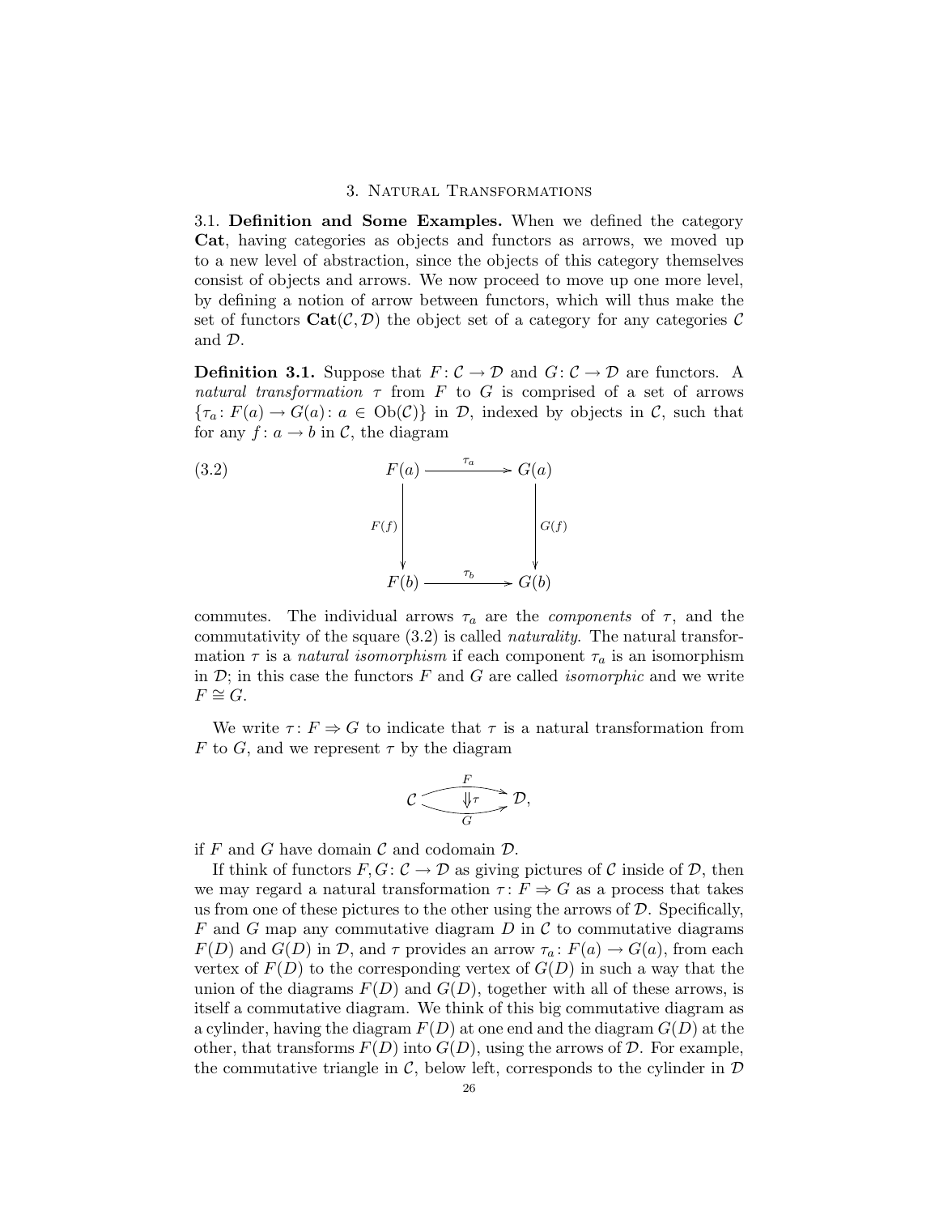## 3. Natural Transformations

3.1. **Definition and Some Examples.** When we defined the category **Cat**, having categories as objects and functors as arrows, we moved up to a new level of abstraction, since the objects of this category themselves consist of objects and arrows. We now proceed to move up one more level, by defining a notion of arrow between functors, which will thus make the set of functors $\mathbf{Cat}(\mathcal{C}, \mathcal{D})$ the object set of a category for any categories $\mathcal{C}$ and $\mathcal{D}$.

**Definition 3.1.** Suppose that $F\colon \mathcal{C} \to \mathcal{D}$ and $G\colon \mathcal{C} \to \mathcal{D}$ are functors. A *natural transformation* $\tau$ from $F$ to $G$ is comprised of a set of arrows $\{\tau_a\colon F(a) \to G(a)\colon a \in \mathrm{Ob}(\mathcal{C})\}$ in $\mathcal{D}$, indexed by objects in $\mathcal{C}$, such that for any $f\colon a \to b$ in $\mathcal{C}$, the diagram

$$\begin{array}{ccc} F(a) & \xrightarrow{\tau_a} & G(a) \\ {\scriptstyle F(f)}\downarrow & & \downarrow{\scriptstyle G(f)} \\ F(b) & \xrightarrow{\tau_b} & G(b) \end{array} \tag{3.2}$$

commutes. The individual arrows $\tau_a$ are the *components* of $\tau$, and the commutativity of the square (3.2) is called *naturality*. The natural transformation $\tau$ is a *natural isomorphism* if each component $\tau_a$ is an isomorphism in $\mathcal{D}$; in this case the functors $F$ and $G$ are called *isomorphic* and we write $F \cong G$.

We write $\tau\colon F \Rightarrow G$ to indicate that $\tau$ is a natural transformation from $F$ to $G$, and we represent $\tau$ by the diagram

$$\mathcal{C} \underset{G}{\overset{F}{\genfrac{}{}{0pt}{}{\longrightarrow}{\longrightarrow}}} \mathcal{D}, \quad \Downarrow \tau$$

if $F$ and $G$ have domain $\mathcal{C}$ and codomain $\mathcal{D}$.

If think of functors $F, G\colon \mathcal{C} \to \mathcal{D}$ as giving pictures of $\mathcal{C}$ inside of $\mathcal{D}$, then we may regard a natural transformation $\tau\colon F \Rightarrow G$ as a process that takes us from one of these pictures to the other using the arrows of $\mathcal{D}$. Specifically, $F$ and $G$ map any commutative diagram $D$ in $\mathcal{C}$ to commutative diagrams $F(D)$ and $G(D)$ in $\mathcal{D}$, and $\tau$ provides an arrow $\tau_a\colon F(a) \to G(a)$, from each vertex of $F(D)$ to the corresponding vertex of $G(D)$ in such a way that the union of the diagrams $F(D)$ and $G(D)$, together with all of these arrows, is itself a commutative diagram. We think of this big commutative diagram as a cylinder, having the diagram $F(D)$ at one end and the diagram $G(D)$ at the other, that transforms $F(D)$ into $G(D)$, using the arrows of $\mathcal{D}$. For example, the commutative triangle in $\mathcal{C}$, below left, corresponds to the cylinder in $\mathcal{D}$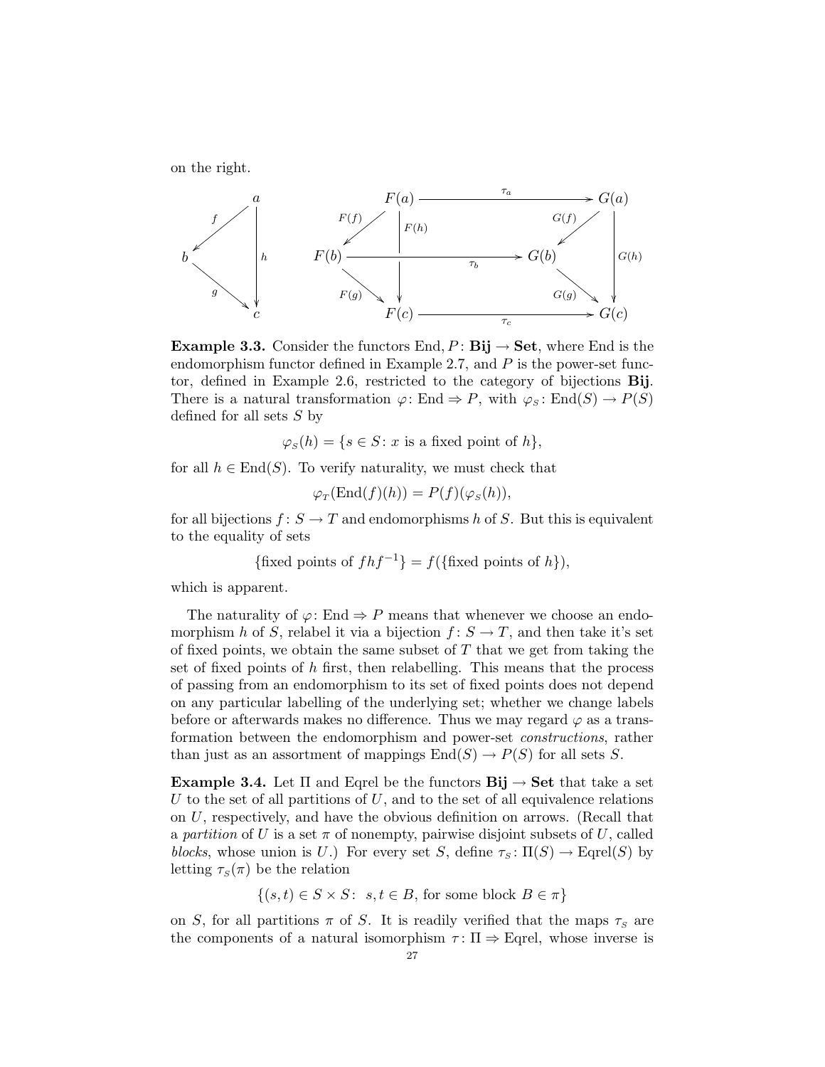on the right.

$$
\begin{array}{ccc}
 & & a \\
 & \swarrow^{f} & \downarrow h \\
b & & \\
 & \searrow_{g} & \\
 & & c
\end{array}
\qquad
\begin{array}{ccccc}
 & F(a) & \xrightarrow{\tau_a} & G(a) & \\
F(b) & \xrightarrow{\tau_b} & G(b) & & \\
 & F(c) & \xrightarrow{\tau_c} & G(c) &
\end{array}
$$

**Example 3.3.** Consider the functors End, $P\colon \mathbf{Bij} \to \mathbf{Set}$, where End is the endomorphism functor defined in Example 2.7, and $P$ is the power-set functor, defined in Example 2.6, restricted to the category of bijections **Bij**. There is a natural transformation $\varphi\colon \mathrm{End} \Rightarrow P$, with $\varphi_S\colon \mathrm{End}(S) \to P(S)$ defined for all sets $S$ by

$$\varphi_S(h) = \{s \in S\colon x \text{ is a fixed point of } h\},$$

for all $h \in \mathrm{End}(S)$. To verify naturality, we must check that

$$\varphi_T(\mathrm{End}(f)(h)) = P(f)(\varphi_S(h)),$$

for all bijections $f\colon S \to T$ and endomorphisms $h$ of $S$. But this is equivalent to the equality of sets

$$\{\text{fixed points of } fhf^{-1}\} = f(\{\text{fixed points of } h\}),$$

which is apparent.

The naturality of $\varphi\colon \mathrm{End} \Rightarrow P$ means that whenever we choose an endomorphism $h$ of $S$, relabel it via a bijection $f\colon S \to T$, and then take it's set of fixed points, we obtain the same subset of $T$ that we get from taking the set of fixed points of $h$ first, then relabelling. This means that the process of passing from an endomorphism to its set of fixed points does not depend on any particular labelling of the underlying set; whether we change labels before or afterwards makes no difference. Thus we may regard $\varphi$ as a transformation between the endomorphism and power-set *constructions*, rather than just as an assortment of mappings $\mathrm{End}(S) \to P(S)$ for all sets $S$.

**Example 3.4.** Let $\Pi$ and Eqrel be the functors $\mathbf{Bij} \to \mathbf{Set}$ that take a set $U$ to the set of all partitions of $U$, and to the set of all equivalence relations on $U$, respectively, and have the obvious definition on arrows. (Recall that a *partition* of $U$ is a set $\pi$ of nonempty, pairwise disjoint subsets of $U$, called *blocks*, whose union is $U$.) For every set $S$, define $\tau_S\colon \Pi(S) \to \mathrm{Eqrel}(S)$ by letting $\tau_S(\pi)$ be the relation

$$\{(s,t) \in S \times S\colon\ s,t \in B, \text{ for some block } B \in \pi\}$$

on $S$, for all partitions $\pi$ of $S$. It is readily verified that the maps $\tau_S$ are the components of a natural isomorphism $\tau\colon \Pi \Rightarrow \mathrm{Eqrel}$, whose inverse is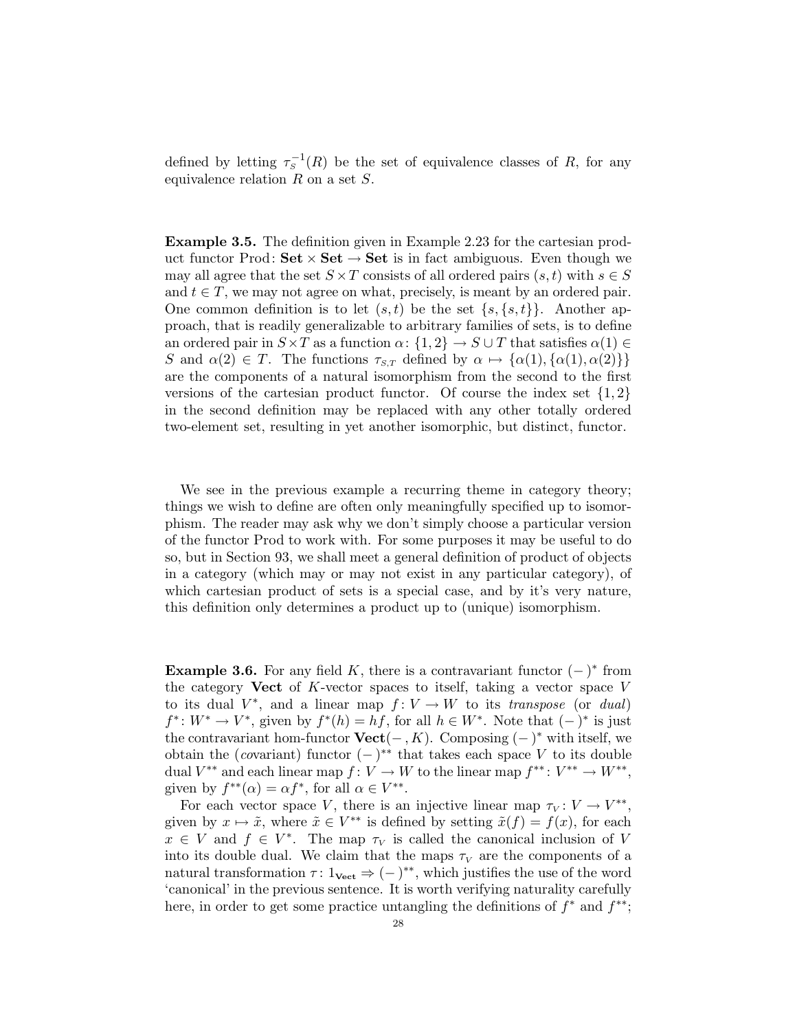defined by letting $\tau_S^{-1}(R)$ be the set of equivalence classes of $R$, for any equivalence relation $R$ on a set $S$.

**Example 3.5.** The definition given in Example 2.23 for the cartesian product functor $\mathrm{Prod}\colon \mathbf{Set} \times \mathbf{Set} \to \mathbf{Set}$ is in fact ambiguous. Even though we may all agree that the set $S \times T$ consists of all ordered pairs $(s,t)$ with $s \in S$ and $t \in T$, we may not agree on what, precisely, is meant by an ordered pair. One common definition is to let $(s,t)$ be the set $\{s, \{s,t\}\}$. Another approach, that is readily generalizable to arbitrary families of sets, is to define an ordered pair in $S \times T$ as a function $\alpha\colon \{1,2\} \to S \cup T$ that satisfies $\alpha(1) \in S$ and $\alpha(2) \in T$. The functions $\tau_{S,T}$ defined by $\alpha \mapsto \{\alpha(1), \{\alpha(1), \alpha(2)\}\}$ are the components of a natural isomorphism from the second to the first versions of the cartesian product functor. Of course the index set $\{1,2\}$ in the second definition may be replaced with any other totally ordered two-element set, resulting in yet another isomorphic, but distinct, functor.

We see in the previous example a recurring theme in category theory; things we wish to define are often only meaningfully specified up to isomorphism. The reader may ask why we don't simply choose a particular version of the functor Prod to work with. For some purposes it may be useful to do so, but in Section 93, we shall meet a general definition of product of objects in a category (which may or may not exist in any particular category), of which cartesian product of sets is a special case, and by it's very nature, this definition only determines a product up to (unique) isomorphism.

**Example 3.6.** For any field $K$, there is a contravariant functor $(-)^*$ from the category $\mathbf{Vect}$ of $K$-vector spaces to itself, taking a vector space $V$ to its dual $V^*$, and a linear map $f\colon V \to W$ to its *transpose* (or *dual*) $f^*\colon W^* \to V^*$, given by $f^*(h) = hf$, for all $h \in W^*$. Note that $(-)^*$ is just the contravariant hom-functor $\mathbf{Vect}(-, K)$. Composing $(-)^*$ with itself, we obtain the (*co*variant) functor $(-)^{**}$ that takes each space $V$ to its double dual $V^{**}$ and each linear map $f\colon V \to W$ to the linear map $f^{**}\colon V^{**} \to W^{**}$, given by $f^{**}(\alpha) = \alpha f^*$, for all $\alpha \in V^{**}$.

For each vector space $V$, there is an injective linear map $\tau_V\colon V \to V^{**}$, given by $x \mapsto \tilde{x}$, where $\tilde{x} \in V^{**}$ is defined by setting $\tilde{x}(f) = f(x)$, for each $x \in V$ and $f \in V^*$. The map $\tau_V$ is called the canonical inclusion of $V$ into its double dual. We claim that the maps $\tau_V$ are the components of a natural transformation $\tau\colon 1_{\mathbf{Vect}} \Rightarrow (-)^{**}$, which justifies the use of the word 'canonical' in the previous sentence. It is worth verifying naturality carefully here, in order to get some practice untangling the definitions of $f^*$ and $f^{**}$;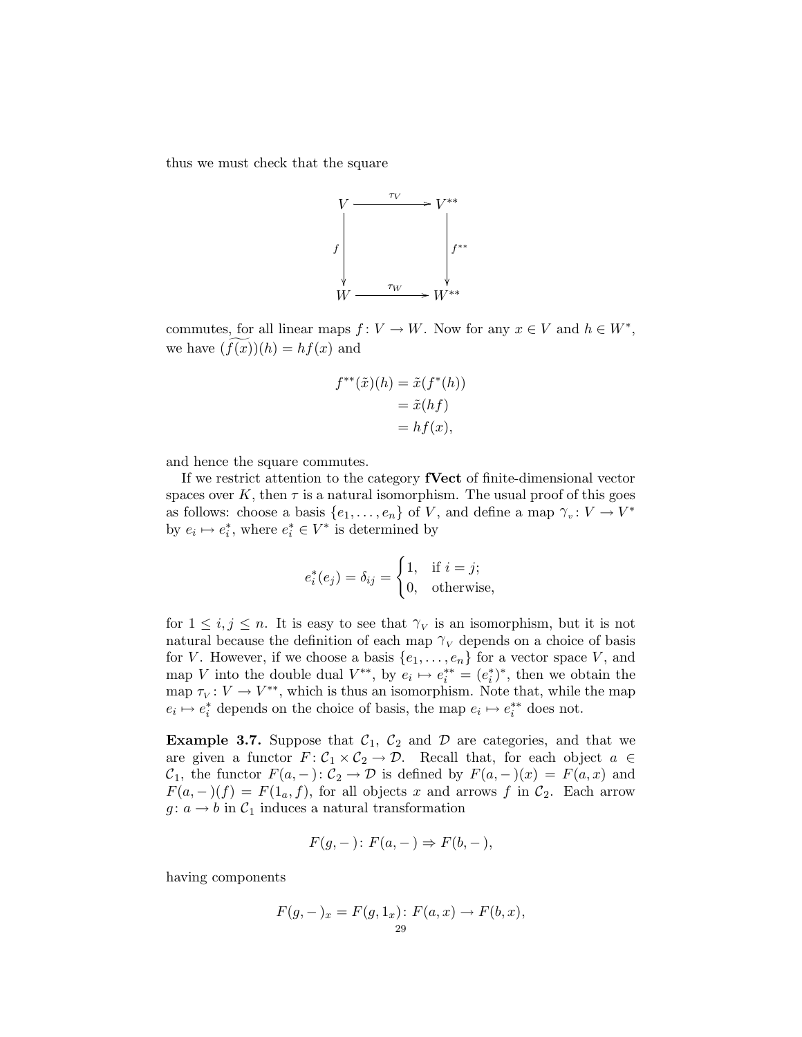thus we must check that the square

$$
\begin{array}{ccc}
V & \xrightarrow{\tau_V} & V^{**} \\
\Big\downarrow{\scriptstyle f} & & \Big\downarrow{\scriptstyle f^{**}} \\
W & \xrightarrow{\tau_W} & W^{**}
\end{array}
$$

commutes, for all linear maps $f\colon V \to W$. Now for any $x \in V$ and $h \in W^*$, we have $(\widetilde{f(x)})(h) = hf(x)$ and

$$
\begin{aligned}
f^{**}(\tilde{x})(h) &= \tilde{x}(f^*(h)) \\
&= \tilde{x}(hf) \\
&= hf(x),
\end{aligned}
$$

and hence the square commutes.

If we restrict attention to the category **fVect** of finite-dimensional vector spaces over $K$, then $\tau$ is a natural isomorphism. The usual proof of this goes as follows: choose a basis $\{e_1, \dots, e_n\}$ of $V$, and define a map $\gamma_v\colon V \to V^*$ by $e_i \mapsto e_i^*$, where $e_i^* \in V^*$ is determined by

$$
e_i^*(e_j) = \delta_{ij} = \begin{cases} 1, & \text{if } i = j; \\ 0, & \text{otherwise,} \end{cases}
$$

for $1 \leq i, j \leq n$. It is easy to see that $\gamma_V$ is an isomorphism, but it is not natural because the definition of each map $\gamma_V$ depends on a choice of basis for $V$. However, if we choose a basis $\{e_1, \dots, e_n\}$ for a vector space $V$, and map $V$ into the double dual $V^{**}$, by $e_i \mapsto e_i^{**} = (e_i^*)^*$, then we obtain the map $\tau_V\colon V \to V^{**}$, which is thus an isomorphism. Note that, while the map $e_i \mapsto e_i^*$ depends on the choice of basis, the map $e_i \mapsto e_i^{**}$ does not.

**Example 3.7.** Suppose that $\mathcal{C}_1$, $\mathcal{C}_2$ and $\mathcal{D}$ are categories, and that we are given a functor $F\colon \mathcal{C}_1 \times \mathcal{C}_2 \to \mathcal{D}$. Recall that, for each object $a \in \mathcal{C}_1$, the functor $F(a, -)\colon \mathcal{C}_2 \to \mathcal{D}$ is defined by $F(a, -)(x) = F(a, x)$ and $F(a, -)(f) = F(1_a, f)$, for all objects $x$ and arrows $f$ in $\mathcal{C}_2$. Each arrow $g\colon a \to b$ in $\mathcal{C}_1$ induces a natural transformation

$$
F(g, -)\colon F(a, -) \Rightarrow F(b, -),
$$

having components

$$
F(g, -)_x = F(g, 1_x)\colon F(a, x) \to F(b, x),
$$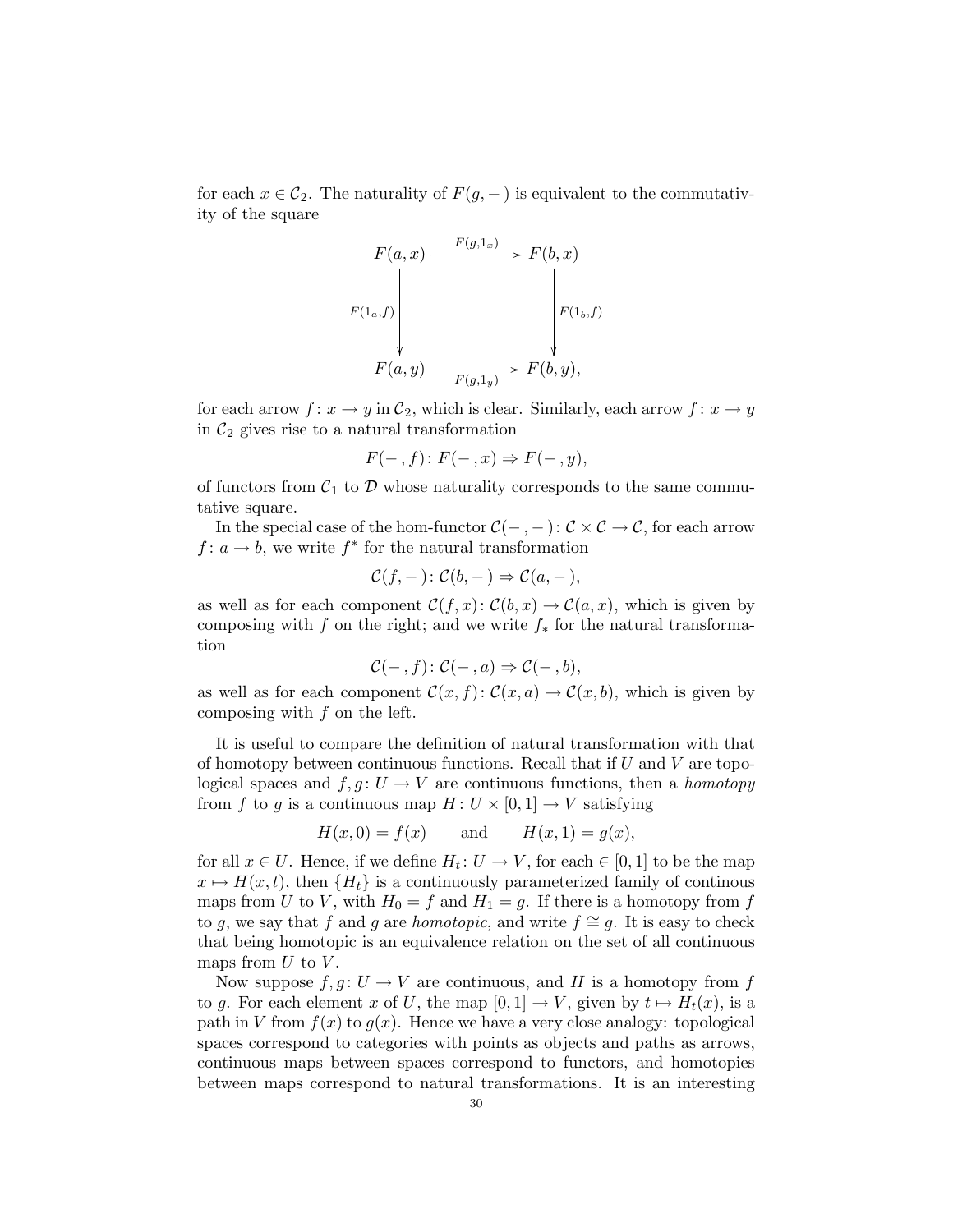for each $x \in \mathcal{C}_2$. The naturality of $F(g, -)$ is equivalent to the commutativity of the square

$$
\begin{array}{ccc}
F(a,x) & \xrightarrow{F(g,1_x)} & F(b,x) \\
{\scriptstyle F(1_a,f)}\downarrow & & \downarrow{\scriptstyle F(1_b,f)} \\
F(a,y) & \xrightarrow[F(g,1_y)]{} & F(b,y),
\end{array}
$$

for each arrow $f\colon x \to y$ in $\mathcal{C}_2$, which is clear. Similarly, each arrow $f\colon x \to y$ in $\mathcal{C}_2$ gives rise to a natural transformation

$$F(-, f)\colon F(-, x) \Rightarrow F(-, y),$$

of functors from $\mathcal{C}_1$ to $\mathcal{D}$ whose naturality corresponds to the same commutative square.

In the special case of the hom-functor $\mathcal{C}(-, -)\colon \mathcal{C} \times \mathcal{C} \to \mathcal{C}$, for each arrow $f\colon a \to b$, we write $f^*$ for the natural transformation

$$\mathcal{C}(f, -)\colon \mathcal{C}(b, -) \Rightarrow \mathcal{C}(a, -),$$

as well as for each component $\mathcal{C}(f, x)\colon \mathcal{C}(b, x) \to \mathcal{C}(a, x)$, which is given by composing with $f$ on the right; and we write $f_*$ for the natural transformation

$$\mathcal{C}(-, f)\colon \mathcal{C}(-, a) \Rightarrow \mathcal{C}(-, b),$$

as well as for each component $\mathcal{C}(x, f)\colon \mathcal{C}(x, a) \to \mathcal{C}(x, b)$, which is given by composing with $f$ on the left.

It is useful to compare the definition of natural transformation with that of homotopy between continuous functions. Recall that if $U$ and $V$ are topological spaces and $f, g\colon U \to V$ are continuous functions, then a *homotopy* from $f$ to $g$ is a continuous map $H\colon U \times [0, 1] \to V$ satisfying

$$H(x, 0) = f(x) \qquad \text{and} \qquad H(x, 1) = g(x),$$

for all $x \in U$. Hence, if we define $H_t\colon U \to V$, for each $\in [0, 1]$ to be the map $x \mapsto H(x, t)$, then $\{H_t\}$ is a continuously parameterized family of continous maps from $U$ to $V$, with $H_0 = f$ and $H_1 = g$. If there is a homotopy from $f$ to $g$, we say that $f$ and $g$ are *homotopic*, and write $f \cong g$. It is easy to check that being homotopic is an equivalence relation on the set of all continuous maps from $U$ to $V$.

Now suppose $f, g\colon U \to V$ are continuous, and $H$ is a homotopy from $f$ to $g$. For each element $x$ of $U$, the map $[0, 1] \to V$, given by $t \mapsto H_t(x)$, is a path in $V$ from $f(x)$ to $g(x)$. Hence we have a very close analogy: topological spaces correspond to categories with points as objects and paths as arrows, continuous maps between spaces correspond to functors, and homotopies between maps correspond to natural transformations. It is an interesting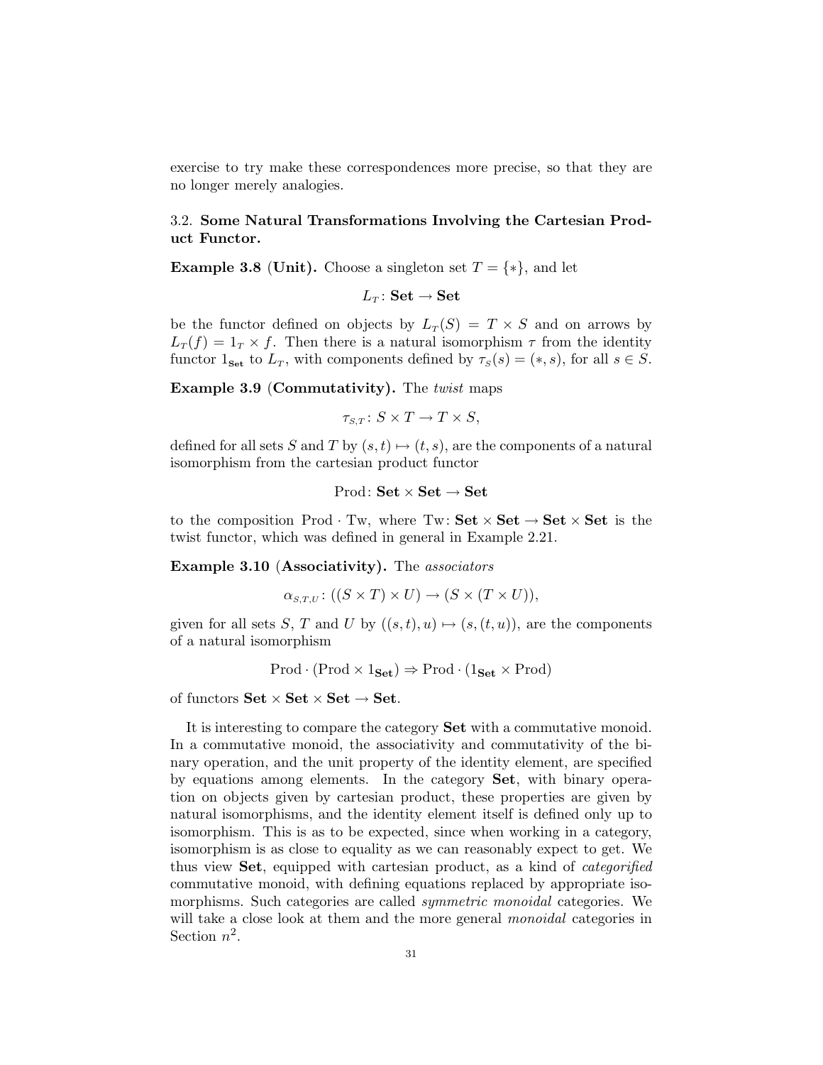exercise to try make these correspondences more precise, so that they are no longer merely analogies.

### 3.2. Some Natural Transformations Involving the Cartesian Product Functor.

**Example 3.8 (Unit).** Choose a singleton set $T = \{*\}$, and let

$$L_T \colon \mathbf{Set} \to \mathbf{Set}$$

be the functor defined on objects by $L_T(S) = T \times S$ and on arrows by $L_T(f) = 1_T \times f$. Then there is a natural isomorphism $\tau$ from the identity functor $1_{\mathbf{Set}}$ to $L_T$, with components defined by $\tau_S(s) = (*, s)$, for all $s \in S$.

**Example 3.9 (Commutativity).** The *twist* maps

$$\tau_{S,T} \colon S \times T \to T \times S,$$

defined for all sets $S$ and $T$ by $(s, t) \mapsto (t, s)$, are the components of a natural isomorphism from the cartesian product functor

$$\mathrm{Prod} \colon \mathbf{Set} \times \mathbf{Set} \to \mathbf{Set}$$

to the composition $\mathrm{Prod} \cdot \mathrm{Tw}$, where $\mathrm{Tw} \colon \mathbf{Set} \times \mathbf{Set} \to \mathbf{Set} \times \mathbf{Set}$ is the twist functor, which was defined in general in Example 2.21.

**Example 3.10 (Associativity).** The *associators*

$$\alpha_{S,T,U} \colon ((S \times T) \times U) \to (S \times (T \times U)),$$

given for all sets $S$, $T$ and $U$ by $((s, t), u) \mapsto (s, (t, u))$, are the components of a natural isomorphism

$$\mathrm{Prod} \cdot (\mathrm{Prod} \times 1_{\mathbf{Set}}) \Rightarrow \mathrm{Prod} \cdot (1_{\mathbf{Set}} \times \mathrm{Prod})$$

of functors $\mathbf{Set} \times \mathbf{Set} \times \mathbf{Set} \to \mathbf{Set}$.

It is interesting to compare the category **Set** with a commutative monoid. In a commutative monoid, the associativity and commutativity of the binary operation, and the unit property of the identity element, are specified by equations among elements. In the category **Set**, with binary operation on objects given by cartesian product, these properties are given by natural isomorphisms, and the identity element itself is defined only up to isomorphism. This is as to be expected, since when working in a category, isomorphism is as close to equality as we can reasonably expect to get. We thus view **Set**, equipped with cartesian product, as a kind of *categorified* commutative monoid, with defining equations replaced by appropriate isomorphisms. Such categories are called *symmetric monoidal* categories. We will take a close look at them and the more general *monoidal* categories in Section $n^2$.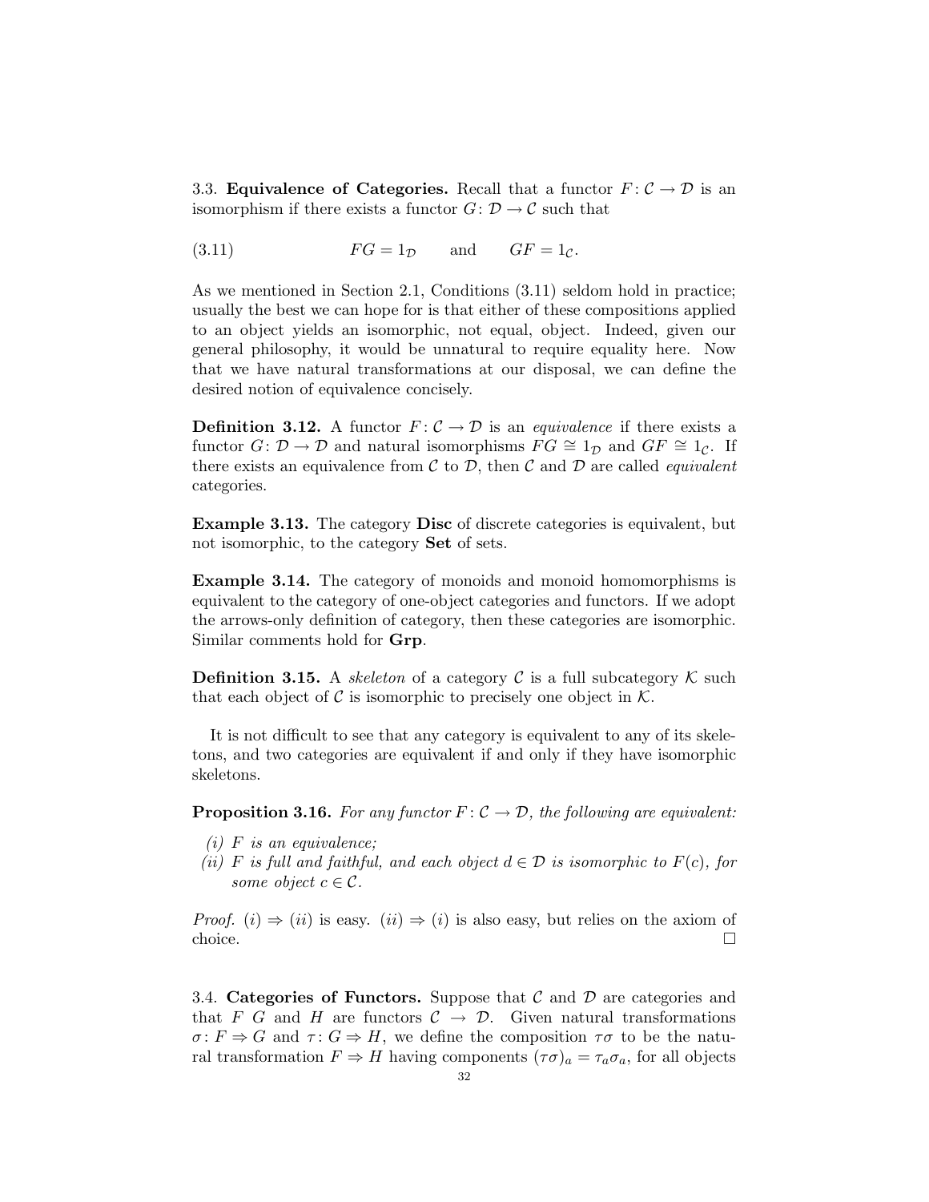3.3. **Equivalence of Categories.** Recall that a functor $F\colon \mathcal{C} \to \mathcal{D}$ is an isomorphism if there exists a functor $G\colon \mathcal{D} \to \mathcal{C}$ such that

$$FG = 1_{\mathcal{D}} \qquad \text{and} \qquad GF = 1_{\mathcal{C}}. \tag{3.11}$$

As we mentioned in Section 2.1, Conditions (3.11) seldom hold in practice; usually the best we can hope for is that either of these compositions applied to an object yields an isomorphic, not equal, object. Indeed, given our general philosophy, it would be unnatural to require equality here. Now that we have natural transformations at our disposal, we can define the desired notion of equivalence concisely.

**Definition 3.12.** A functor $F\colon \mathcal{C} \to \mathcal{D}$ is an *equivalence* if there exists a functor $G\colon \mathcal{D} \to \mathcal{D}$ and natural isomorphisms $FG \cong 1_{\mathcal{D}}$ and $GF \cong 1_{\mathcal{C}}$. If there exists an equivalence from $\mathcal{C}$ to $\mathcal{D}$, then $\mathcal{C}$ and $\mathcal{D}$ are called *equivalent* categories.

**Example 3.13.** The category **Disc** of discrete categories is equivalent, but not isomorphic, to the category **Set** of sets.

**Example 3.14.** The category of monoids and monoid homomorphisms is equivalent to the category of one-object categories and functors. If we adopt the arrows-only definition of category, then these categories are isomorphic. Similar comments hold for **Grp**.

**Definition 3.15.** A *skeleton* of a category $\mathcal{C}$ is a full subcategory $\mathcal{K}$ such that each object of $\mathcal{C}$ is isomorphic to precisely one object in $\mathcal{K}$.

It is not difficult to see that any category is equivalent to any of its skeletons, and two categories are equivalent if and only if they have isomorphic skeletons.

**Proposition 3.16.** *For any functor $F\colon \mathcal{C} \to \mathcal{D}$, the following are equivalent:*

*(i) $F$ is an equivalence;*
*(ii) $F$ is full and faithful, and each object $d \in \mathcal{D}$ is isomorphic to $F(c)$, for some object $c \in \mathcal{C}$.*

*Proof.* $(i) \Rightarrow (ii)$ is easy. $(ii) \Rightarrow (i)$ is also easy, but relies on the axiom of choice. □

3.4. **Categories of Functors.** Suppose that $\mathcal{C}$ and $\mathcal{D}$ are categories and that $F$ $G$ and $H$ are functors $\mathcal{C} \to \mathcal{D}$. Given natural transformations $\sigma\colon F \Rightarrow G$ and $\tau\colon G \Rightarrow H$, we define the composition $\tau\sigma$ to be the natural transformation $F \Rightarrow H$ having components $(\tau\sigma)_a = \tau_a\sigma_a$, for all objects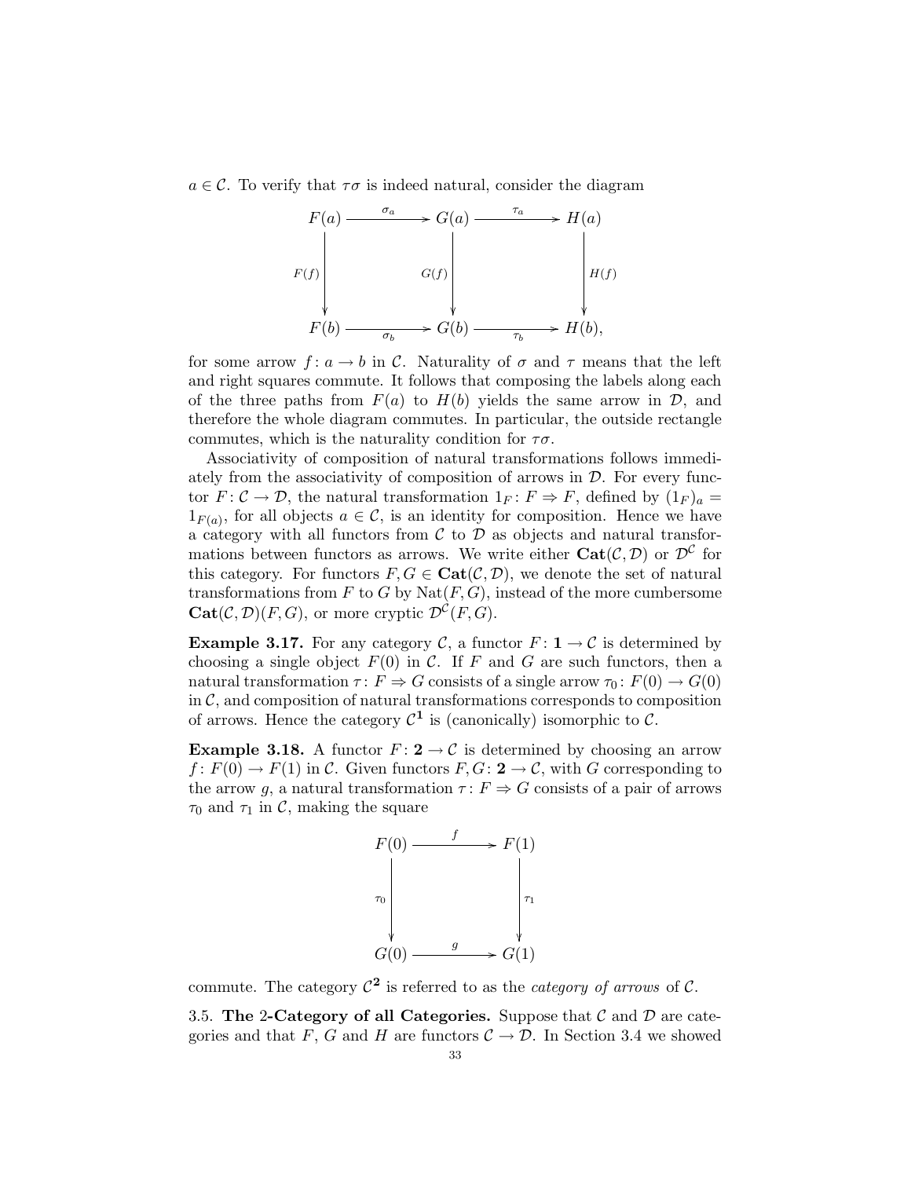$a \in \mathcal{C}$. To verify that $\tau\sigma$ is indeed natural, consider the diagram

$$\begin{array}{ccccc}
F(a) & \xrightarrow{\sigma_a} & G(a) & \xrightarrow{\tau_a} & H(a) \\
\big\downarrow{\scriptstyle F(f)} & & \big\downarrow{\scriptstyle G(f)} & & \big\downarrow{\scriptstyle H(f)} \\
F(b) & \xrightarrow[\sigma_b]{} & G(b) & \xrightarrow[\tau_b]{} & H(b),
\end{array}$$

for some arrow $f\colon a \to b$ in $\mathcal{C}$. Naturality of $\sigma$ and $\tau$ means that the left and right squares commute. It follows that composing the labels along each of the three paths from $F(a)$ to $H(b)$ yields the same arrow in $\mathcal{D}$, and therefore the whole diagram commutes. In particular, the outside rectangle commutes, which is the naturality condition for $\tau\sigma$.

Associativity of composition of natural transformations follows immediately from the associativity of composition of arrows in $\mathcal{D}$. For every functor $F\colon \mathcal{C} \to \mathcal{D}$, the natural transformation $1_F\colon F \Rightarrow F$, defined by $(1_F)_a = 1_{F(a)}$, for all objects $a \in \mathcal{C}$, is an identity for composition. Hence we have a category with all functors from $\mathcal{C}$ to $\mathcal{D}$ as objects and natural transformations between functors as arrows. We write either $\mathbf{Cat}(\mathcal{C}, \mathcal{D})$ or $\mathcal{D}^{\mathcal{C}}$ for this category. For functors $F, G \in \mathbf{Cat}(\mathcal{C}, \mathcal{D})$, we denote the set of natural transformations from $F$ to $G$ by $\mathrm{Nat}(F, G)$, instead of the more cumbersome $\mathbf{Cat}(\mathcal{C}, \mathcal{D})(F, G)$, or more cryptic $\mathcal{D}^{\mathcal{C}}(F, G)$.

**Example 3.17.** For any category $\mathcal{C}$, a functor $F\colon \mathbf{1} \to \mathcal{C}$ is determined by choosing a single object $F(0)$ in $\mathcal{C}$. If $F$ and $G$ are such functors, then a natural transformation $\tau\colon F \Rightarrow G$ consists of a single arrow $\tau_0\colon F(0) \to G(0)$ in $\mathcal{C}$, and composition of natural transformations corresponds to composition of arrows. Hence the category $\mathcal{C}^{\mathbf{1}}$ is (canonically) isomorphic to $\mathcal{C}$.

**Example 3.18.** A functor $F\colon \mathbf{2} \to \mathcal{C}$ is determined by choosing an arrow $f\colon F(0) \to F(1)$ in $\mathcal{C}$. Given functors $F, G\colon \mathbf{2} \to \mathcal{C}$, with $G$ corresponding to the arrow $g$, a natural transformation $\tau\colon F \Rightarrow G$ consists of a pair of arrows $\tau_0$ and $\tau_1$ in $\mathcal{C}$, making the square

$$\begin{array}{ccc}
F(0) & \xrightarrow{f} & F(1) \\
\big\downarrow{\scriptstyle \tau_0} & & \big\downarrow{\scriptstyle \tau_1} \\
G(0) & \xrightarrow{g} & G(1)
\end{array}$$

commute. The category $\mathcal{C}^{\mathbf{2}}$ is referred to as the *category of arrows* of $\mathcal{C}$.

3.5. **The 2-Category of all Categories.** Suppose that $\mathcal{C}$ and $\mathcal{D}$ are categories and that $F$, $G$ and $H$ are functors $\mathcal{C} \to \mathcal{D}$. In Section 3.4 we showed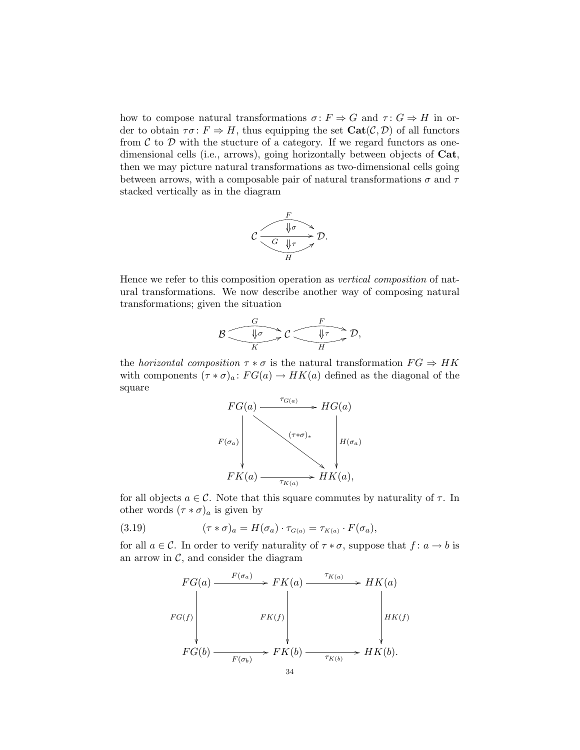how to compose natural transformations $\sigma\colon F \Rightarrow G$ and $\tau\colon G \Rightarrow H$ in order to obtain $\tau\sigma\colon F \Rightarrow H$, thus equipping the set $\mathbf{Cat}(\mathcal{C}, \mathcal{D})$ of all functors from $\mathcal{C}$ to $\mathcal{D}$ with the stucture of a category. If we regard functors as one-dimensional cells (i.e., arrows), going horizontally between objects of $\mathbf{Cat}$, then we may picture natural transformations as two-dimensional cells going between arrows, with a composable pair of natural transformations $\sigma$ and $\tau$ stacked vertically as in the diagram

$$\mathcal{C} \;\underset{H}{\overset{F}{\rightrightarrows}}\; \mathcal{D}, \quad F \overset{\sigma}{\Downarrow} G \overset{\tau}{\Downarrow} H \quad (\text{with } G\colon \mathcal{C} \to \mathcal{D} \text{ the middle arrow}).$$

Hence we refer to this composition operation as *vertical composition* of natural transformations. We now describe another way of composing natural transformations; given the situation

$$\mathcal{B} \;\underset{K}{\overset{G}{\rightrightarrows}}\; \mathcal{C} \;\underset{H}{\overset{F}{\rightrightarrows}}\; \mathcal{D}, \quad \sigma\colon G \Rightarrow K, \quad \tau\colon F \Rightarrow H,$$

the *horizontal composition* $\tau * \sigma$ is the natural transformation $FG \Rightarrow HK$ with components $(\tau * \sigma)_a\colon FG(a) \to HK(a)$ defined as the diagonal of the square

$$\begin{array}{ccc}
FG(a) & \xrightarrow{\tau_{G(a)}} & HG(a) \\
{\scriptstyle F(\sigma_a)}\downarrow & \searrow^{(\tau*\sigma)_*} & \downarrow{\scriptstyle H(\sigma_a)} \\
FK(a) & \xrightarrow[\tau_{K(a)}]{} & HK(a),
\end{array}$$

for all objects $a \in \mathcal{C}$. Note that this square commutes by naturality of $\tau$. In other words $(\tau * \sigma)_a$ is given by

$$(\tau * \sigma)_a = H(\sigma_a) \cdot \tau_{G(a)} = \tau_{K(a)} \cdot F(\sigma_a), \tag{3.19}$$

for all $a \in \mathcal{C}$. In order to verify naturality of $\tau * \sigma$, suppose that $f\colon a \to b$ is an arrow in $\mathcal{C}$, and consider the diagram

$$\begin{array}{ccccc}
FG(a) & \xrightarrow{F(\sigma_a)} & FK(a) & \xrightarrow{\tau_{K(a)}} & HK(a) \\
{\scriptstyle FG(f)}\downarrow & & \downarrow{\scriptstyle FK(f)} & & \downarrow{\scriptstyle HK(f)} \\
FG(b) & \xrightarrow[F(\sigma_b)]{} & FK(b) & \xrightarrow[\tau_{K(b)}]{} & HK(b).
\end{array}$$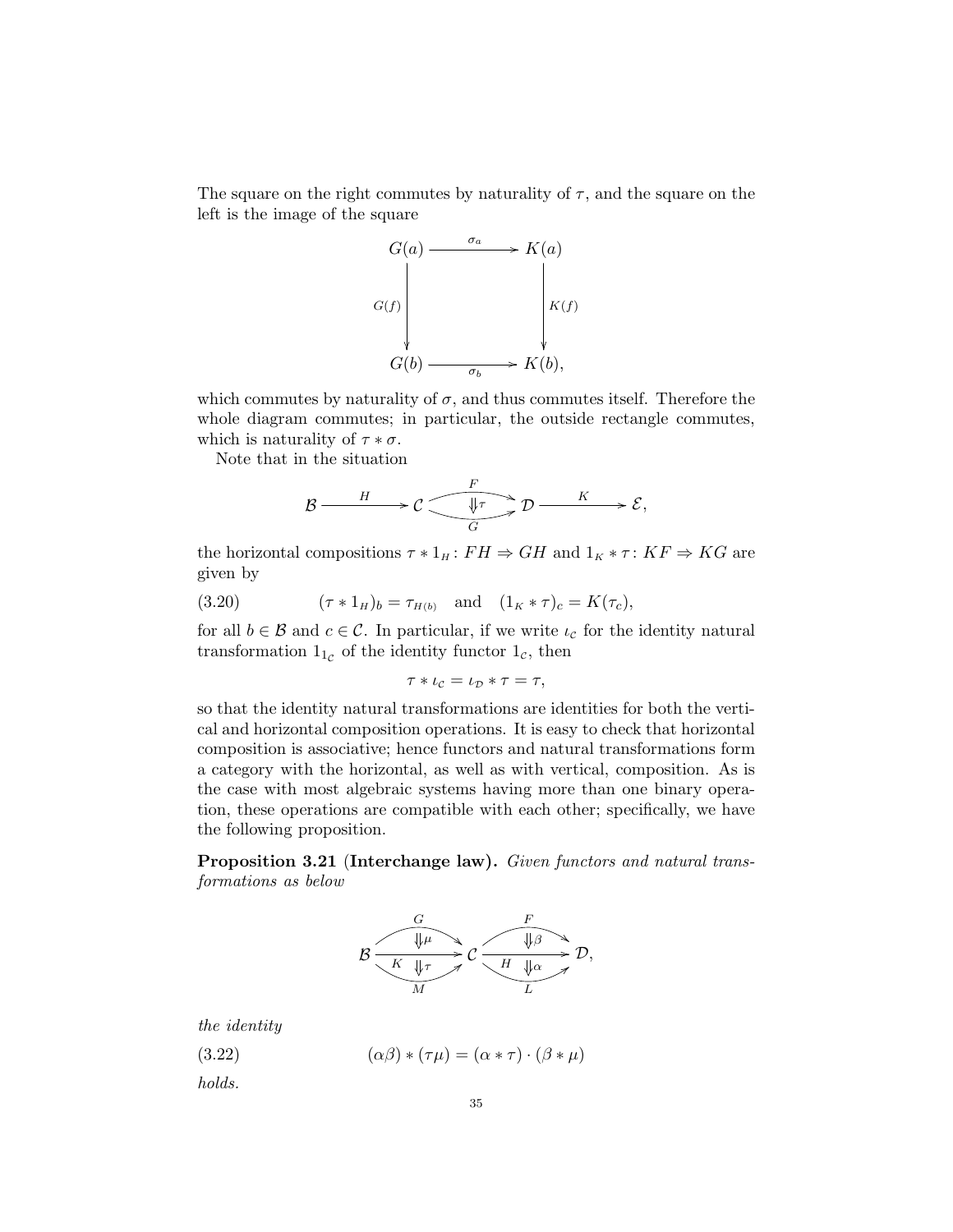The square on the right commutes by naturality of $\tau$, and the square on the left is the image of the square

$$\begin{array}{ccc}
G(a) & \xrightarrow{\sigma_a} & K(a) \\
{\scriptstyle G(f)}\downarrow & & \downarrow{\scriptstyle K(f)} \\
G(b) & \xrightarrow[\sigma_b]{} & K(b),
\end{array}$$

which commutes by naturality of $\sigma$, and thus commutes itself. Therefore the whole diagram commutes; in particular, the outside rectangle commutes, which is naturality of $\tau * \sigma$.

Note that in the situation

$$\mathcal{B} \xrightarrow{H} \mathcal{C} \underset{G}{\overset{F}{\rightrightarrows}} \mathcal{D} \xrightarrow{K} \mathcal{E}, \quad (\Downarrow \tau)$$

the horizontal compositions $\tau * 1_H : FH \Rightarrow GH$ and $1_K * \tau : KF \Rightarrow KG$ are given by

$$(3.20) \qquad (\tau * 1_H)_b = \tau_{H(b)} \quad \text{and} \quad (1_K * \tau)_c = K(\tau_c),$$

for all $b \in \mathcal{B}$ and $c \in \mathcal{C}$. In particular, if we write $\iota_{\mathcal{C}}$ for the identity natural transformation $1_{1_{\mathcal{C}}}$ of the identity functor $1_{\mathcal{C}}$, then

$$\tau * \iota_{\mathcal{C}} = \iota_{\mathcal{D}} * \tau = \tau,$$

so that the identity natural transformations are identities for both the vertical and horizontal composition operations. It is easy to check that horizontal composition is associative; hence functors and natural transformations form a category with the horizontal, as well as with vertical, composition. As is the case with most algebraic systems having more than one binary operation, these operations are compatible with each other; specifically, we have the following proposition.

**Proposition 3.21 (Interchange law).** *Given functors and natural transformations as below*

$$\mathcal{B} \underset{M}{\overset{G}{\longrightarrow}} \mathcal{C} \underset{L}{\overset{F}{\longrightarrow}} \mathcal{D}, \quad G \overset{\mu}{\Rightarrow} K \overset{\tau}{\Rightarrow} M, \quad F \overset{\beta}{\Rightarrow} H \overset{\alpha}{\Rightarrow} L$$

*the identity*

$$(3.22) \qquad (\alpha\beta) * (\tau\mu) = (\alpha * \tau) \cdot (\beta * \mu)$$

*holds.*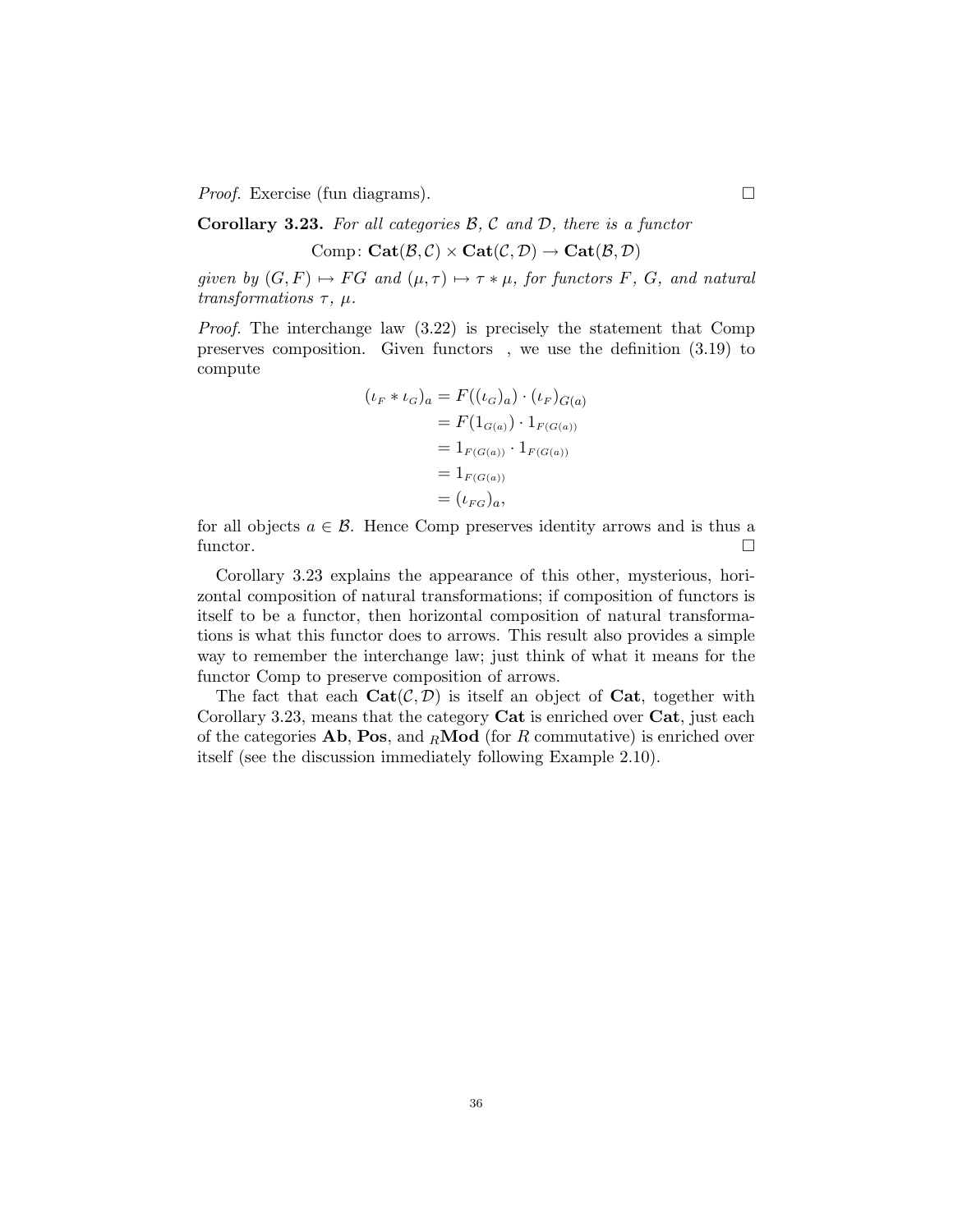*Proof.* Exercise (fun diagrams). □

**Corollary 3.23.** *For all categories $\mathcal{B}$, $\mathcal{C}$ and $\mathcal{D}$, there is a functor*

$$\text{Comp}\colon \mathbf{Cat}(\mathcal{B},\mathcal{C}) \times \mathbf{Cat}(\mathcal{C},\mathcal{D}) \to \mathbf{Cat}(\mathcal{B},\mathcal{D})$$

*given by $(G, F) \mapsto FG$ and $(\mu, \tau) \mapsto \tau * \mu$, for functors $F$, $G$, and natural transformations $\tau$, $\mu$.*

*Proof.* The interchange law (3.22) is precisely the statement that Comp preserves composition. Given functors , we use the definition (3.19) to compute

$$\begin{aligned}
(\iota_F * \iota_G)_a &= F((\iota_G)_a) \cdot (\iota_F)_{G(a)} \\
&= F(1_{G(a)}) \cdot 1_{F(G(a))} \\
&= 1_{F(G(a))} \cdot 1_{F(G(a))} \\
&= 1_{F(G(a))} \\
&= (\iota_{FG})_a,
\end{aligned}$$

for all objects $a \in \mathcal{B}$. Hence Comp preserves identity arrows and is thus a functor. □

Corollary 3.23 explains the appearance of this other, mysterious, horizontal composition of natural transformations; if composition of functors is itself to be a functor, then horizontal composition of natural transformations is what this functor does to arrows. This result also provides a simple way to remember the interchange law; just think of what it means for the functor Comp to preserve composition of arrows.

The fact that each $\mathbf{Cat}(\mathcal{C},\mathcal{D})$ is itself an object of $\mathbf{Cat}$, together with Corollary 3.23, means that the category $\mathbf{Cat}$ is enriched over $\mathbf{Cat}$, just each of the categories $\mathbf{Ab}$, $\mathbf{Pos}$, and ${}_R\mathbf{Mod}$ (for $R$ commutative) is enriched over itself (see the discussion immediately following Example 2.10).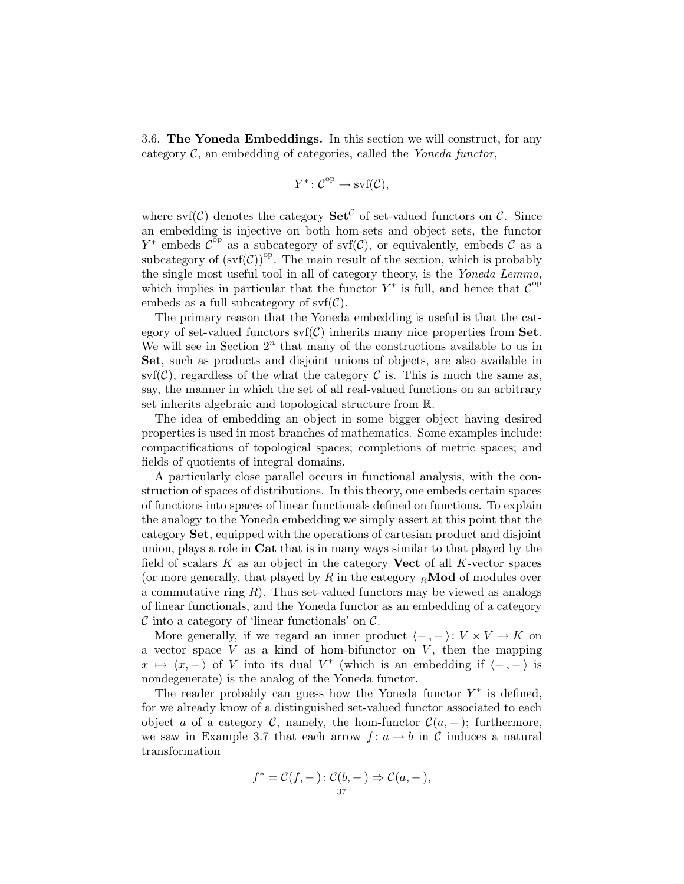3.6. **The Yoneda Embeddings.** In this section we will construct, for any category $\mathcal{C}$, an embedding of categories, called the *Yoneda functor*,

$$Y^* \colon \mathcal{C}^{\mathrm{op}} \to \mathrm{svf}(\mathcal{C}),$$

where $\mathrm{svf}(\mathcal{C})$ denotes the category $\mathbf{Set}^{\mathcal{C}}$ of set-valued functors on $\mathcal{C}$. Since an embedding is injective on both hom-sets and object sets, the functor $Y^*$ embeds $\mathcal{C}^{\mathrm{op}}$ as a subcategory of $\mathrm{svf}(\mathcal{C})$, or equivalently, embeds $\mathcal{C}$ as a subcategory of $(\mathrm{svf}(\mathcal{C}))^{\mathrm{op}}$. The main result of the section, which is probably the single most useful tool in all of category theory, is the *Yoneda Lemma*, which implies in particular that the functor $Y^*$ is full, and hence that $\mathcal{C}^{\mathrm{op}}$ embeds as a full subcategory of $\mathrm{svf}(\mathcal{C})$.

The primary reason that the Yoneda embedding is useful is that the category of set-valued functors $\mathrm{svf}(\mathcal{C})$ inherits many nice properties from $\mathbf{Set}$. We will see in Section $2^n$ that many of the constructions available to us in $\mathbf{Set}$, such as products and disjoint unions of objects, are also available in $\mathrm{svf}(\mathcal{C})$, regardless of the what the category $\mathcal{C}$ is. This is much the same as, say, the manner in which the set of all real-valued functions on an arbitrary set inherits algebraic and topological structure from $\mathbb{R}$.

The idea of embedding an object in some bigger object having desired properties is used in most branches of mathematics. Some examples include: compactifications of topological spaces; completions of metric spaces; and fields of quotients of integral domains.

A particularly close parallel occurs in functional analysis, with the construction of spaces of distributions. In this theory, one embeds certain spaces of functions into spaces of linear functionals defined on functions. To explain the analogy to the Yoneda embedding we simply assert at this point that the category $\mathbf{Set}$, equipped with the operations of cartesian product and disjoint union, plays a role in $\mathbf{Cat}$ that is in many ways similar to that played by the field of scalars $K$ as an object in the category $\mathbf{Vect}$ of all $K$-vector spaces (or more generally, that played by $R$ in the category ${}_R\mathbf{Mod}$ of modules over a commutative ring $R$). Thus set-valued functors may be viewed as analogs of linear functionals, and the Yoneda functor as an embedding of a category $\mathcal{C}$ into a category of 'linear functionals' on $\mathcal{C}$.

More generally, if we regard an inner product $\langle -, - \rangle \colon V \times V \to K$ on a vector space $V$ as a kind of hom-bifunctor on $V$, then the mapping $x \mapsto \langle x, - \rangle$ of $V$ into its dual $V^*$ (which is an embedding if $\langle -, - \rangle$ is nondegenerate) is the analog of the Yoneda functor.

The reader probably can guess how the Yoneda functor $Y^*$ is defined, for we already know of a distinguished set-valued functor associated to each object $a$ of a category $\mathcal{C}$, namely, the hom-functor $\mathcal{C}(a, -)$; furthermore, we saw in Example 3.7 that each arrow $f \colon a \to b$ in $\mathcal{C}$ induces a natural transformation

$$f^* = \mathcal{C}(f, -) \colon \mathcal{C}(b, -) \Rightarrow \mathcal{C}(a, -),$$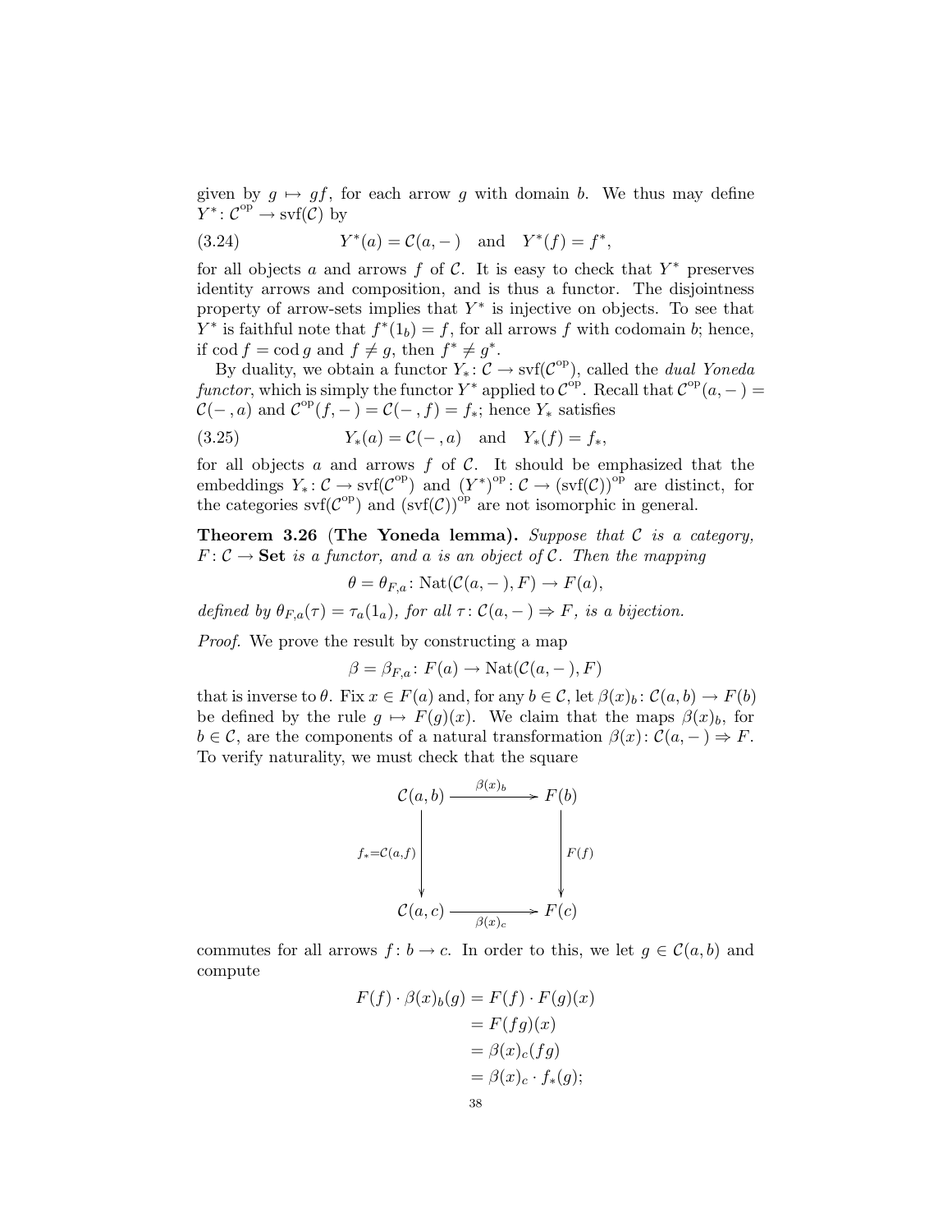given by $g \mapsto gf$, for each arrow $g$ with domain $b$. We thus may define $Y^* \colon \mathcal{C}^{\mathrm{op}} \to \mathrm{svf}(\mathcal{C})$ by

$$Y^*(a) = \mathcal{C}(a, -\,) \quad \text{and} \quad Y^*(f) = f^*, \tag{3.24}$$

for all objects $a$ and arrows $f$ of $\mathcal{C}$. It is easy to check that $Y^*$ preserves identity arrows and composition, and is thus a functor. The disjointness property of arrow-sets implies that $Y^*$ is injective on objects. To see that $Y^*$ is faithful note that $f^*(1_b) = f$, for all arrows $f$ with codomain $b$; hence, if $\operatorname{cod} f = \operatorname{cod} g$ and $f \neq g$, then $f^* \neq g^*$.

By duality, we obtain a functor $Y_* \colon \mathcal{C} \to \mathrm{svf}(\mathcal{C}^{\mathrm{op}})$, called the *dual Yoneda functor*, which is simply the functor $Y^*$ applied to $\mathcal{C}^{\mathrm{op}}$. Recall that $\mathcal{C}^{\mathrm{op}}(a, -\,) = \mathcal{C}(-\,, a)$ and $\mathcal{C}^{\mathrm{op}}(f, -\,) = \mathcal{C}(-\,, f) = f_*$; hence $Y_*$ satisfies

$$Y_*(a) = \mathcal{C}(-\,, a) \quad \text{and} \quad Y_*(f) = f_*, \tag{3.25}$$

for all objects $a$ and arrows $f$ of $\mathcal{C}$. It should be emphasized that the embeddings $Y_* \colon \mathcal{C} \to \mathrm{svf}(\mathcal{C}^{\mathrm{op}})$ and $(Y^*)^{\mathrm{op}} \colon \mathcal{C} \to (\mathrm{svf}(\mathcal{C}))^{\mathrm{op}}$ are distinct, for the categories $\mathrm{svf}(\mathcal{C}^{\mathrm{op}})$ and $(\mathrm{svf}(\mathcal{C}))^{\mathrm{op}}$ are not isomorphic in general.

**Theorem 3.26** (**The Yoneda lemma).** *Suppose that $\mathcal{C}$ is a category, $F \colon \mathcal{C} \to \mathbf{Set}$ is a functor, and $a$ is an object of $\mathcal{C}$. Then the mapping*

$$\theta = \theta_{F,a} \colon \mathrm{Nat}(\mathcal{C}(a, -\,), F) \to F(a),$$

*defined by $\theta_{F,a}(\tau) = \tau_a(1_a)$, for all $\tau \colon \mathcal{C}(a, -\,) \Rightarrow F$, is a bijection.*

*Proof.* We prove the result by constructing a map

$$\beta = \beta_{F,a} \colon F(a) \to \mathrm{Nat}(\mathcal{C}(a, -\,), F)$$

that is inverse to $\theta$. Fix $x \in F(a)$ and, for any $b \in \mathcal{C}$, let $\beta(x)_b \colon \mathcal{C}(a, b) \to F(b)$ be defined by the rule $g \mapsto F(g)(x)$. We claim that the maps $\beta(x)_b$, for $b \in \mathcal{C}$, are the components of a natural transformation $\beta(x) \colon \mathcal{C}(a, -\,) \Rightarrow F$. To verify naturality, we must check that the square

$$\begin{array}{ccc}
\mathcal{C}(a,b) & \xrightarrow{\ \beta(x)_b\ } & F(b) \\
{\scriptstyle f_* = \mathcal{C}(a,f)} \downarrow & & \downarrow {\scriptstyle F(f)} \\
\mathcal{C}(a,c) & \xrightarrow[\ \beta(x)_c\ ]{} & F(c)
\end{array}$$

commutes for all arrows $f \colon b \to c$. In order to this, we let $g \in \mathcal{C}(a, b)$ and compute

$$\begin{aligned}
F(f) \cdot \beta(x)_b(g) &= F(f) \cdot F(g)(x) \\
&= F(fg)(x) \\
&= \beta(x)_c(fg) \\
&= \beta(x)_c \cdot f_*(g);
\end{aligned}$$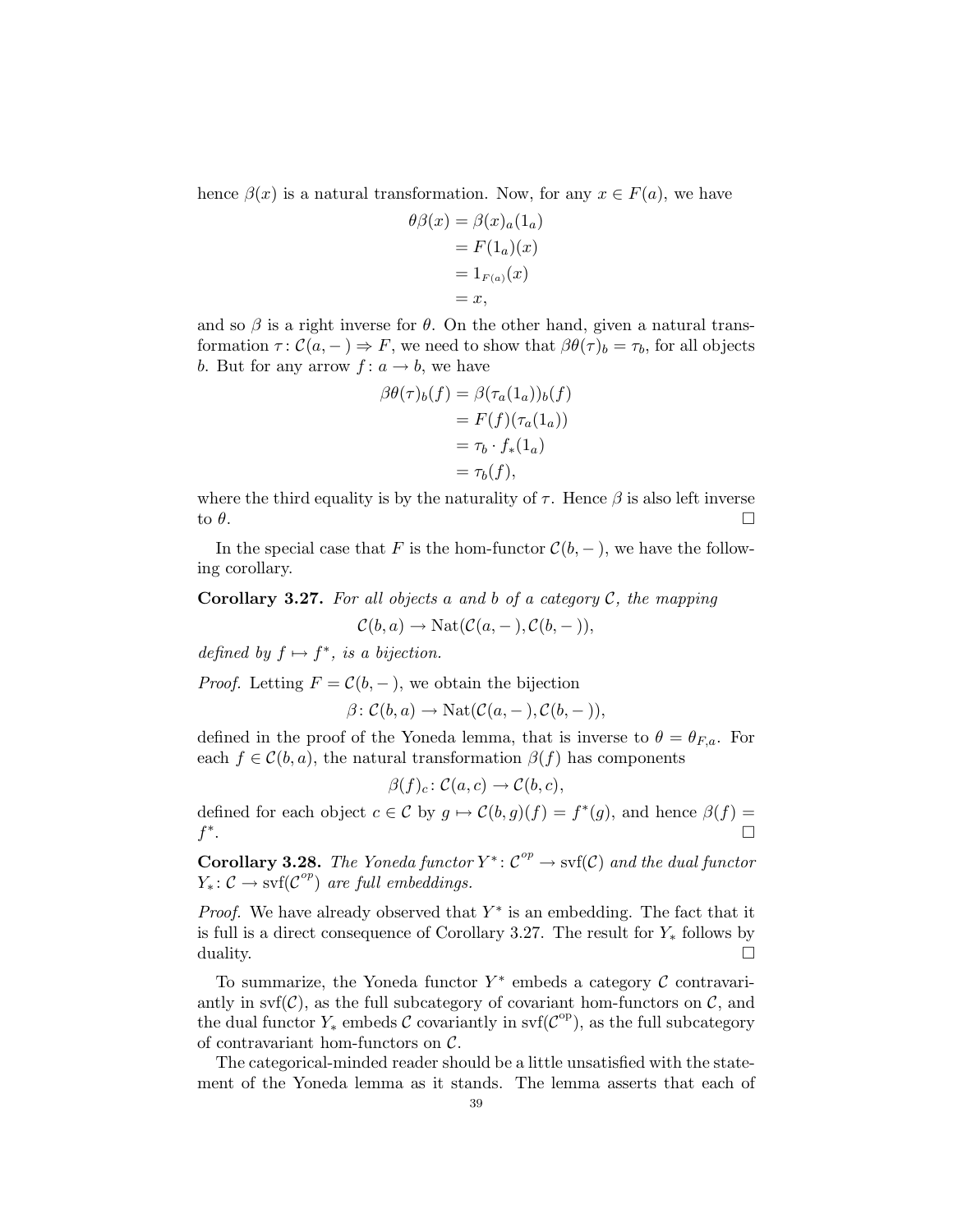hence $\beta(x)$ is a natural transformation. Now, for any $x \in F(a)$, we have

$$\begin{aligned}
\theta\beta(x) &= \beta(x)_a(1_a) \\
&= F(1_a)(x) \\
&= 1_{F(a)}(x) \\
&= x,
\end{aligned}$$

and so $\beta$ is a right inverse for $\theta$. On the other hand, given a natural transformation $\tau \colon \mathcal{C}(a, -) \Rightarrow F$, we need to show that $\beta\theta(\tau)_b = \tau_b$, for all objects $b$. But for any arrow $f \colon a \to b$, we have

$$\begin{aligned}
\beta\theta(\tau)_b(f) &= \beta(\tau_a(1_a))_b(f) \\
&= F(f)(\tau_a(1_a)) \\
&= \tau_b \cdot f_*(1_a) \\
&= \tau_b(f),
\end{aligned}$$

where the third equality is by the naturality of $\tau$. Hence $\beta$ is also left inverse to $\theta$. □

In the special case that $F$ is the hom-functor $\mathcal{C}(b, -)$, we have the following corollary.

**Corollary 3.27.** *For all objects $a$ and $b$ of a category $\mathcal{C}$, the mapping*

$$\mathcal{C}(b, a) \to \mathrm{Nat}(\mathcal{C}(a, -), \mathcal{C}(b, -)),$$

*defined by $f \mapsto f^*$, is a bijection.*

*Proof.* Letting $F = \mathcal{C}(b, -)$, we obtain the bijection

$$\beta \colon \mathcal{C}(b, a) \to \mathrm{Nat}(\mathcal{C}(a, -), \mathcal{C}(b, -)),$$

defined in the proof of the Yoneda lemma, that is inverse to $\theta = \theta_{F,a}$. For each $f \in \mathcal{C}(b, a)$, the natural transformation $\beta(f)$ has components

$$\beta(f)_c \colon \mathcal{C}(a, c) \to \mathcal{C}(b, c),$$

defined for each object $c \in \mathcal{C}$ by $g \mapsto \mathcal{C}(b, g)(f) = f^*(g)$, and hence $\beta(f) = f^*$. □

**Corollary 3.28.** *The Yoneda functor $Y^* \colon \mathcal{C}^{op} \to \mathrm{svf}(\mathcal{C})$ and the dual functor $Y_* \colon \mathcal{C} \to \mathrm{svf}(\mathcal{C}^{op})$ are full embeddings.*

*Proof.* We have already observed that $Y^*$ is an embedding. The fact that it is full is a direct consequence of Corollary 3.27. The result for $Y_*$ follows by duality. □

To summarize, the Yoneda functor $Y^*$ embeds a category $\mathcal{C}$ contravariantly in $\mathrm{svf}(\mathcal{C})$, as the full subcategory of covariant hom-functors on $\mathcal{C}$, and the dual functor $Y_*$ embeds $\mathcal{C}$ covariantly in $\mathrm{svf}(\mathcal{C}^{\mathrm{op}})$, as the full subcategory of contravariant hom-functors on $\mathcal{C}$.

The categorical-minded reader should be a little unsatisfied with the statement of the Yoneda lemma as it stands. The lemma asserts that each of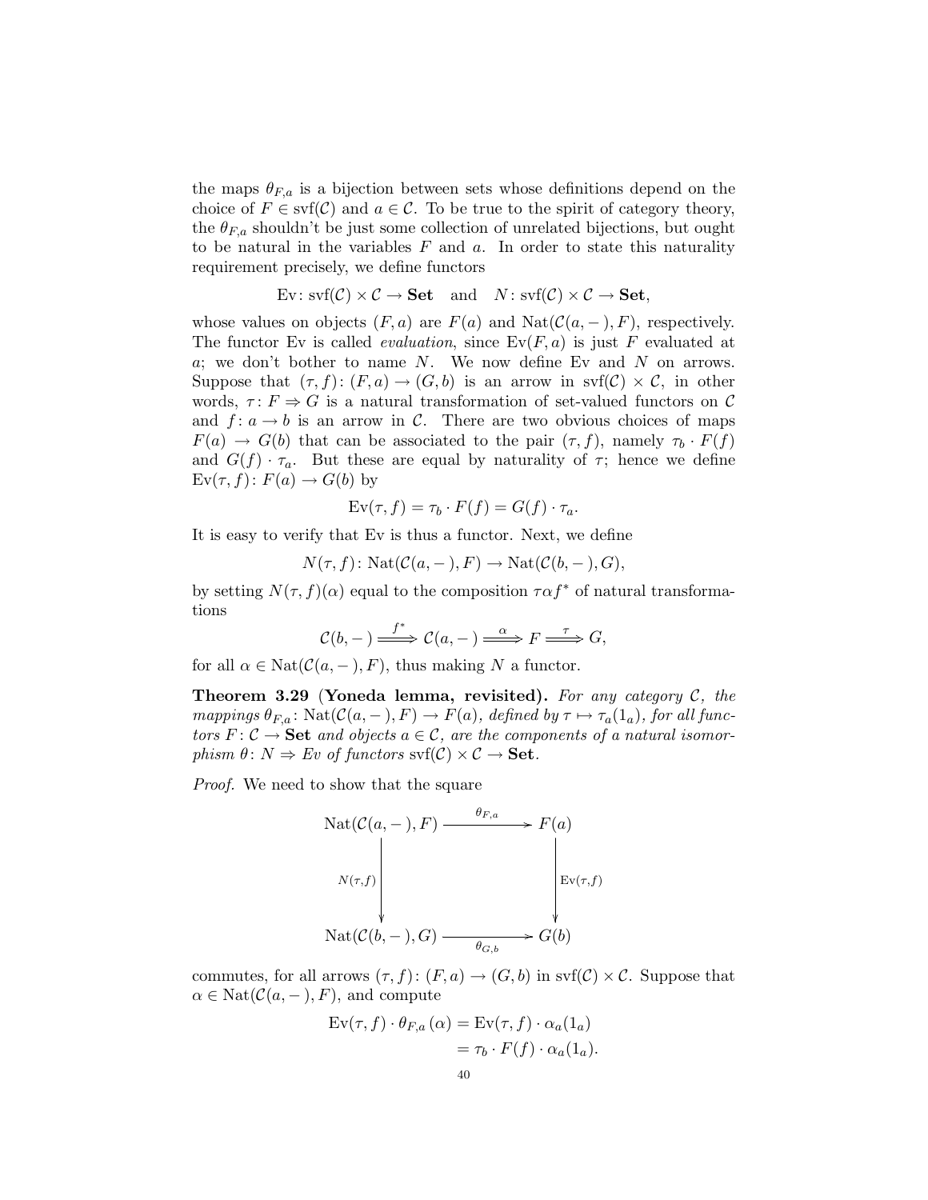the maps $\theta_{F,a}$ is a bijection between sets whose definitions depend on the choice of $F \in \mathrm{svf}(\mathcal{C})$ and $a \in \mathcal{C}$. To be true to the spirit of category theory, the $\theta_{F,a}$ shouldn't be just some collection of unrelated bijections, but ought to be natural in the variables $F$ and $a$. In order to state this naturality requirement precisely, we define functors

$$\mathrm{Ev}\colon \mathrm{svf}(\mathcal{C}) \times \mathcal{C} \to \mathbf{Set} \quad \text{and} \quad N\colon \mathrm{svf}(\mathcal{C}) \times \mathcal{C} \to \mathbf{Set},$$

whose values on objects $(F, a)$ are $F(a)$ and $\mathrm{Nat}(\mathcal{C}(a, -), F)$, respectively. The functor Ev is called *evaluation*, since $\mathrm{Ev}(F, a)$ is just $F$ evaluated at $a$; we don't bother to name $N$. We now define Ev and $N$ on arrows. Suppose that $(\tau, f)\colon (F, a) \to (G, b)$ is an arrow in $\mathrm{svf}(\mathcal{C}) \times \mathcal{C}$, in other words, $\tau\colon F \Rightarrow G$ is a natural transformation of set-valued functors on $\mathcal{C}$ and $f\colon a \to b$ is an arrow in $\mathcal{C}$. There are two obvious choices of maps $F(a) \to G(b)$ that can be associated to the pair $(\tau, f)$, namely $\tau_b \cdot F(f)$ and $G(f) \cdot \tau_a$. But these are equal by naturality of $\tau$; hence we define $\mathrm{Ev}(\tau, f)\colon F(a) \to G(b)$ by

$$\mathrm{Ev}(\tau, f) = \tau_b \cdot F(f) = G(f) \cdot \tau_a.$$

It is easy to verify that Ev is thus a functor. Next, we define

$$N(\tau, f)\colon \mathrm{Nat}(\mathcal{C}(a, -), F) \to \mathrm{Nat}(\mathcal{C}(b, -), G),$$

by setting $N(\tau, f)(\alpha)$ equal to the composition $\tau \alpha f^*$ of natural transformations

$$\mathcal{C}(b, -) \xRightarrow{f^*} \mathcal{C}(a, -) \xRightarrow{\alpha} F \xRightarrow{\tau} G,$$

for all $\alpha \in \mathrm{Nat}(\mathcal{C}(a, -), F)$, thus making $N$ a functor.

**Theorem 3.29** (**Yoneda lemma, revisited**). *For any category $\mathcal{C}$, the mappings $\theta_{F,a}\colon \mathrm{Nat}(\mathcal{C}(a, -), F) \to F(a)$, defined by $\tau \mapsto \tau_a(1_a)$, for all functors $F\colon \mathcal{C} \to \mathbf{Set}$ and objects $a \in \mathcal{C}$, are the components of a natural isomorphism $\theta\colon N \Rightarrow Ev$ of functors $\mathrm{svf}(\mathcal{C}) \times \mathcal{C} \to \mathbf{Set}$.*

*Proof.* We need to show that the square

$$\begin{array}{ccc}
\mathrm{Nat}(\mathcal{C}(a, -), F) & \xrightarrow{\theta_{F,a}} & F(a) \\
\Big\downarrow{\scriptstyle N(\tau,f)} & & \Big\downarrow{\scriptstyle \mathrm{Ev}(\tau,f)} \\
\mathrm{Nat}(\mathcal{C}(b, -), G) & \xrightarrow[\theta_{G,b}]{} & G(b)
\end{array}$$

commutes, for all arrows $(\tau, f)\colon (F, a) \to (G, b)$ in $\mathrm{svf}(\mathcal{C}) \times \mathcal{C}$. Suppose that $\alpha \in \mathrm{Nat}(\mathcal{C}(a, -), F)$, and compute

$$\begin{aligned}
\mathrm{Ev}(\tau, f) \cdot \theta_{F,a}(\alpha) &= \mathrm{Ev}(\tau, f) \cdot \alpha_a(1_a) \\
&= \tau_b \cdot F(f) \cdot \alpha_a(1_a).
\end{aligned}$$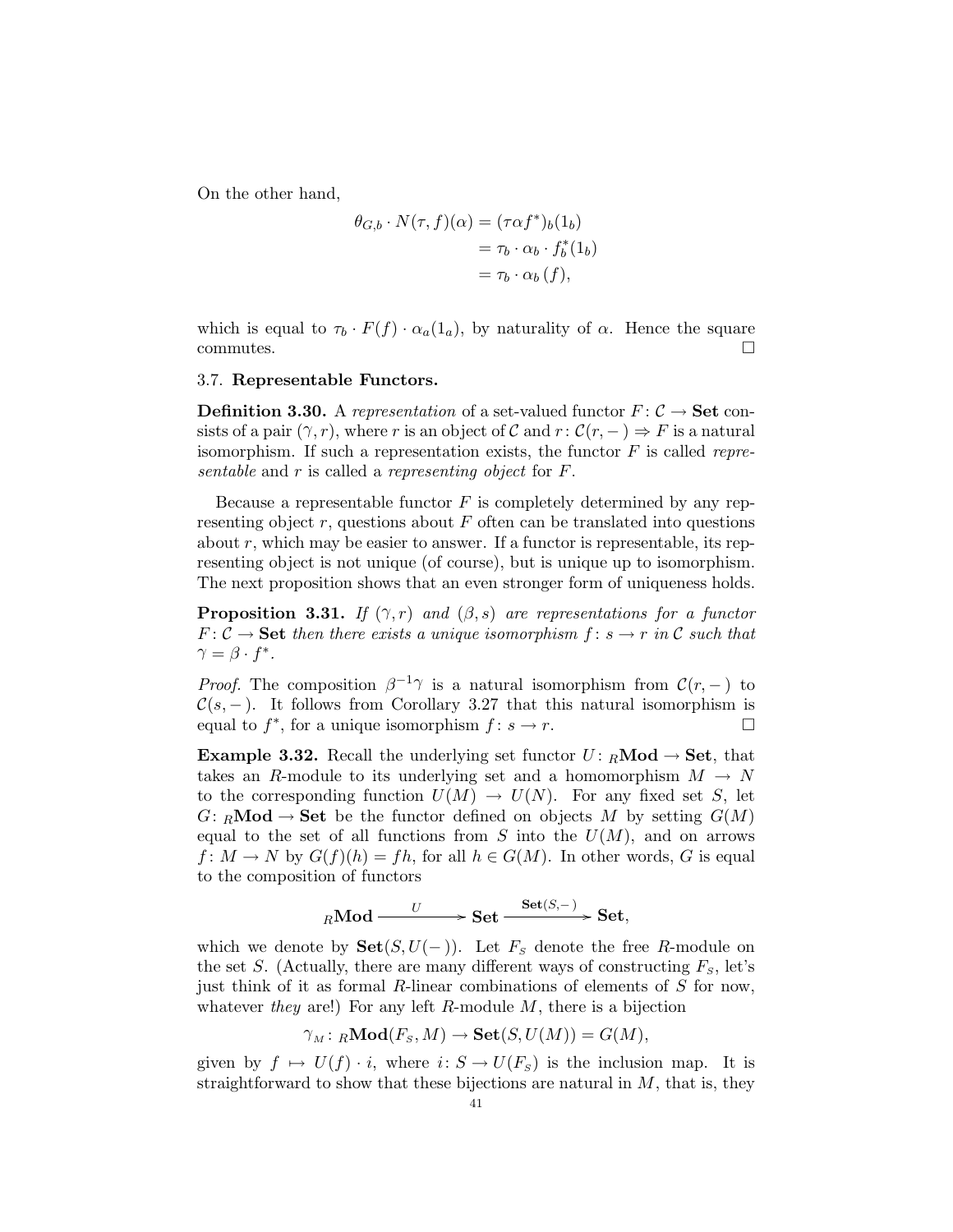On the other hand,

$$
\begin{aligned}
\theta_{G,b} \cdot N(\tau, f)(\alpha) &= (\tau\alpha f^*)_b(1_b) \\
&= \tau_b \cdot \alpha_b \cdot f_b^*(1_b) \\
&= \tau_b \cdot \alpha_b\,(f),
\end{aligned}
$$

which is equal to $\tau_b \cdot F(f) \cdot \alpha_a(1_a)$, by naturality of $\alpha$. Hence the square commutes. $\square$

### 3.7. **Representable Functors.**

**Definition 3.30.** A *representation* of a set-valued functor $F\colon \mathcal{C} \to \mathbf{Set}$ consists of a pair $(\gamma, r)$, where $r$ is an object of $\mathcal{C}$ and $r\colon \mathcal{C}(r, -) \Rightarrow F$ is a natural isomorphism. If such a representation exists, the functor $F$ is called *representable* and $r$ is called a *representing object* for $F$.

Because a representable functor $F$ is completely determined by any representing object $r$, questions about $F$ often can be translated into questions about $r$, which may be easier to answer. If a functor is representable, its representing object is not unique (of course), but is unique up to isomorphism. The next proposition shows that an even stronger form of uniqueness holds.

**Proposition 3.31.** *If $(\gamma, r)$ and $(\beta, s)$ are representations for a functor $F\colon \mathcal{C} \to \mathbf{Set}$ then there exists a unique isomorphism $f\colon s \to r$ in $\mathcal{C}$ such that $\gamma = \beta \cdot f^*$.*

*Proof.* The composition $\beta^{-1}\gamma$ is a natural isomorphism from $\mathcal{C}(r, -)$ to $\mathcal{C}(s, -)$. It follows from Corollary 3.27 that this natural isomorphism is equal to $f^*$, for a unique isomorphism $f\colon s \to r$. $\square$

**Example 3.32.** Recall the underlying set functor $U\colon {}_R\mathbf{Mod} \to \mathbf{Set}$, that takes an $R$-module to its underlying set and a homomorphism $M \to N$ to the corresponding function $U(M) \to U(N)$. For any fixed set $S$, let $G\colon {}_R\mathbf{Mod} \to \mathbf{Set}$ be the functor defined on objects $M$ by setting $G(M)$ equal to the set of all functions from $S$ into the $U(M)$, and on arrows $f\colon M \to N$ by $G(f)(h) = fh$, for all $h \in G(M)$. In other words, $G$ is equal to the composition of functors

$$
{}_R\mathbf{Mod} \xrightarrow{\quad U \quad} \mathbf{Set} \xrightarrow{\mathbf{Set}(S,-)} \mathbf{Set},
$$

which we denote by $\mathbf{Set}(S, U(-))$. Let $F_S$ denote the free $R$-module on the set $S$. (Actually, there are many different ways of constructing $F_S$, let's just think of it as formal $R$-linear combinations of elements of $S$ for now, whatever *they* are!) For any left $R$-module $M$, there is a bijection

$$
\gamma_M\colon {}_R\mathbf{Mod}(F_S, M) \to \mathbf{Set}(S, U(M)) = G(M),
$$

given by $f \mapsto U(f) \cdot i$, where $i\colon S \to U(F_S)$ is the inclusion map. It is straightforward to show that these bijections are natural in $M$, that is, they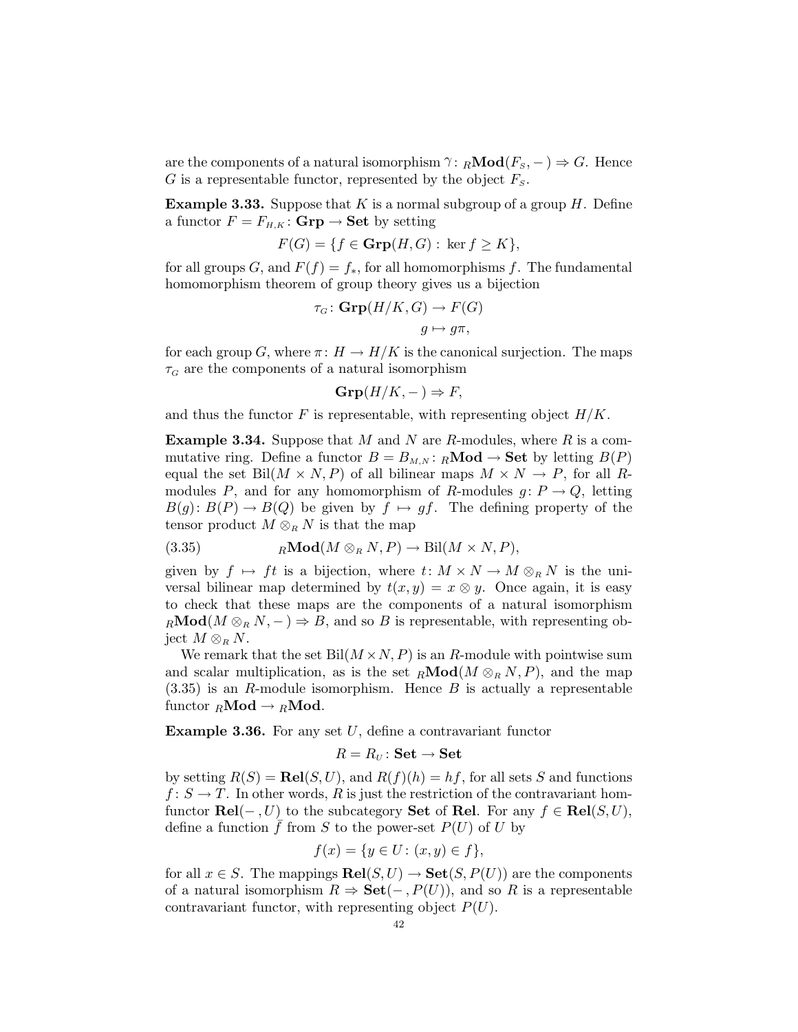are the components of a natural isomorphism $\gamma\colon {}_R\mathbf{Mod}(F_S, -) \Rightarrow G$. Hence $G$ is a representable functor, represented by the object $F_S$.

**Example 3.33.** Suppose that $K$ is a normal subgroup of a group $H$. Define a functor $F = F_{H,K}\colon \mathbf{Grp} \to \mathbf{Set}$ by setting

$$F(G) = \{f \in \mathbf{Grp}(H, G) : \ker f \geq K\},$$

for all groups $G$, and $F(f) = f_*$, for all homomorphisms $f$. The fundamental homomorphism theorem of group theory gives us a bijection

$$\tau_G\colon \mathbf{Grp}(H/K, G) \to F(G)$$
$$g \mapsto g\pi,$$

for each group $G$, where $\pi\colon H \to H/K$ is the canonical surjection. The maps $\tau_G$ are the components of a natural isomorphism

$$\mathbf{Grp}(H/K, -) \Rightarrow F,$$

and thus the functor $F$ is representable, with representing object $H/K$.

**Example 3.34.** Suppose that $M$ and $N$ are $R$-modules, where $R$ is a commutative ring. Define a functor $B = B_{M,N}\colon {}_R\mathbf{Mod} \to \mathbf{Set}$ by letting $B(P)$ equal the set $\mathrm{Bil}(M \times N, P)$ of all bilinear maps $M \times N \to P$, for all $R$-modules $P$, and for any homomorphism of $R$-modules $g\colon P \to Q$, letting $B(g)\colon B(P) \to B(Q)$ be given by $f \mapsto gf$. The defining property of the tensor product $M \otimes_R N$ is that the map

$$(3.35) \qquad {}_R\mathbf{Mod}(M \otimes_R N, P) \to \mathrm{Bil}(M \times N, P),$$

given by $f \mapsto ft$ is a bijection, where $t\colon M \times N \to M \otimes_R N$ is the universal bilinear map determined by $t(x, y) = x \otimes y$. Once again, it is easy to check that these maps are the components of a natural isomorphism ${}_R\mathbf{Mod}(M \otimes_R N, -) \Rightarrow B$, and so $B$ is representable, with representing object $M \otimes_R N$.

We remark that the set $\mathrm{Bil}(M \times N, P)$ is an $R$-module with pointwise sum and scalar multiplication, as is the set ${}_R\mathbf{Mod}(M \otimes_R N, P)$, and the map (3.35) is an $R$-module isomorphism. Hence $B$ is actually a representable functor ${}_R\mathbf{Mod} \to {}_R\mathbf{Mod}$.

**Example 3.36.** For any set $U$, define a contravariant functor

$$R = R_U\colon \mathbf{Set} \to \mathbf{Set}$$

by setting $R(S) = \mathbf{Rel}(S, U)$, and $R(f)(h) = hf$, for all sets $S$ and functions $f\colon S \to T$. In other words, $R$ is just the restriction of the contravariant hom-functor $\mathbf{Rel}(-, U)$ to the subcategory $\mathbf{Set}$ of $\mathbf{Rel}$. For any $f \in \mathbf{Rel}(S, U)$, define a function $\bar{f}$ from $S$ to the power-set $P(U)$ of $U$ by

$$f(x) = \{y \in U : (x, y) \in f\},$$

for all $x \in S$. The mappings $\mathbf{Rel}(S, U) \to \mathbf{Set}(S, P(U))$ are the components of a natural isomorphism $R \Rightarrow \mathbf{Set}(-, P(U))$, and so $R$ is a representable contravariant functor, with representing object $P(U)$.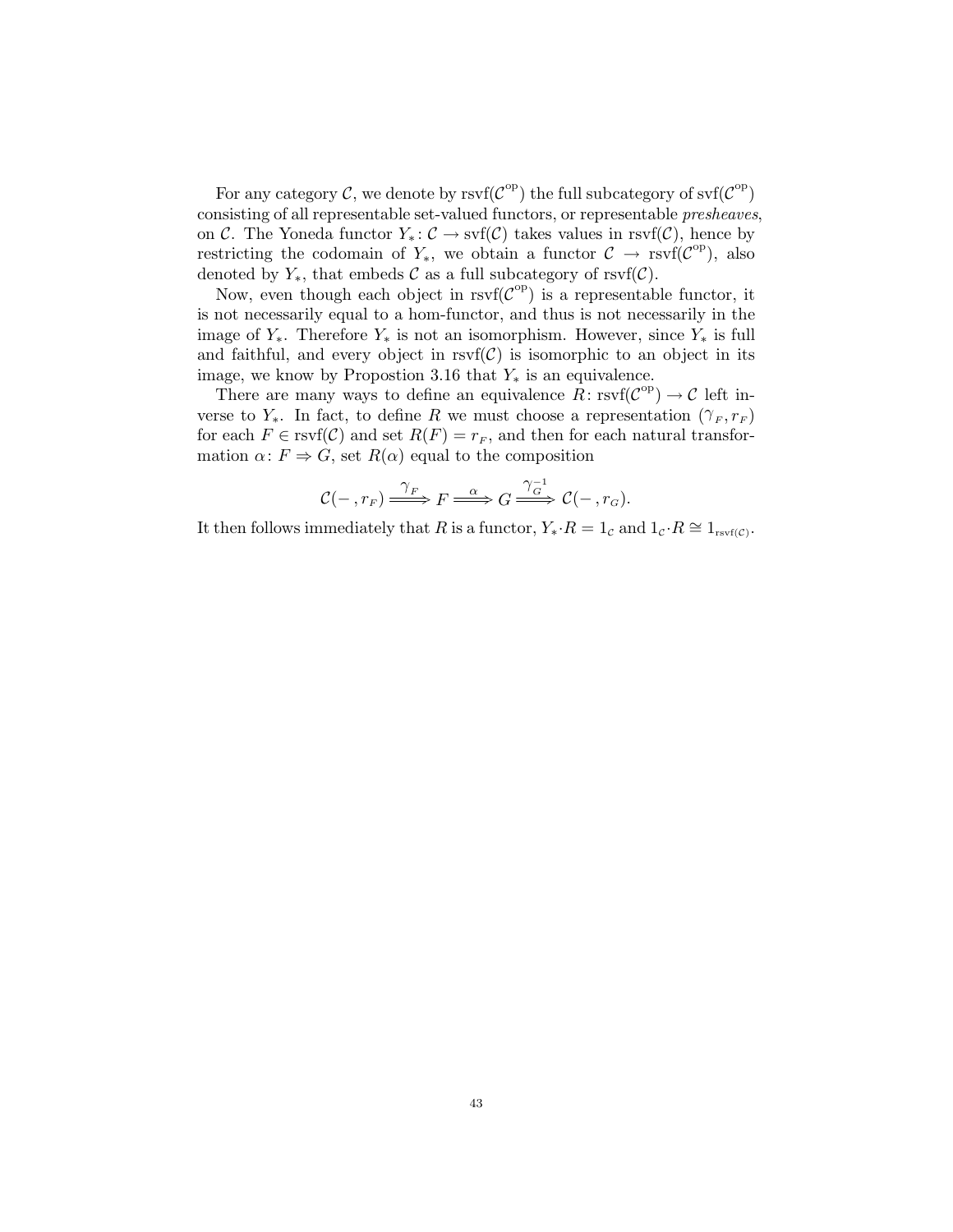For any category $\mathcal{C}$, we denote by $\mathrm{rsvf}(\mathcal{C}^{\mathrm{op}})$ the full subcategory of $\mathrm{svf}(\mathcal{C}^{\mathrm{op}})$ consisting of all representable set-valued functors, or representable *presheaves*, on $\mathcal{C}$. The Yoneda functor $Y_*\colon \mathcal{C} \to \mathrm{svf}(\mathcal{C})$ takes values in $\mathrm{rsvf}(\mathcal{C})$, hence by restricting the codomain of $Y_*$, we obtain a functor $\mathcal{C} \to \mathrm{rsvf}(\mathcal{C}^{\mathrm{op}})$, also denoted by $Y_*$, that embeds $\mathcal{C}$ as a full subcategory of $\mathrm{rsvf}(\mathcal{C})$.

Now, even though each object in $\mathrm{rsvf}(\mathcal{C}^{\mathrm{op}})$ is a representable functor, it is not necessarily equal to a hom-functor, and thus is not necessarily in the image of $Y_*$. Therefore $Y_*$ is not an isomorphism. However, since $Y_*$ is full and faithful, and every object in $\mathrm{rsvf}(\mathcal{C})$ is isomorphic to an object in its image, we know by Propostion 3.16 that $Y_*$ is an equivalence.

There are many ways to define an equivalence $R\colon \mathrm{rsvf}(\mathcal{C}^{\mathrm{op}}) \to \mathcal{C}$ left inverse to $Y_*$. In fact, to define $R$ we must choose a representation $(\gamma_F, r_F)$ for each $F \in \mathrm{rsvf}(\mathcal{C})$ and set $R(F) = r_F$, and then for each natural transformation $\alpha\colon F \Rightarrow G$, set $R(\alpha)$ equal to the composition

$$\mathcal{C}(-\,, r_F) \xrightarrow{\ \gamma_F\ } F \xrightarrow{\ \alpha\ } G \xrightarrow{\ \gamma_G^{-1}\ } \mathcal{C}(-\,, r_G).$$

It then follows immediately that $R$ is a functor, $Y_*{\cdot}R = 1_{\mathcal{C}}$ and $1_{\mathcal{C}}{\cdot}R \cong 1_{\mathrm{rsvf}(\mathcal{C})}$.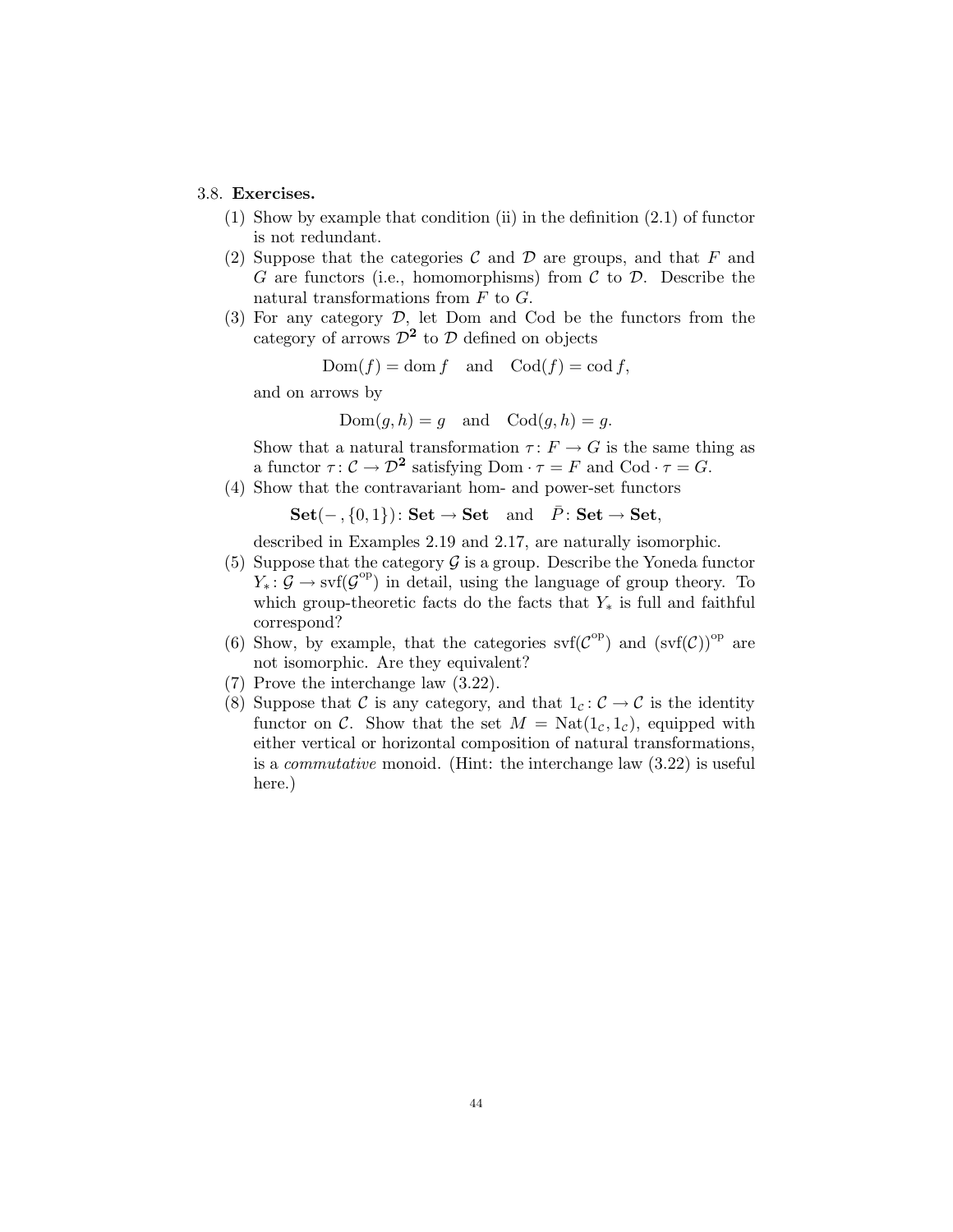3.8. **Exercises.**

1. Show by example that condition (ii) in the definition (2.1) of functor is not redundant.
2. Suppose that the categories $\mathcal{C}$ and $\mathcal{D}$ are groups, and that $F$ and $G$ are functors (i.e., homomorphisms) from $\mathcal{C}$ to $\mathcal{D}$. Describe the natural transformations from $F$ to $G$.
3. For any category $\mathcal{D}$, let Dom and Cod be the functors from the category of arrows $\mathcal{D}^{\mathbf{2}}$ to $\mathcal{D}$ defined on objects

   $$\mathrm{Dom}(f) = \mathrm{dom}\, f \quad \text{and} \quad \mathrm{Cod}(f) = \mathrm{cod}\, f,$$

   and on arrows by

   $$\mathrm{Dom}(g, h) = g \quad \text{and} \quad \mathrm{Cod}(g, h) = g.$$

   Show that a natural transformation $\tau\colon F \to G$ is the same thing as a functor $\tau\colon \mathcal{C} \to \mathcal{D}^{\mathbf{2}}$ satisfying $\mathrm{Dom} \cdot \tau = F$ and $\mathrm{Cod} \cdot \tau = G$.
4. Show that the contravariant hom- and power-set functors

   $$\mathbf{Set}(-\,, \{0,1\})\colon \mathbf{Set} \to \mathbf{Set} \quad \text{and} \quad \bar{P}\colon \mathbf{Set} \to \mathbf{Set},$$

   described in Examples 2.19 and 2.17, are naturally isomorphic.
5. Suppose that the category $\mathcal{G}$ is a group. Describe the Yoneda functor $Y_*\colon \mathcal{G} \to \mathrm{svf}(\mathcal{G}^{\mathrm{op}})$ in detail, using the language of group theory. To which group-theoretic facts do the facts that $Y_*$ is full and faithful correspond?
6. Show, by example, that the categories $\mathrm{svf}(\mathcal{C}^{\mathrm{op}})$ and $(\mathrm{svf}(\mathcal{C}))^{\mathrm{op}}$ are not isomorphic. Are they equivalent?
7. Prove the interchange law (3.22).
8. Suppose that $\mathcal{C}$ is any category, and that $1_{\mathcal{C}}\colon \mathcal{C} \to \mathcal{C}$ is the identity functor on $\mathcal{C}$. Show that the set $M = \mathrm{Nat}(1_{\mathcal{C}}, 1_{\mathcal{C}})$, equipped with either vertical or horizontal composition of natural transformations, is a *commutative* monoid. (Hint: the interchange law (3.22) is useful here.)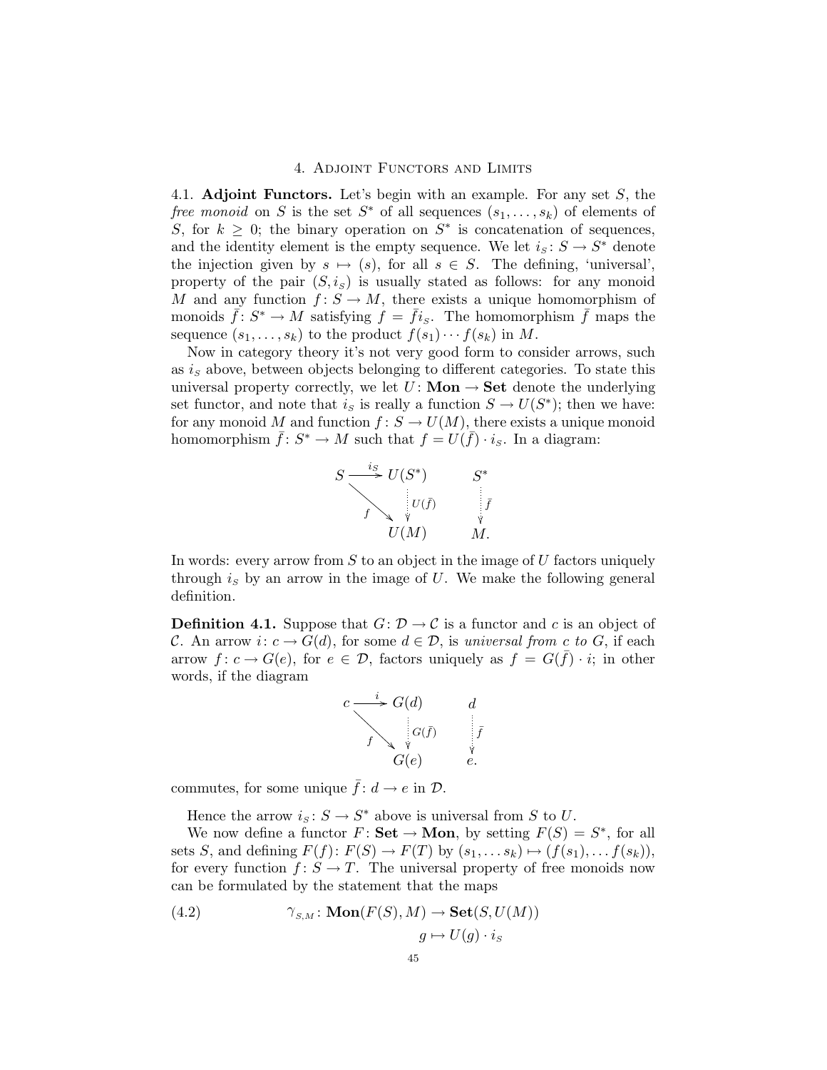# 4. Adjoint Functors and Limits

4.1. **Adjoint Functors.** Let's begin with an example. For any set $S$, the *free monoid* on $S$ is the set $S^*$ of all sequences $(s_1, \ldots, s_k)$ of elements of $S$, for $k \geq 0$; the binary operation on $S^*$ is concatenation of sequences, and the identity element is the empty sequence. We let $i_S : S \to S^*$ denote the injection given by $s \mapsto (s)$, for all $s \in S$. The defining, 'universal', property of the pair $(S, i_S)$ is usually stated as follows: for any monoid $M$ and any function $f : S \to M$, there exists a unique homomorphism of monoids $\bar{f} : S^* \to M$ satisfying $f = \bar{f} i_S$. The homomorphism $\bar{f}$ maps the sequence $(s_1, \ldots, s_k)$ to the product $f(s_1) \cdots f(s_k)$ in $M$.

Now in category theory it's not very good form to consider arrows, such as $i_S$ above, between objects belonging to different categories. To state this universal property correctly, we let $U : \mathbf{Mon} \to \mathbf{Set}$ denote the underlying set functor, and note that $i_S$ is really a function $S \to U(S^*)$; then we have: for any monoid $M$ and function $f : S \to U(M)$, there exists a unique monoid homomorphism $\bar{f} : S^* \to M$ such that $f = U(\bar{f}) \cdot i_S$. In a diagram:

$$
\begin{array}{ccc}
S & \xrightarrow{i_S} & U(S^*) \\
& \searrow^{f} & \downarrow{\scriptstyle U(\bar{f})} \\
& & U(M)
\end{array}
\qquad
\begin{array}{c}
S^* \\
\downarrow{\scriptstyle \bar{f}} \\
M.
\end{array}
$$

In words: every arrow from $S$ to an object in the image of $U$ factors uniquely through $i_S$ by an arrow in the image of $U$. We make the following general definition.

**Definition 4.1.** Suppose that $G : \mathcal{D} \to \mathcal{C}$ is a functor and $c$ is an object of $\mathcal{C}$. An arrow $i : c \to G(d)$, for some $d \in \mathcal{D}$, is *universal from $c$ to $G$*, if each arrow $f : c \to G(e)$, for $e \in \mathcal{D}$, factors uniquely as $f = G(\bar{f}) \cdot i$; in other words, if the diagram

$$
\begin{array}{ccc}
c & \xrightarrow{i} & G(d) \\
& \searrow^{f} & \downarrow{\scriptstyle G(\bar{f})} \\
& & G(e)
\end{array}
\qquad
\begin{array}{c}
d \\
\downarrow{\scriptstyle \bar{f}} \\
e.
\end{array}
$$

commutes, for some unique $\bar{f} : d \to e$ in $\mathcal{D}$.

Hence the arrow $i_S : S \to S^*$ above is universal from $S$ to $U$.

We now define a functor $F : \mathbf{Set} \to \mathbf{Mon}$, by setting $F(S) = S^*$, for all sets $S$, and defining $F(f) : F(S) \to F(T)$ by $(s_1, \ldots s_k) \mapsto (f(s_1), \ldots f(s_k))$, for every function $f : S \to T$. The universal property of free monoids now can be formulated by the statement that the maps

$$
\gamma_{S,M} : \mathbf{Mon}(F(S), M) \to \mathbf{Set}(S, U(M)) \qquad (4.2)
$$
$$
g \mapsto U(g) \cdot i_S
$$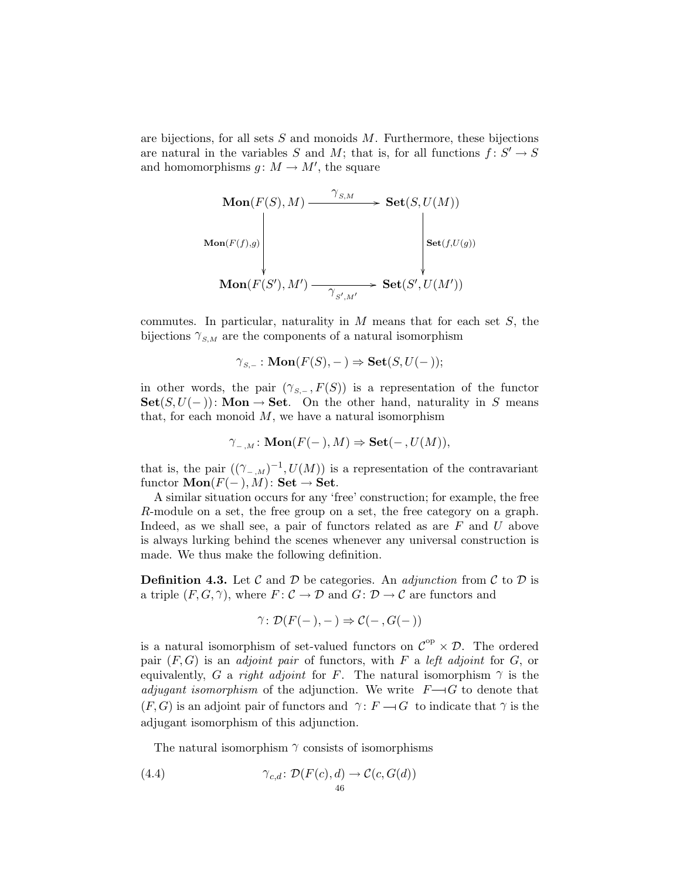are bijections, for all sets $S$ and monoids $M$. Furthermore, these bijections are natural in the variables $S$ and $M$; that is, for all functions $f\colon S' \to S$ and homomorphisms $g\colon M \to M'$, the square

$$\begin{array}{ccc}
\mathbf{Mon}(F(S), M) & \xrightarrow{\quad \gamma_{S,M} \quad} & \mathbf{Set}(S, U(M)) \\
\Big\downarrow {\scriptstyle \mathbf{Mon}(F(f),g)} & & \Big\downarrow {\scriptstyle \mathbf{Set}(f,U(g))} \\
\mathbf{Mon}(F(S'), M') & \xrightarrow[\quad \gamma_{S',M'} \quad]{} & \mathbf{Set}(S', U(M'))
\end{array}$$

commutes. In particular, naturality in $M$ means that for each set $S$, the bijections $\gamma_{S,M}$ are the components of a natural isomorphism

$$\gamma_{S,-}\colon \mathbf{Mon}(F(S), -\,) \Rightarrow \mathbf{Set}(S, U(-\,));$$

in other words, the pair $(\gamma_{S,-}, F(S))$ is a representation of the functor $\mathbf{Set}(S, U(-\,))\colon \mathbf{Mon} \to \mathbf{Set}$. On the other hand, naturality in $S$ means that, for each monoid $M$, we have a natural isomorphism

$$\gamma_{-,M}\colon \mathbf{Mon}(F(-\,), M) \Rightarrow \mathbf{Set}(-\,, U(M)),$$

that is, the pair $((\gamma_{-,M})^{-1}, U(M))$ is a representation of the contravariant functor $\mathbf{Mon}(F(-\,), M)\colon \mathbf{Set} \to \mathbf{Set}$.

A similar situation occurs for any 'free' construction; for example, the free $R$-module on a set, the free group on a set, the free category on a graph. Indeed, as we shall see, a pair of functors related as are $F$ and $U$ above is always lurking behind the scenes whenever any universal construction is made. We thus make the following definition.

**Definition 4.3.** Let $\mathcal{C}$ and $\mathcal{D}$ be categories. An *adjunction* from $\mathcal{C}$ to $\mathcal{D}$ is a triple $(F, G, \gamma)$, where $F\colon \mathcal{C} \to \mathcal{D}$ and $G\colon \mathcal{D} \to \mathcal{C}$ are functors and

$$\gamma\colon \mathcal{D}(F(-\,), -\,) \Rightarrow \mathcal{C}(-\,, G(-\,))$$

is a natural isomorphism of set-valued functors on $\mathcal{C}^{\text{op}} \times \mathcal{D}$. The ordered pair $(F, G)$ is an *adjoint pair* of functors, with $F$ a *left adjoint* for $G$, or equivalently, $G$ a *right adjoint* for $F$. The natural isomorphism $\gamma$ is the *adjugant isomorphism* of the adjunction. We write $F \dashv G$ to denote that $(F, G)$ is an adjoint pair of functors and $\gamma\colon F \dashv G$ to indicate that $\gamma$ is the adjugant isomorphism of this adjunction.

The natural isomorphism $\gamma$ consists of isomorphisms

$$\gamma_{c,d}\colon \mathcal{D}(F(c), d) \to \mathcal{C}(c, G(d)) \tag{4.4}$$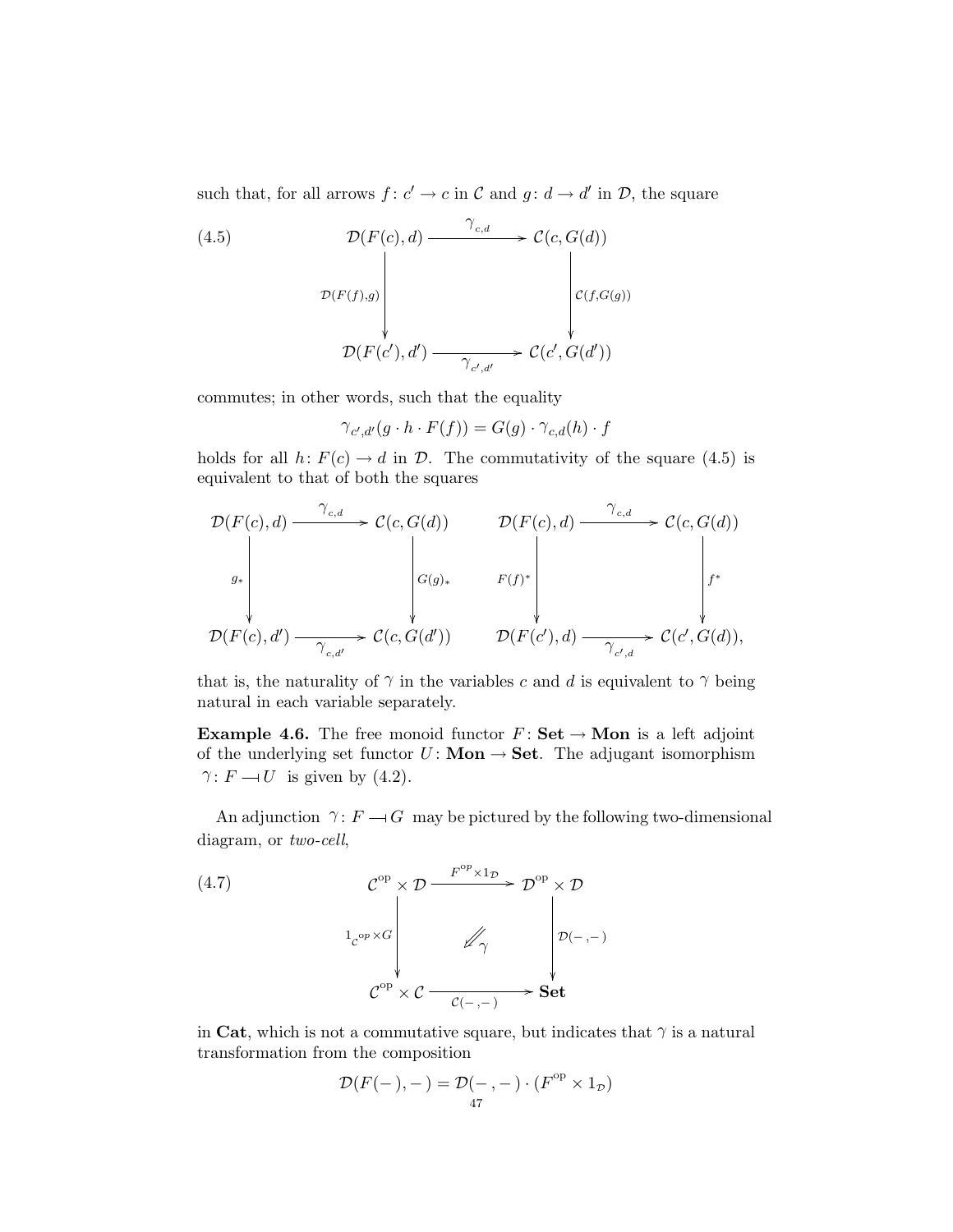such that, for all arrows $f\colon c' \to c$ in $\mathcal{C}$ and $g\colon d \to d'$ in $\mathcal{D}$, the square

$$
\text{(4.5)} \qquad
\begin{array}{ccc}
\mathcal{D}(F(c), d) & \xrightarrow{\gamma_{c,d}} & \mathcal{C}(c, G(d)) \\
\Big\downarrow{\scriptstyle \mathcal{D}(F(f),g)} & & \Big\downarrow{\scriptstyle \mathcal{C}(f,G(g))} \\
\mathcal{D}(F(c'), d') & \xrightarrow[\gamma_{c',d'}]{} & \mathcal{C}(c', G(d'))
\end{array}
$$

commutes; in other words, such that the equality

$$\gamma_{c',d'}(g \cdot h \cdot F(f)) = G(g) \cdot \gamma_{c,d}(h) \cdot f$$

holds for all $h\colon F(c) \to d$ in $\mathcal{D}$. The commutativity of the square (4.5) is equivalent to that of both the squares

$$
\begin{array}{ccc}
\mathcal{D}(F(c), d) & \xrightarrow{\gamma_{c,d}} & \mathcal{C}(c, G(d)) \\
\Big\downarrow{\scriptstyle g_*} & & \Big\downarrow{\scriptstyle G(g)_*} \\
\mathcal{D}(F(c), d') & \xrightarrow[\gamma_{c,d'}]{} & \mathcal{C}(c, G(d'))
\end{array}
\qquad
\begin{array}{ccc}
\mathcal{D}(F(c), d) & \xrightarrow{\gamma_{c,d}} & \mathcal{C}(c, G(d)) \\
\Big\downarrow{\scriptstyle F(f)^*} & & \Big\downarrow{\scriptstyle f^*} \\
\mathcal{D}(F(c'), d) & \xrightarrow[\gamma_{c',d}]{} & \mathcal{C}(c', G(d)),
\end{array}
$$

that is, the naturality of $\gamma$ in the variables $c$ and $d$ is equivalent to $\gamma$ being natural in each variable separately.

**Example 4.6.** The free monoid functor $F\colon \mathbf{Set} \to \mathbf{Mon}$ is a left adjoint of the underlying set functor $U\colon \mathbf{Mon} \to \mathbf{Set}$. The adjugant isomorphism $\gamma\colon F \dashv U$ is given by (4.2).

An adjunction $\gamma\colon F \dashv G$ may be pictured by the following two-dimensional diagram, or *two-cell*,

$$
\text{(4.7)} \qquad
\begin{array}{ccc}
\mathcal{C}^{\mathrm{op}} \times \mathcal{D} & \xrightarrow{F^{\mathrm{op}} \times 1_{\mathcal{D}}} & \mathcal{D}^{\mathrm{op}} \times \mathcal{D} \\
\Big\downarrow{\scriptstyle 1_{\mathcal{C}^{op}} \times G} & \swarrow\!\gamma & \Big\downarrow{\scriptstyle \mathcal{D}(-,-)} \\
\mathcal{C}^{\mathrm{op}} \times \mathcal{C} & \xrightarrow[\mathcal{C}(-,-)]{} & \mathbf{Set}
\end{array}
$$

in $\mathbf{Cat}$, which is not a commutative square, but indicates that $\gamma$ is a natural transformation from the composition

$$\mathcal{D}(F(-), -) = \mathcal{D}(-, -) \cdot (F^{\mathrm{op}} \times 1_{\mathcal{D}})$$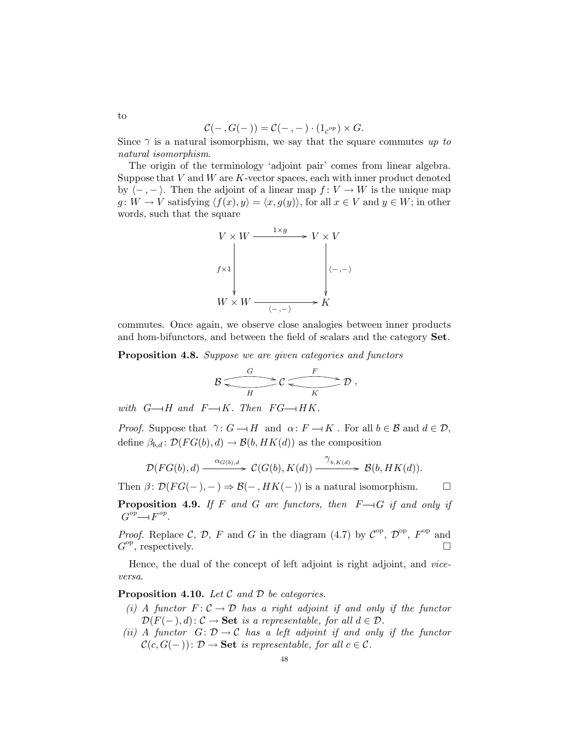to

$$\mathcal{C}(-,G(-)) = \mathcal{C}(-,-)\cdot(1_{\mathcal{C}^{op}})\times G.$$

Since $\gamma$ is a natural isomorphism, we say that the square commutes *up to natural isomorphism*.

The origin of the terminology 'adjoint pair' comes from linear algebra. Suppose that $V$ and $W$ are $K$-vector spaces, each with inner product denoted by $\langle -,-\rangle$. Then the adjoint of a linear map $f\colon V\to W$ is the unique map $g\colon W\to V$ satisfying $\langle f(x),y\rangle = \langle x,g(y)\rangle$, for all $x\in V$ and $y\in W$; in other words, such that the square

$$\begin{array}{ccc} V\times W & \xrightarrow{1\times g} & V\times V \\ {\scriptstyle f\times 1}\big\downarrow & & \big\downarrow{\scriptstyle \langle -,-\rangle} \\ W\times W & \xrightarrow[\langle -,-\rangle]{} & K \end{array}$$

commutes. Once again, we observe close analogies between inner products and hom-bifunctors, and between the field of scalars and the category **Set**.

**Proposition 4.8.** *Suppose we are given categories and functors*

$$\mathcal{B} \underset{H}{\overset{G}{\rightleftarrows}} \mathcal{C} \underset{K}{\overset{F}{\rightleftarrows}} \mathcal{D},$$

*with* $G\dashv H$ *and* $F\dashv K$. *Then* $FG\dashv HK$.

*Proof.* Suppose that $\gamma\colon G\dashv H$ and $\alpha\colon F\dashv K$. For all $b\in\mathcal{B}$ and $d\in\mathcal{D}$, define $\beta_{b,d}\colon \mathcal{D}(FG(b),d)\to\mathcal{B}(b,HK(d))$ as the composition

$$\mathcal{D}(FG(b),d)\xrightarrow{\alpha_{G(b),d}}\mathcal{C}(G(b),K(d))\xrightarrow{\gamma_{b,K(d)}}\mathcal{B}(b,HK(d)).$$

Then $\beta\colon \mathcal{D}(FG(-),-)\Rightarrow\mathcal{B}(-,HK(-))$ is a natural isomorphism. $\square$

**Proposition 4.9.** *If* $F$ *and* $G$ *are functors, then* $F\dashv G$ *if and only if* $G^{op}\dashv F^{op}$.

*Proof.* Replace $\mathcal{C}$, $\mathcal{D}$, $F$ and $G$ in the diagram (4.7) by $\mathcal{C}^{\mathrm{op}}$, $\mathcal{D}^{\mathrm{op}}$, $F^{\mathrm{op}}$ and $G^{\mathrm{op}}$, respectively. $\square$

Hence, the dual of the concept of left adjoint is right adjoint, and *vice-versa*.

**Proposition 4.10.** *Let* $\mathcal{C}$ *and* $\mathcal{D}$ *be categories.*

*(i) A functor* $F\colon\mathcal{C}\to\mathcal{D}$ *has a right adjoint if and only if the functor* $\mathcal{D}(F(-),d)\colon\mathcal{C}\to\mathbf{Set}$ *is a representable, for all* $d\in\mathcal{D}$.

*(ii) A functor* $G\colon\mathcal{D}\to\mathcal{C}$ *has a left adjoint if and only if the functor* $\mathcal{C}(c,G(-))\colon\mathcal{D}\to\mathbf{Set}$ *is representable, for all* $c\in\mathcal{C}$.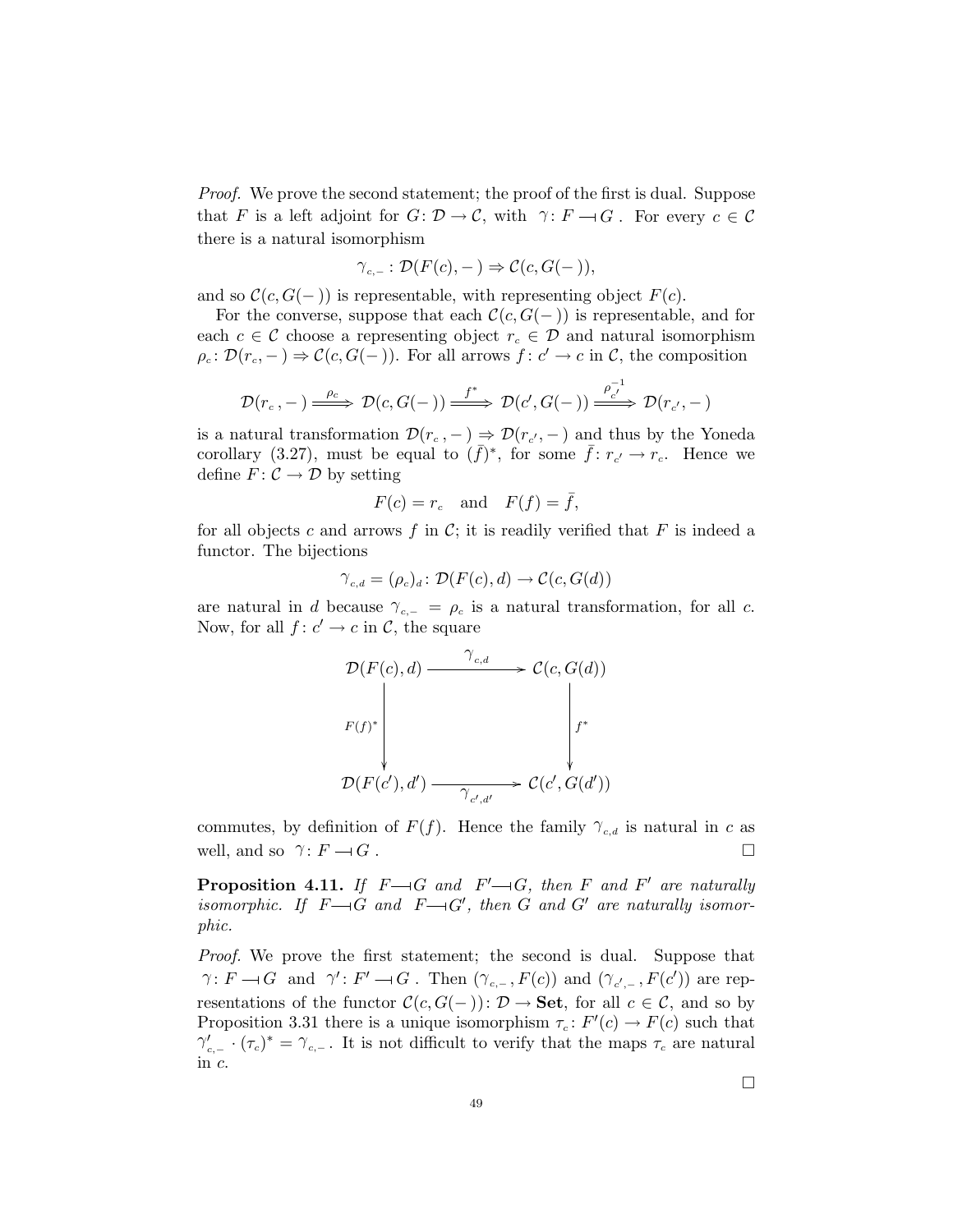*Proof.* We prove the second statement; the proof of the first is dual. Suppose that $F$ is a left adjoint for $G\colon \mathcal{D} \to \mathcal{C}$, with $\gamma\colon F \dashv G$. For every $c \in \mathcal{C}$ there is a natural isomorphism

$$\gamma_{c,-}\colon \mathcal{D}(F(c), -) \Rightarrow \mathcal{C}(c, G(-)),$$

and so $\mathcal{C}(c, G(-))$ is representable, with representing object $F(c)$.

For the converse, suppose that each $\mathcal{C}(c, G(-))$ is representable, and for each $c \in \mathcal{C}$ choose a representing object $r_c \in \mathcal{D}$ and natural isomorphism $\rho_c\colon \mathcal{D}(r_c, -) \Rightarrow \mathcal{C}(c, G(-))$. For all arrows $f\colon c' \to c$ in $\mathcal{C}$, the composition

$$\mathcal{D}(r_c, -) \xRightarrow{\rho_c} \mathcal{D}(c, G(-)) \xRightarrow{f^*} \mathcal{D}(c', G(-)) \xRightarrow{\rho_{c'}^{-1}} \mathcal{D}(r_{c'}, -)$$

is a natural transformation $\mathcal{D}(r_c, -) \Rightarrow \mathcal{D}(r_{c'}, -)$ and thus by the Yoneda corollary (3.27), must be equal to $(\bar{f})^*$, for some $\bar{f}\colon r_{c'} \to r_c$. Hence we define $F\colon \mathcal{C} \to \mathcal{D}$ by setting

$$F(c) = r_c \quad \text{and} \quad F(f) = \bar{f},$$

for all objects $c$ and arrows $f$ in $\mathcal{C}$; it is readily verified that $F$ is indeed a functor. The bijections

$$\gamma_{c,d} = (\rho_c)_d\colon \mathcal{D}(F(c), d) \to \mathcal{C}(c, G(d))$$

are natural in $d$ because $\gamma_{c,-} = \rho_c$ is a natural transformation, for all $c$. Now, for all $f\colon c' \to c$ in $\mathcal{C}$, the square

$$\begin{array}{ccc}
\mathcal{D}(F(c), d) & \xrightarrow{\gamma_{c,d}} & \mathcal{C}(c, G(d)) \\
\Big\downarrow {\scriptstyle F(f)^*} & & \Big\downarrow {\scriptstyle f^*} \\
\mathcal{D}(F(c'), d') & \xrightarrow[\gamma_{c',d'}]{} & \mathcal{C}(c', G(d'))
\end{array}$$

commutes, by definition of $F(f)$. Hence the family $\gamma_{c,d}$ is natural in $c$ as well, and so $\gamma\colon F \dashv G$. $\square$

**Proposition 4.11.** *If $F \dashv G$ and $F' \dashv G$, then $F$ and $F'$ are naturally isomorphic. If $F \dashv G$ and $F \dashv G'$, then $G$ and $G'$ are naturally isomorphic.*

*Proof.* We prove the first statement; the second is dual. Suppose that $\gamma\colon F \dashv G$ and $\gamma'\colon F' \dashv G$. Then $(\gamma_{c,-}, F(c))$ and $(\gamma_{c',-}, F(c'))$ are representations of the functor $\mathcal{C}(c, G(-))\colon \mathcal{D} \to \mathbf{Set}$, for all $c \in \mathcal{C}$, and so by Proposition 3.31 there is a unique isomorphism $\tau_c\colon F'(c) \to F(c)$ such that $\gamma'_{c,-} \cdot (\tau_c)^* = \gamma_{c,-}$. It is not difficult to verify that the maps $\tau_c$ are natural in $c$.

$\square$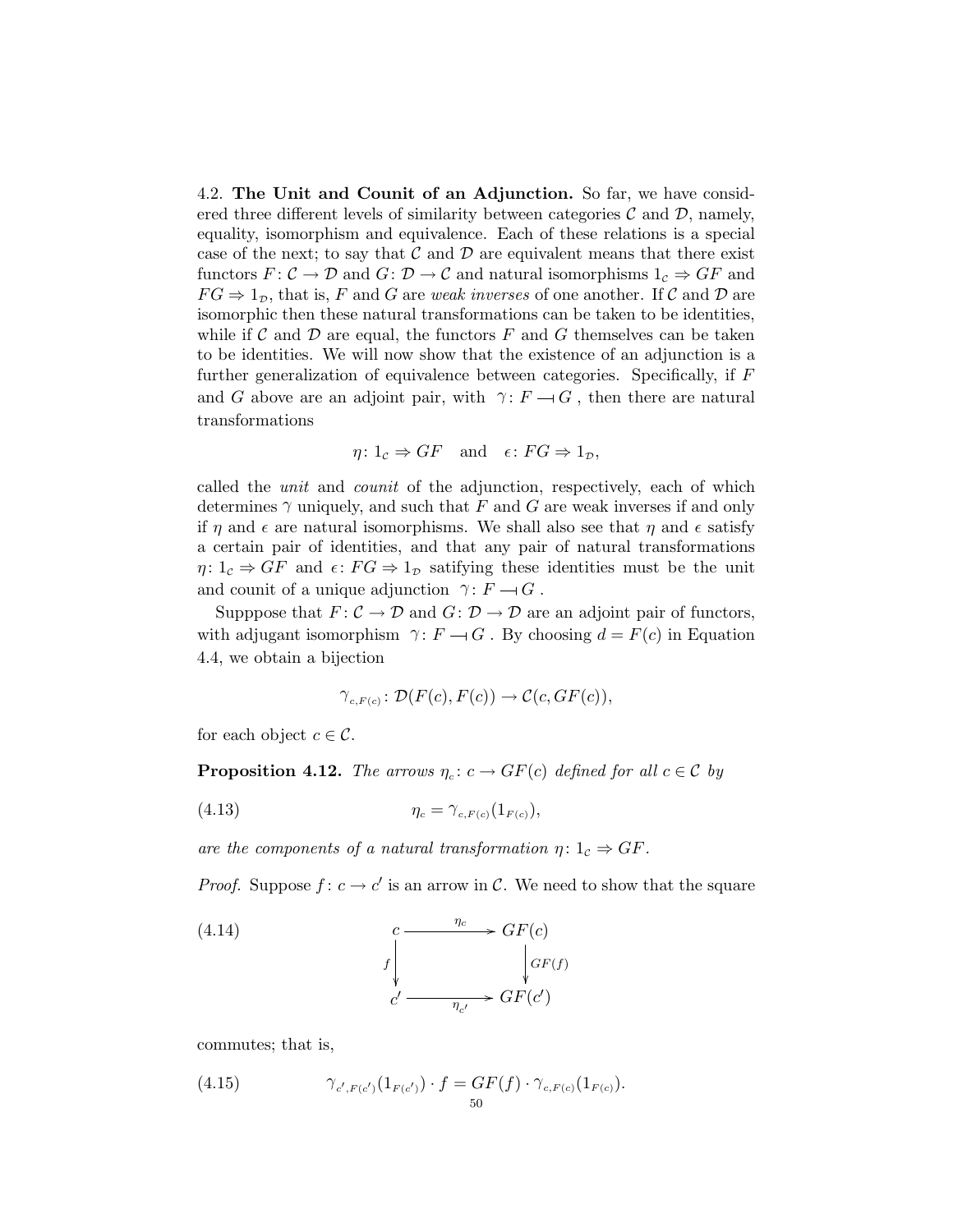4.2. **The Unit and Counit of an Adjunction.** So far, we have considered three different levels of similarity between categories $\mathcal{C}$ and $\mathcal{D}$, namely, equality, isomorphism and equivalence. Each of these relations is a special case of the next; to say that $\mathcal{C}$ and $\mathcal{D}$ are equivalent means that there exist functors $F\colon \mathcal{C} \to \mathcal{D}$ and $G\colon \mathcal{D} \to \mathcal{C}$ and natural isomorphisms $1_{\mathcal{C}} \Rightarrow GF$ and $FG \Rightarrow 1_{\mathcal{D}}$, that is, $F$ and $G$ are *weak inverses* of one another. If $\mathcal{C}$ and $\mathcal{D}$ are isomorphic then these natural transformations can be taken to be identities, while if $\mathcal{C}$ and $\mathcal{D}$ are equal, the functors $F$ and $G$ themselves can be taken to be identities. We will now show that the existence of an adjunction is a further generalization of equivalence between categories. Specifically, if $F$ and $G$ above are an adjoint pair, with $\gamma\colon F \dashv G$, then there are natural transformations

$$\eta\colon 1_{\mathcal{C}} \Rightarrow GF \quad \text{and} \quad \epsilon\colon FG \Rightarrow 1_{\mathcal{D}},$$

called the *unit* and *counit* of the adjunction, respectively, each of which determines $\gamma$ uniquely, and such that $F$ and $G$ are weak inverses if and only if $\eta$ and $\epsilon$ are natural isomorphisms. We shall also see that $\eta$ and $\epsilon$ satisfy a certain pair of identities, and that any pair of natural transformations $\eta\colon 1_{\mathcal{C}} \Rightarrow GF$ and $\epsilon\colon FG \Rightarrow 1_{\mathcal{D}}$ satifying these identities must be the unit and counit of a unique adjunction $\gamma\colon F \dashv G$.

Supppose that $F\colon \mathcal{C} \to \mathcal{D}$ and $G\colon \mathcal{D} \to \mathcal{D}$ are an adjoint pair of functors, with adjugant isomorphism $\gamma\colon F \dashv G$. By choosing $d = F(c)$ in Equation 4.4, we obtain a bijection

$$\gamma_{c,F(c)}\colon \mathcal{D}(F(c), F(c)) \to \mathcal{C}(c, GF(c)),$$

for each object $c \in \mathcal{C}$.

**Proposition 4.12.** *The arrows $\eta_c\colon c \to GF(c)$ defined for all $c \in \mathcal{C}$ by*

$$\eta_c = \gamma_{c,F(c)}(1_{F(c)}), \tag{4.13}$$

*are the components of a natural transformation $\eta\colon 1_{\mathcal{C}} \Rightarrow GF$.*

*Proof.* Suppose $f\colon c \to c'$ is an arrow in $\mathcal{C}$. We need to show that the square

$$\begin{array}{ccc} c & \xrightarrow{\ \eta_c\ } & GF(c) \\ {\scriptstyle f}\big\downarrow & & \big\downarrow{\scriptstyle GF(f)} \\ c' & \xrightarrow[\ \eta_{c'}\ ]{} & GF(c') \end{array} \tag{4.14}$$

commutes; that is,

$$\gamma_{c',F(c')}(1_{F(c')}) \cdot f = GF(f) \cdot \gamma_{c,F(c)}(1_{F(c)}). \tag{4.15}$$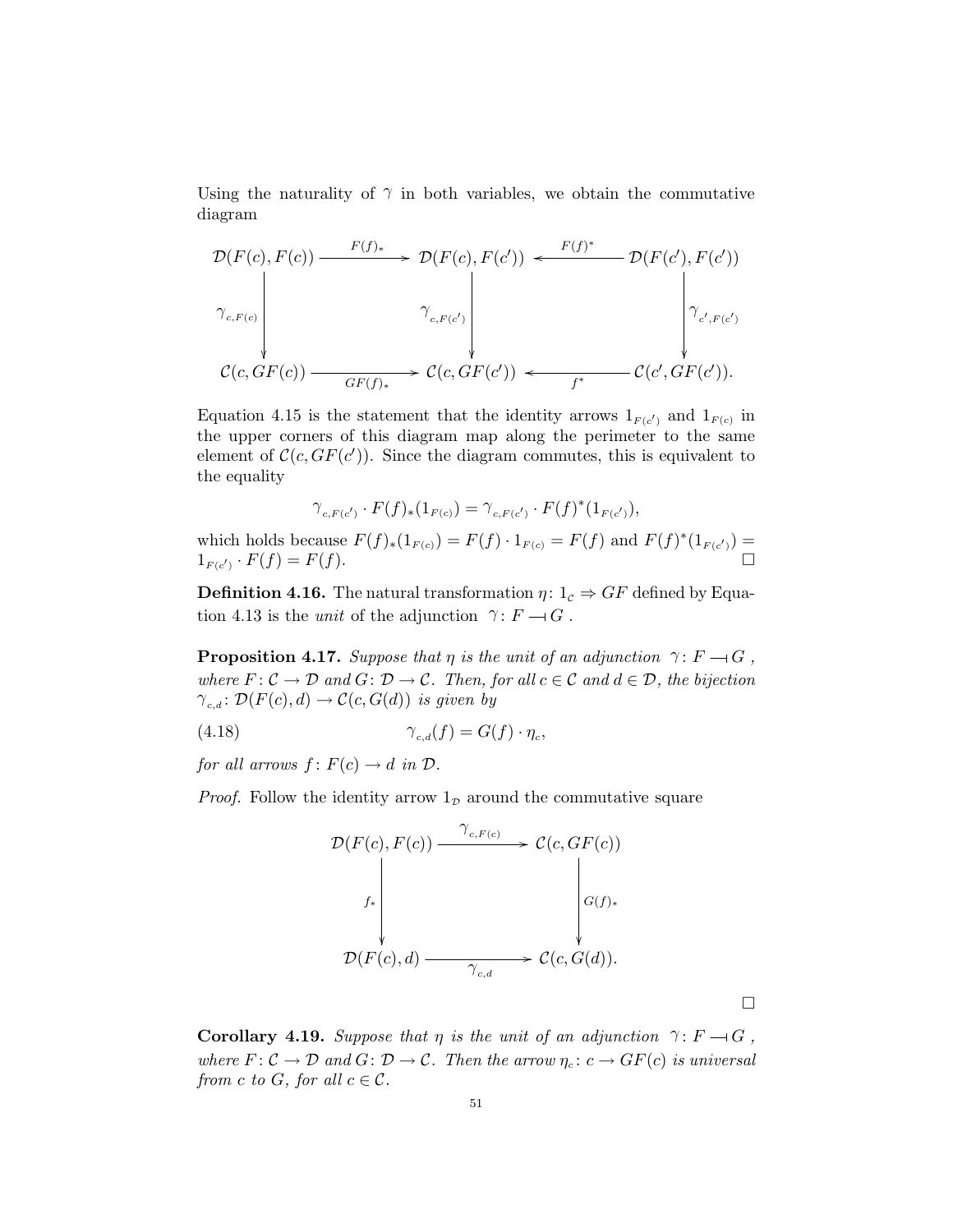Using the naturality of $\gamma$ in both variables, we obtain the commutative diagram

$$\begin{array}{ccccc}
\mathcal{D}(F(c), F(c)) & \xrightarrow{F(f)_*} & \mathcal{D}(F(c), F(c')) & \xleftarrow{F(f)^*} & \mathcal{D}(F(c'), F(c')) \\
\Big\downarrow \gamma_{c,F(c)} & & \Big\downarrow \gamma_{c,F(c')} & & \Big\downarrow \gamma_{c',F(c')} \\
\mathcal{C}(c, GF(c)) & \xrightarrow[GF(f)_*]{} & \mathcal{C}(c, GF(c')) & \xleftarrow[f^*]{} & \mathcal{C}(c', GF(c')).
\end{array}$$

Equation 4.15 is the statement that the identity arrows $1_{F(c')}$ and $1_{F(c)}$ in the upper corners of this diagram map along the perimeter to the same element of $\mathcal{C}(c, GF(c'))$. Since the diagram commutes, this is equivalent to the equality

$$\gamma_{c,F(c')} \cdot F(f)_*(1_{F(c)}) = \gamma_{c,F(c')} \cdot F(f)^*(1_{F(c')}),$$

which holds because $F(f)_*(1_{F(c)}) = F(f) \cdot 1_{F(c)} = F(f)$ and $F(f)^*(1_{F(c')}) = 1_{F(c')} \cdot F(f) = F(f)$. □

**Definition 4.16.** The natural transformation $\eta \colon 1_{\mathcal{C}} \Rightarrow GF$ defined by Equation 4.13 is the *unit* of the adjunction $\gamma \colon F \dashv G$ .

**Proposition 4.17.** *Suppose that $\eta$ is the unit of an adjunction $\gamma \colon F \dashv G$ , where $F \colon \mathcal{C} \to \mathcal{D}$ and $G \colon \mathcal{D} \to \mathcal{C}$. Then, for all $c \in \mathcal{C}$ and $d \in \mathcal{D}$, the bijection $\gamma_{c,d} \colon \mathcal{D}(F(c), d) \to \mathcal{C}(c, G(d))$ is given by*

$$\gamma_{c,d}(f) = G(f) \cdot \eta_c, \tag{4.18}$$

*for all arrows $f \colon F(c) \to d$ in $\mathcal{D}$.*

*Proof.* Follow the identity arrow $1_{\mathcal{D}}$ around the commutative square

$$\begin{array}{ccc}
\mathcal{D}(F(c), F(c)) & \xrightarrow{\gamma_{c,F(c)}} & \mathcal{C}(c, GF(c)) \\
\Big\downarrow f_* & & \Big\downarrow G(f)_* \\
\mathcal{D}(F(c), d) & \xrightarrow[\gamma_{c,d}]{} & \mathcal{C}(c, G(d)).
\end{array}$$

□

**Corollary 4.19.** *Suppose that $\eta$ is the unit of an adjunction $\gamma \colon F \dashv G$ , where $F \colon \mathcal{C} \to \mathcal{D}$ and $G \colon \mathcal{D} \to \mathcal{C}$. Then the arrow $\eta_c \colon c \to GF(c)$ is universal from $c$ to $G$, for all $c \in \mathcal{C}$.*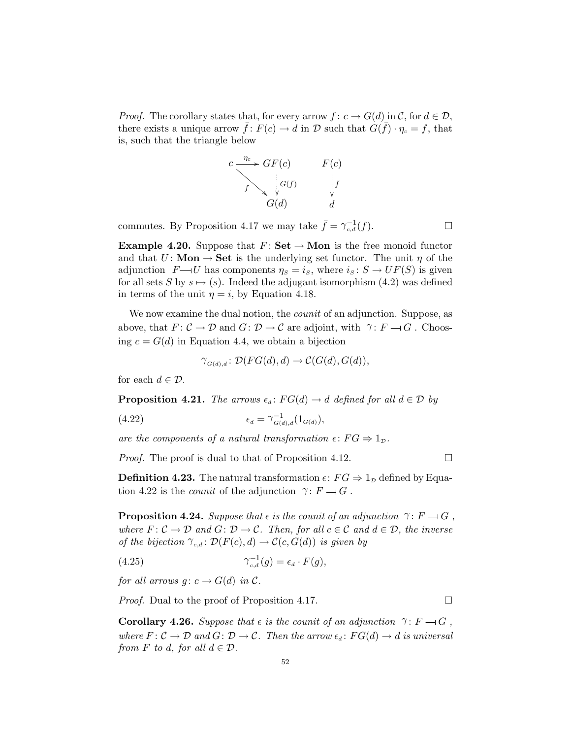*Proof.* The corollary states that, for every arrow $f\colon c \to G(d)$ in $\mathcal{C}$, for $d \in \mathcal{D}$, there exists a unique arrow $\bar{f}\colon F(c) \to d$ in $\mathcal{D}$ such that $G(\bar{f}) \cdot \eta_c = f$, that is, such that the triangle below

$$\begin{array}{ccc} c & \xrightarrow{\eta_c} & GF(c) \\ & \searrow^{f} & \vdots\, G(\bar{f}) \\ & & G(d) \end{array} \qquad \begin{array}{c} F(c) \\ \vdots\, \bar{f} \\ d \end{array}$$

commutes. By Proposition 4.17 we may take $\bar{f} = \gamma_{c,d}^{-1}(f)$. □

**Example 4.20.** Suppose that $F\colon \mathbf{Set} \to \mathbf{Mon}$ is the free monoid functor and that $U\colon \mathbf{Mon} \to \mathbf{Set}$ is the underlying set functor. The unit $\eta$ of the adjunction $F \dashv U$ has components $\eta_S = i_S$, where $i_S\colon S \to UF(S)$ is given for all sets $S$ by $s \mapsto (s)$. Indeed the adjugant isomorphism (4.2) was defined in terms of the unit $\eta = i$, by Equation 4.18.

We now examine the dual notion, the *counit* of an adjunction. Suppose, as above, that $F\colon \mathcal{C} \to \mathcal{D}$ and $G\colon \mathcal{D} \to \mathcal{C}$ are adjoint, with $\gamma\colon F \dashv G$. Choosing $c = G(d)$ in Equation 4.4, we obtain a bijection

$$\gamma_{G(d),d}\colon \mathcal{D}(FG(d), d) \to \mathcal{C}(G(d), G(d)),$$

for each $d \in \mathcal{D}$.

**Proposition 4.21.** *The arrows $\epsilon_d\colon FG(d) \to d$ defined for all $d \in \mathcal{D}$ by*

$$\epsilon_d = \gamma_{G(d),d}^{-1}(1_{G(d)}), \tag{4.22}$$

*are the components of a natural transformation $\epsilon\colon FG \Rightarrow 1_{\mathcal{D}}$.*

*Proof.* The proof is dual to that of Proposition 4.12. □

**Definition 4.23.** The natural transformation $\epsilon\colon FG \Rightarrow 1_{\mathcal{D}}$ defined by Equation 4.22 is the *counit* of the adjunction $\gamma\colon F \dashv G$.

**Proposition 4.24.** *Suppose that $\epsilon$ is the counit of an adjunction $\gamma\colon F \dashv G$, where $F\colon \mathcal{C} \to \mathcal{D}$ and $G\colon \mathcal{D} \to \mathcal{C}$. Then, for all $c \in \mathcal{C}$ and $d \in \mathcal{D}$, the inverse of the bijection $\gamma_{c,d}\colon \mathcal{D}(F(c), d) \to \mathcal{C}(c, G(d))$ is given by*

$$\gamma_{c,d}^{-1}(g) = \epsilon_d \cdot F(g), \tag{4.25}$$

*for all arrows $g\colon c \to G(d)$ in $\mathcal{C}$.*

*Proof.* Dual to the proof of Proposition 4.17. □

**Corollary 4.26.** *Suppose that $\epsilon$ is the counit of an adjunction $\gamma\colon F \dashv G$, where $F\colon \mathcal{C} \to \mathcal{D}$ and $G\colon \mathcal{D} \to \mathcal{C}$. Then the arrow $\epsilon_d\colon FG(d) \to d$ is universal from $F$ to $d$, for all $d \in \mathcal{D}$.*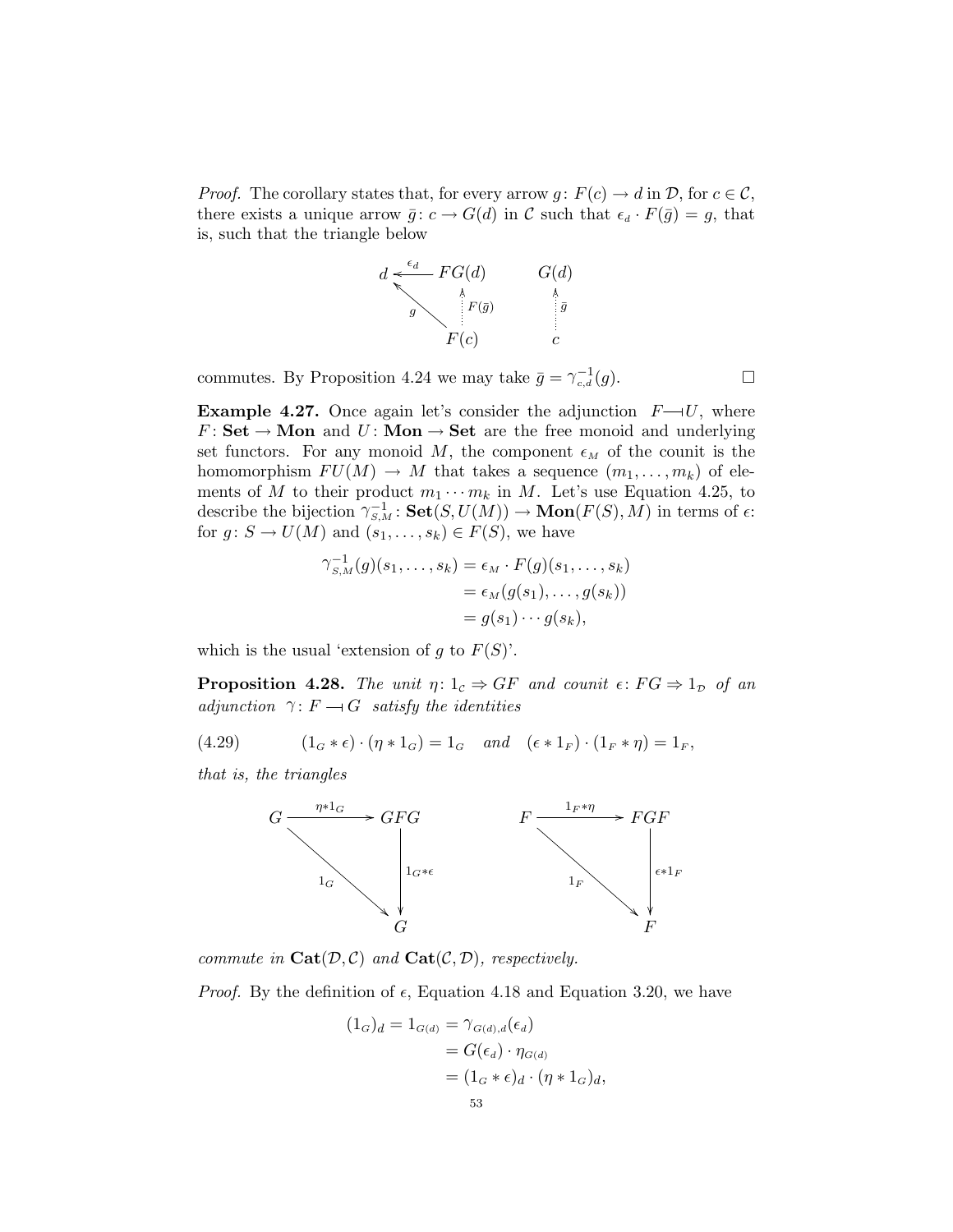*Proof.* The corollary states that, for every arrow $g\colon F(c) \to d$ in $\mathcal{D}$, for $c \in \mathcal{C}$, there exists a unique arrow $\bar{g}\colon c \to G(d)$ in $\mathcal{C}$ such that $\epsilon_d \cdot F(\bar{g}) = g$, that is, such that the triangle below

$$
\begin{array}{ccccc}
d & \xleftarrow{\epsilon_d} & FG(d) & \qquad & G(d) \\
 & {\scriptstyle g}\nwarrow & \uparrow{\scriptstyle F(\bar{g})} & & \uparrow{\scriptstyle \bar{g}} \\
 & & F(c) & & c
\end{array}
$$

commutes. By Proposition 4.24 we may take $\bar{g} = \gamma^{-1}_{c,d}(g)$. □

**Example 4.27.** Once again let's consider the adjunction $F \dashv U$, where $F\colon \mathbf{Set} \to \mathbf{Mon}$ and $U\colon \mathbf{Mon} \to \mathbf{Set}$ are the free monoid and underlying set functors. For any monoid $M$, the component $\epsilon_M$ of the counit is the homomorphism $FU(M) \to M$ that takes a sequence $(m_1, \ldots, m_k)$ of elements of $M$ to their product $m_1 \cdots m_k$ in $M$. Let's use Equation 4.25, to describe the bijection $\gamma^{-1}_{S,M}\colon \mathbf{Set}(S, U(M)) \to \mathbf{Mon}(F(S), M)$ in terms of $\epsilon$: for $g\colon S \to U(M)$ and $(s_1, \ldots, s_k) \in F(S)$, we have

$$
\begin{aligned}
\gamma^{-1}_{S,M}(g)(s_1, \ldots, s_k) &= \epsilon_M \cdot F(g)(s_1, \ldots, s_k) \\
&= \epsilon_M(g(s_1), \ldots, g(s_k)) \\
&= g(s_1) \cdots g(s_k),
\end{aligned}
$$

which is the usual 'extension of $g$ to $F(S)$'.

**Proposition 4.28.** *The unit $\eta\colon 1_{\mathcal{C}} \Rightarrow GF$ and counit $\epsilon\colon FG \Rightarrow 1_{\mathcal{D}}$ of an adjunction $\gamma\colon F \dashv G$ satisfy the identities*

$$
(1_G * \epsilon) \cdot (\eta * 1_G) = 1_G \quad \text{and} \quad (\epsilon * 1_F) \cdot (1_F * \eta) = 1_F, \tag{4.29}
$$

*that is, the triangles*

$$
\begin{array}{ccc}
G & \xrightarrow{\eta * 1_G} & GFG \\
 & {\scriptstyle 1_G}\searrow & \downarrow{\scriptstyle 1_G * \epsilon} \\
 & & G
\end{array}
\qquad\qquad
\begin{array}{ccc}
F & \xrightarrow{1_F * \eta} & FGF \\
 & {\scriptstyle 1_F}\searrow & \downarrow{\scriptstyle \epsilon * 1_F} \\
 & & F
\end{array}
$$

*commute in $\mathbf{Cat}(\mathcal{D}, \mathcal{C})$ and $\mathbf{Cat}(\mathcal{C}, \mathcal{D})$, respectively.*

*Proof.* By the definition of $\epsilon$, Equation 4.18 and Equation 3.20, we have

$$
\begin{aligned}
(1_G)_d = 1_{G(d)} &= \gamma_{G(d),d}(\epsilon_d) \\
&= G(\epsilon_d) \cdot \eta_{G(d)} \\
&= (1_G * \epsilon)_d \cdot (\eta * 1_G)_d,
\end{aligned}
$$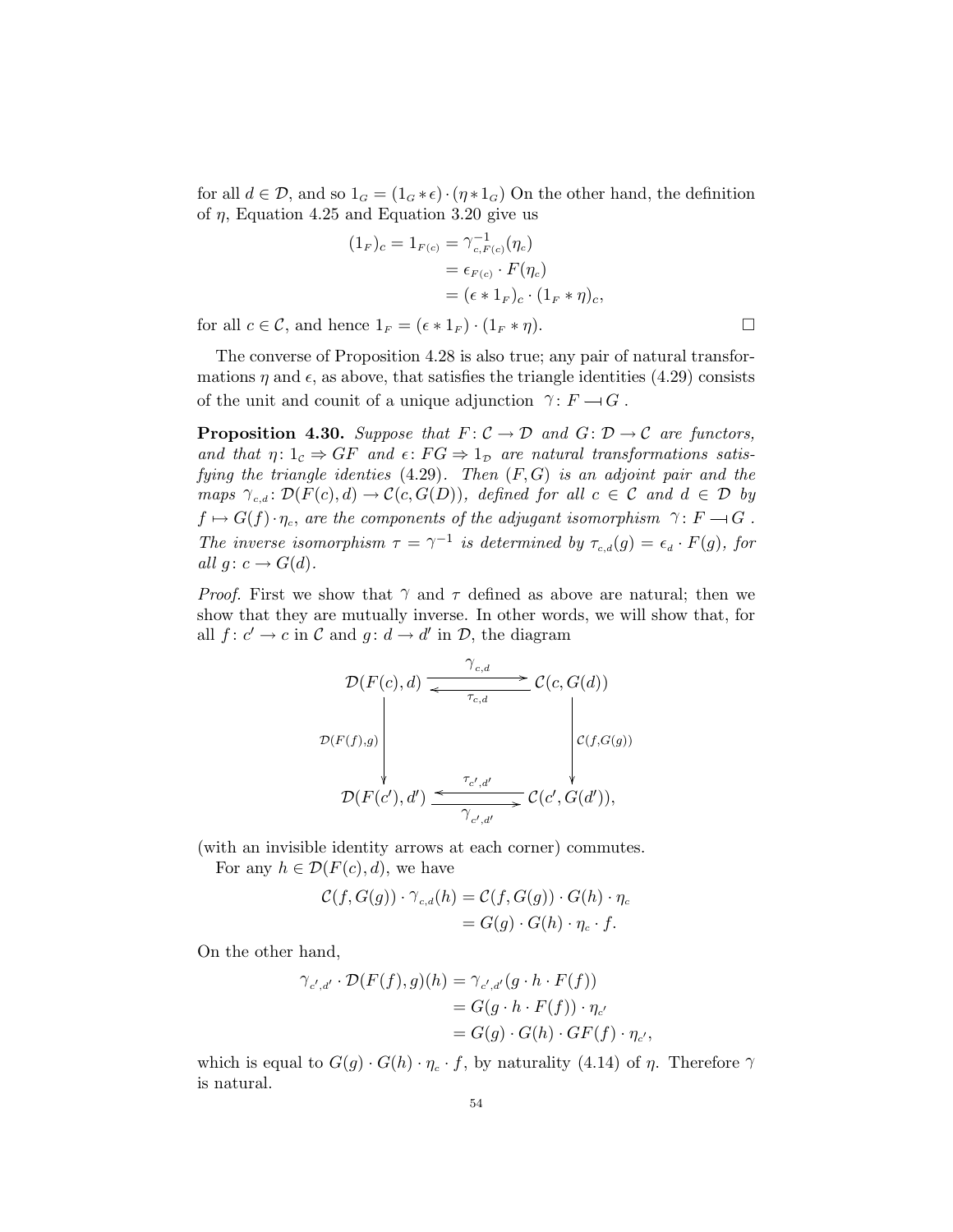for all $d \in \mathcal{D}$, and so $1_G = (1_G * \epsilon) \cdot (\eta * 1_G)$ On the other hand, the definition of $\eta$, Equation 4.25 and Equation 3.20 give us

$$
\begin{aligned}
(1_F)_c = 1_{F(c)} &= \gamma^{-1}_{c,F(c)}(\eta_c) \\
&= \epsilon_{F(c)} \cdot F(\eta_c) \\
&= (\epsilon * 1_F)_c \cdot (1_F * \eta)_c,
\end{aligned}
$$

for all $c \in \mathcal{C}$, and hence $1_F = (\epsilon * 1_F) \cdot (1_F * \eta)$. $\square$

The converse of Proposition 4.28 is also true; any pair of natural transformations $\eta$ and $\epsilon$, as above, that satisfies the triangle identities (4.29) consists of the unit and counit of a unique adjunction $\gamma \colon F \dashv G$.

**Proposition 4.30.** *Suppose that $F \colon \mathcal{C} \to \mathcal{D}$ and $G \colon \mathcal{D} \to \mathcal{C}$ are functors, and that $\eta \colon 1_\mathcal{C} \Rightarrow GF$ and $\epsilon \colon FG \Rightarrow 1_\mathcal{D}$ are natural transformations satisfying the triangle identies (4.29). Then $(F, G)$ is an adjoint pair and the maps $\gamma_{c,d} \colon \mathcal{D}(F(c), d) \to \mathcal{C}(c, G(D))$, defined for all $c \in \mathcal{C}$ and $d \in \mathcal{D}$ by $f \mapsto G(f) \cdot \eta_c$, are the components of the adjugant isomorphism $\gamma \colon F \dashv G$. The inverse isomorphism $\tau = \gamma^{-1}$ is determined by $\tau_{c,d}(g) = \epsilon_d \cdot F(g)$, for all $g \colon c \to G(d)$.*

*Proof.* First we show that $\gamma$ and $\tau$ defined as above are natural; then we show that they are mutually inverse. In other words, we will show that, for all $f \colon c' \to c$ in $\mathcal{C}$ and $g \colon d \to d'$ in $\mathcal{D}$, the diagram

$$
\begin{array}{ccc}
\mathcal{D}(F(c), d) & \underset{\tau_{c,d}}{\overset{\gamma_{c,d}}{\rightleftarrows}} & \mathcal{C}(c, G(d)) \\
\Big\downarrow {\scriptstyle \mathcal{D}(F(f),g)} & & \Big\downarrow {\scriptstyle \mathcal{C}(f,G(g))} \\
\mathcal{D}(F(c'), d') & \underset{\gamma_{c',d'}}{\overset{\tau_{c',d'}}{\leftrightarrows}} & \mathcal{C}(c', G(d')),
\end{array}
$$

(with an invisible identity arrows at each corner) commutes.

For any $h \in \mathcal{D}(F(c), d)$, we have

$$
\begin{aligned}
\mathcal{C}(f, G(g)) \cdot \gamma_{c,d}(h) &= \mathcal{C}(f, G(g)) \cdot G(h) \cdot \eta_c \\
&= G(g) \cdot G(h) \cdot \eta_c \cdot f.
\end{aligned}
$$

On the other hand,

$$
\begin{aligned}
\gamma_{c',d'} \cdot \mathcal{D}(F(f), g)(h) &= \gamma_{c',d'}(g \cdot h \cdot F(f)) \\
&= G(g \cdot h \cdot F(f)) \cdot \eta_{c'} \\
&= G(g) \cdot G(h) \cdot GF(f) \cdot \eta_{c'},
\end{aligned}
$$

which is equal to $G(g) \cdot G(h) \cdot \eta_c \cdot f$, by naturality (4.14) of $\eta$. Therefore $\gamma$ is natural.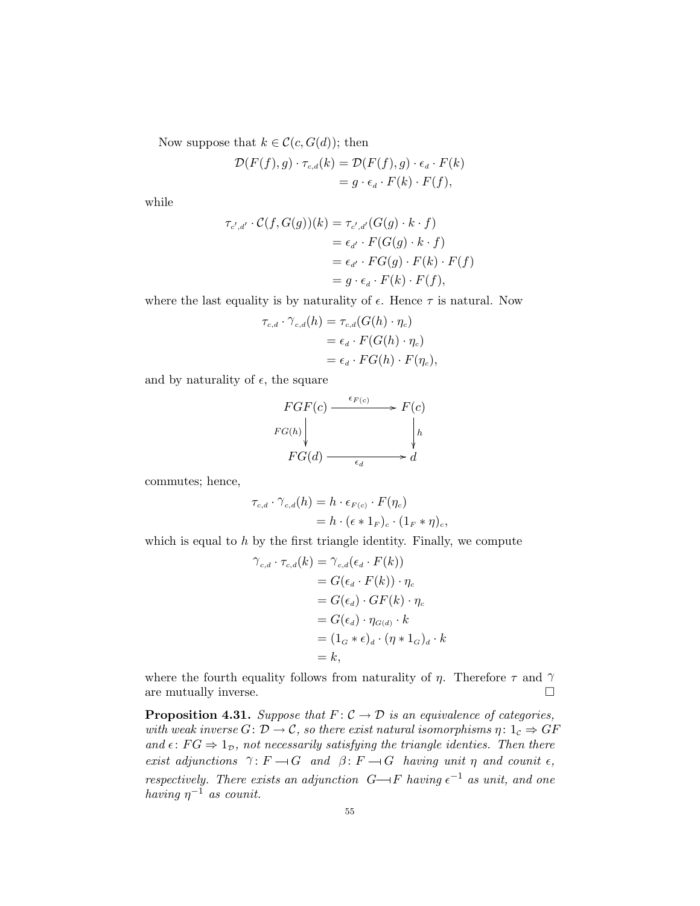Now suppose that $k \in \mathcal{C}(c, G(d))$; then

$$
\begin{aligned}
\mathcal{D}(F(f), g) \cdot \tau_{c,d}(k) &= \mathcal{D}(F(f), g) \cdot \epsilon_d \cdot F(k) \\
&= g \cdot \epsilon_d \cdot F(k) \cdot F(f),
\end{aligned}
$$

while

$$
\begin{aligned}
\tau_{c',d'} \cdot \mathcal{C}(f, G(g))(k) &= \tau_{c',d'}(G(g) \cdot k \cdot f) \\
&= \epsilon_{d'} \cdot F(G(g) \cdot k \cdot f) \\
&= \epsilon_{d'} \cdot FG(g) \cdot F(k) \cdot F(f) \\
&= g \cdot \epsilon_d \cdot F(k) \cdot F(f),
\end{aligned}
$$

where the last equality is by naturality of $\epsilon$. Hence $\tau$ is natural. Now

$$
\begin{aligned}
\tau_{c,d} \cdot \gamma_{c,d}(h) &= \tau_{c,d}(G(h) \cdot \eta_c) \\
&= \epsilon_d \cdot F(G(h) \cdot \eta_c) \\
&= \epsilon_d \cdot FG(h) \cdot F(\eta_c),
\end{aligned}
$$

and by naturality of $\epsilon$, the square

$$
\begin{array}{ccc}
FGF(c) & \xrightarrow{\epsilon_{F(c)}} & F(c) \\
{\scriptstyle FG(h)}\downarrow & & \downarrow{\scriptstyle h} \\
FG(d) & \xrightarrow[\epsilon_d]{} & d
\end{array}
$$

commutes; hence,

$$
\begin{aligned}
\tau_{c,d} \cdot \gamma_{c,d}(h) &= h \cdot \epsilon_{F(c)} \cdot F(\eta_c) \\
&= h \cdot (\epsilon * 1_F)_c \cdot (1_F * \eta)_c,
\end{aligned}
$$

which is equal to $h$ by the first triangle identity. Finally, we compute

$$
\begin{aligned}
\gamma_{c,d} \cdot \tau_{c,d}(k) &= \gamma_{c,d}(\epsilon_d \cdot F(k)) \\
&= G(\epsilon_d \cdot F(k)) \cdot \eta_c \\
&= G(\epsilon_d) \cdot GF(k) \cdot \eta_c \\
&= G(\epsilon_d) \cdot \eta_{G(d)} \cdot k \\
&= (1_G * \epsilon)_d \cdot (\eta * 1_G)_d \cdot k \\
&= k,
\end{aligned}
$$

where the fourth equality follows from naturality of $\eta$. Therefore $\tau$ and $\gamma$ are mutually inverse. $\square$

**Proposition 4.31.** *Suppose that $F\colon \mathcal{C} \to \mathcal{D}$ is an equivalence of categories, with weak inverse $G\colon \mathcal{D} \to \mathcal{C}$, so there exist natural isomorphisms $\eta\colon 1_{\mathcal{C}} \Rightarrow GF$ and $\epsilon\colon FG \Rightarrow 1_{\mathcal{D}}$, not necessarily satisfying the triangle identies. Then there exist adjunctions $\gamma\colon F \dashv G$ and $\beta\colon F \dashv G$ having unit $\eta$ and counit $\epsilon$, respectively. There exists an adjunction $G \dashv F$ having $\epsilon^{-1}$ as unit, and one having $\eta^{-1}$ as counit.*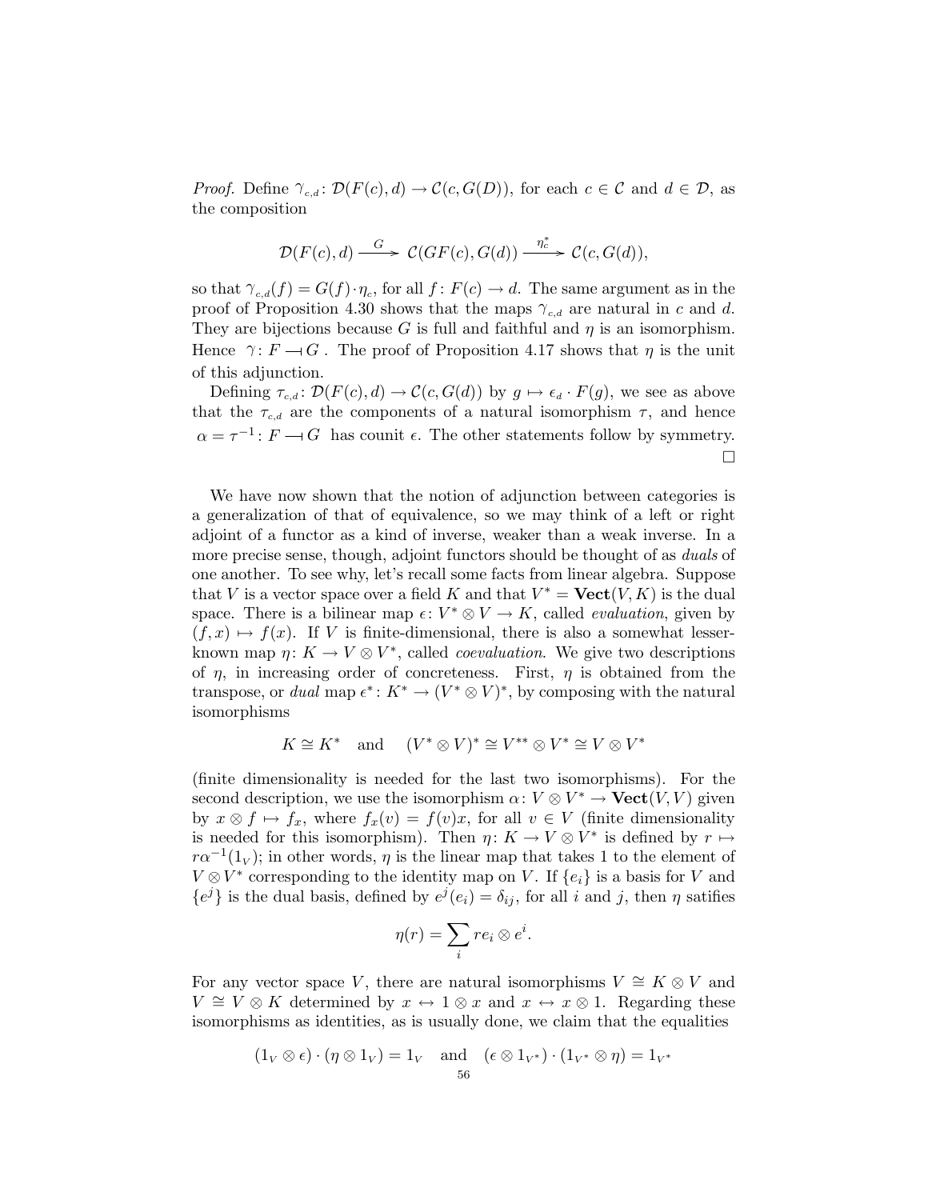*Proof.* Define $\gamma_{c,d} \colon \mathcal{D}(F(c), d) \to \mathcal{C}(c, G(D))$, for each $c \in \mathcal{C}$ and $d \in \mathcal{D}$, as the composition

$$\mathcal{D}(F(c), d) \xrightarrow{\ G\ } \mathcal{C}(GF(c), G(d)) \xrightarrow{\ \eta_c^*\ } \mathcal{C}(c, G(d)),$$

so that $\gamma_{c,d}(f) = G(f) \cdot \eta_c$, for all $f \colon F(c) \to d$. The same argument as in the proof of Proposition 4.30 shows that the maps $\gamma_{c,d}$ are natural in $c$ and $d$. They are bijections because $G$ is full and faithful and $\eta$ is an isomorphism. Hence $\gamma \colon F \dashv G$. The proof of Proposition 4.17 shows that $\eta$ is the unit of this adjunction.

Defining $\tau_{c,d} \colon \mathcal{D}(F(c), d) \to \mathcal{C}(c, G(d))$ by $g \mapsto \epsilon_d \cdot F(g)$, we see as above that the $\tau_{c,d}$ are the components of a natural isomorphism $\tau$, and hence $\alpha = \tau^{-1} \colon F \dashv G$ has counit $\epsilon$. The other statements follow by symmetry. $\square$

We have now shown that the notion of adjunction between categories is a generalization of that of equivalence, so we may think of a left or right adjoint of a functor as a kind of inverse, weaker than a weak inverse. In a more precise sense, though, adjoint functors should be thought of as *duals* of one another. To see why, let's recall some facts from linear algebra. Suppose that $V$ is a vector space over a field $K$ and that $V^* = \mathbf{Vect}(V, K)$ is the dual space. There is a bilinear map $\epsilon \colon V^* \otimes V \to K$, called *evaluation*, given by $(f, x) \mapsto f(x)$. If $V$ is finite-dimensional, there is also a somewhat lesser-known map $\eta \colon K \to V \otimes V^*$, called *coevaluation*. We give two descriptions of $\eta$, in increasing order of concreteness. First, $\eta$ is obtained from the transpose, or *dual* map $\epsilon^* \colon K^* \to (V^* \otimes V)^*$, by composing with the natural isomorphisms

$$K \cong K^* \quad \text{and} \quad (V^* \otimes V)^* \cong V^{**} \otimes V^* \cong V \otimes V^*$$

(finite dimensionality is needed for the last two isomorphisms). For the second description, we use the isomorphism $\alpha \colon V \otimes V^* \to \mathbf{Vect}(V, V)$ given by $x \otimes f \mapsto f_x$, where $f_x(v) = f(v)x$, for all $v \in V$ (finite dimensionality is needed for this isomorphism). Then $\eta \colon K \to V \otimes V^*$ is defined by $r \mapsto r\alpha^{-1}(1_V)$; in other words, $\eta$ is the linear map that takes 1 to the element of $V \otimes V^*$ corresponding to the identity map on $V$. If $\{e_i\}$ is a basis for $V$ and $\{e^j\}$ is the dual basis, defined by $e^j(e_i) = \delta_{ij}$, for all $i$ and $j$, then $\eta$ satifies

$$\eta(r) = \sum_i r e_i \otimes e^i.$$

For any vector space $V$, there are natural isomorphisms $V \cong K \otimes V$ and $V \cong V \otimes K$ determined by $x \leftrightarrow 1 \otimes x$ and $x \leftrightarrow x \otimes 1$. Regarding these isomorphisms as identities, as is usually done, we claim that the equalities

$$(1_V \otimes \epsilon) \cdot (\eta \otimes 1_V) = 1_V \quad \text{and} \quad (\epsilon \otimes 1_{V^*}) \cdot (1_{V^*} \otimes \eta) = 1_{V^*}$$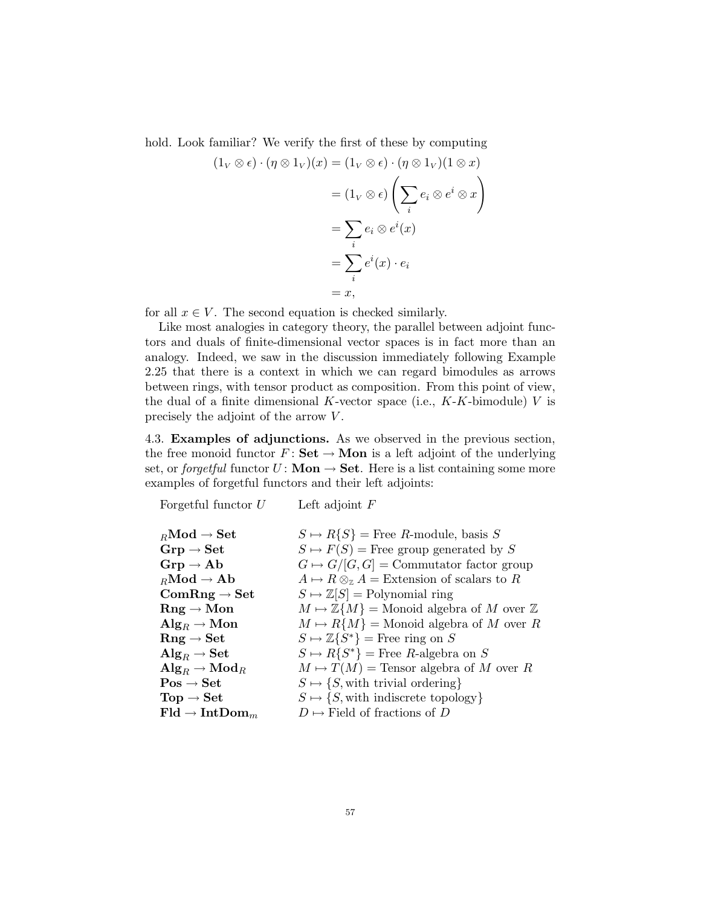hold. Look familiar? We verify the first of these by computing

$$
\begin{aligned}
(1_V \otimes \epsilon) \cdot (\eta \otimes 1_V)(x) &= (1_V \otimes \epsilon) \cdot (\eta \otimes 1_V)(1 \otimes x) \\
&= (1_V \otimes \epsilon) \left( \sum_i e_i \otimes e^i \otimes x \right) \\
&= \sum_i e_i \otimes e^i(x) \\
&= \sum_i e^i(x) \cdot e_i \\
&= x,
\end{aligned}
$$

for all $x \in V$. The second equation is checked similarly.

Like most analogies in category theory, the parallel between adjoint functors and duals of finite-dimensional vector spaces is in fact more than an analogy. Indeed, we saw in the discussion immediately following Example 2.25 that there is a context in which we can regard bimodules as arrows between rings, with tensor product as composition. From this point of view, the dual of a finite dimensional $K$-vector space (i.e., $K$-$K$-bimodule) $V$ is precisely the adjoint of the arrow $V$.

4.3. **Examples of adjunctions.** As we observed in the previous section, the free monoid functor $F\colon \mathbf{Set} \to \mathbf{Mon}$ is a left adjoint of the underlying set, or *forgetful* functor $U\colon \mathbf{Mon} \to \mathbf{Set}$. Here is a list containing some more examples of forgetful functors and their left adjoints:

| Forgetful functor $U$ | Left adjoint $F$ |
|---|---|
| ${}_R\mathbf{Mod} \to \mathbf{Set}$ | $S \mapsto R\{S\}$ = Free $R$-module, basis $S$ |
| $\mathbf{Grp} \to \mathbf{Set}$ | $S \mapsto F(S)$ = Free group generated by $S$ |
| $\mathbf{Grp} \to \mathbf{Ab}$ | $G \mapsto G/[G,G]$ = Commutator factor group |
| ${}_R\mathbf{Mod} \to \mathbf{Ab}$ | $A \mapsto R \otimes_{\mathbb{Z}} A$ = Extension of scalars to $R$ |
| $\mathbf{ComRng} \to \mathbf{Set}$ | $S \mapsto \mathbb{Z}[S]$ = Polynomial ring |
| $\mathbf{Rng} \to \mathbf{Mon}$ | $M \mapsto \mathbb{Z}\{M\}$ = Monoid algebra of $M$ over $\mathbb{Z}$ |
| $\mathbf{Alg}_R \to \mathbf{Mon}$ | $M \mapsto R\{M\}$ = Monoid algebra of $M$ over $R$ |
| $\mathbf{Rng} \to \mathbf{Set}$ | $S \mapsto \mathbb{Z}\{S^*\}$ = Free ring on $S$ |
| $\mathbf{Alg}_R \to \mathbf{Set}$ | $S \mapsto R\{S^*\}$ = Free $R$-algebra on $S$ |
| $\mathbf{Alg}_R \to \mathbf{Mod}_R$ | $M \mapsto T(M)$ = Tensor algebra of $M$ over $R$ |
| $\mathbf{Pos} \to \mathbf{Set}$ | $S \mapsto \{S,$ with trivial ordering$\}$ |
| $\mathbf{Top} \to \mathbf{Set}$ | $S \mapsto \{S,$ with indiscrete topology$\}$ |
| $\mathbf{Fld} \to \mathbf{IntDom}_m$ | $D \mapsto$ Field of fractions of $D$ |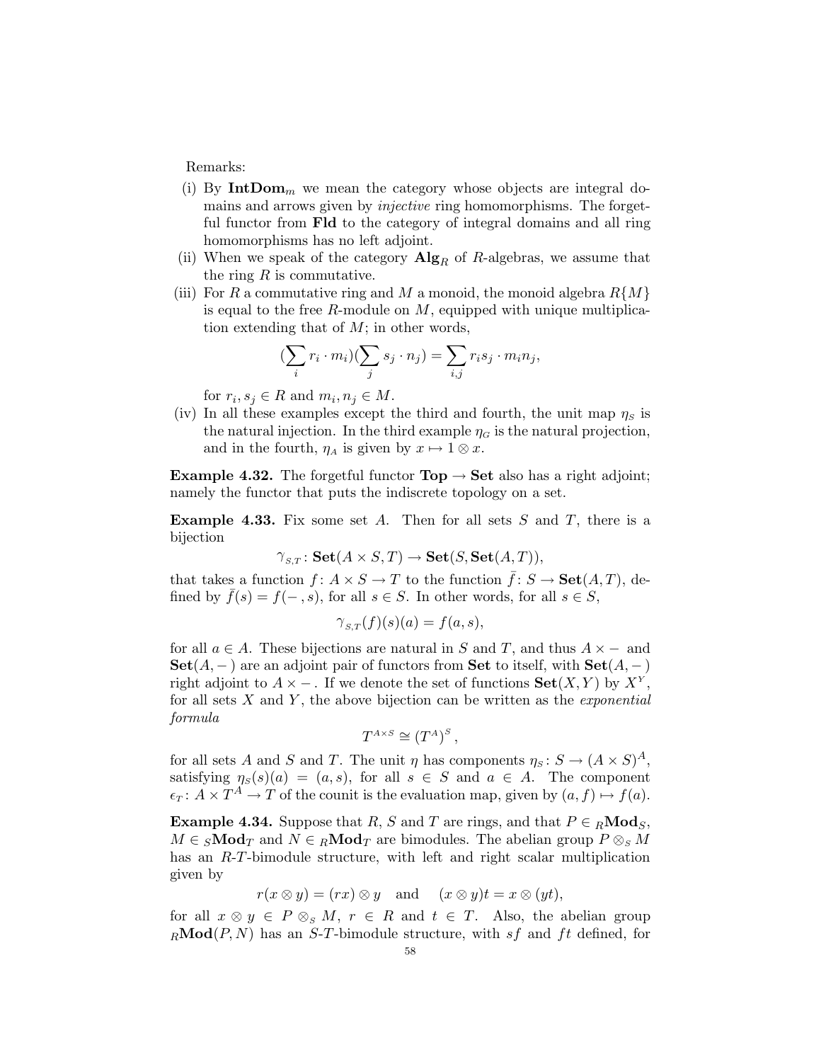Remarks:

(i) By $\mathbf{IntDom}_m$ we mean the category whose objects are integral domains and arrows given by *injective* ring homomorphisms. The forgetful functor from $\mathbf{Fld}$ to the category of integral domains and all ring homomorphisms has no left adjoint.

(ii) When we speak of the category $\mathbf{Alg}_R$ of $R$-algebras, we assume that the ring $R$ is commutative.

(iii) For $R$ a commutative ring and $M$ a monoid, the monoid algebra $R\{M\}$ is equal to the free $R$-module on $M$, equipped with unique multiplication extending that of $M$; in other words,

$$(\sum_i r_i \cdot m_i)(\sum_j s_j \cdot n_j) = \sum_{i,j} r_i s_j \cdot m_i n_j,$$

for $r_i, s_j \in R$ and $m_i, n_j \in M$.

(iv) In all these examples except the third and fourth, the unit map $\eta_S$ is the natural injection. In the third example $\eta_G$ is the natural projection, and in the fourth, $\eta_A$ is given by $x \mapsto 1 \otimes x$.

**Example 4.32.** The forgetful functor $\mathbf{Top} \to \mathbf{Set}$ also has a right adjoint; namely the functor that puts the indiscrete topology on a set.

**Example 4.33.** Fix some set $A$. Then for all sets $S$ and $T$, there is a bijection

$$\gamma_{S,T} \colon \mathbf{Set}(A \times S, T) \to \mathbf{Set}(S, \mathbf{Set}(A, T)),$$

that takes a function $f \colon A \times S \to T$ to the function $\bar{f} \colon S \to \mathbf{Set}(A, T)$, defined by $\bar{f}(s) = f(-, s)$, for all $s \in S$. In other words, for all $s \in S$,

$$\gamma_{S,T}(f)(s)(a) = f(a, s),$$

for all $a \in A$. These bijections are natural in $S$ and $T$, and thus $A \times -$ and $\mathbf{Set}(A, -)$ are an adjoint pair of functors from $\mathbf{Set}$ to itself, with $\mathbf{Set}(A, -)$ right adjoint to $A \times -$. If we denote the set of functions $\mathbf{Set}(X, Y)$ by $X^Y$, for all sets $X$ and $Y$, the above bijection can be written as the *exponential formula*

$$T^{A \times S} \cong (T^A)^S,$$

for all sets $A$ and $S$ and $T$. The unit $\eta$ has components $\eta_S \colon S \to (A \times S)^A$, satisfying $\eta_S(s)(a) = (a, s)$, for all $s \in S$ and $a \in A$. The component $\epsilon_T \colon A \times T^A \to T$ of the counit is the evaluation map, given by $(a, f) \mapsto f(a)$.

**Example 4.34.** Suppose that $R$, $S$ and $T$ are rings, and that $P \in {}_R\mathbf{Mod}_S$, $M \in {}_S\mathbf{Mod}_T$ and $N \in {}_R\mathbf{Mod}_T$ are bimodules. The abelian group $P \otimes_S M$ has an $R$-$T$-bimodule structure, with left and right scalar multiplication given by

$$r(x \otimes y) = (rx) \otimes y \quad \text{and} \quad (x \otimes y)t = x \otimes (yt),$$

for all $x \otimes y \in P \otimes_S M$, $r \in R$ and $t \in T$. Also, the abelian group ${}_R\mathbf{Mod}(P, N)$ has an $S$-$T$-bimodule structure, with $sf$ and $ft$ defined, for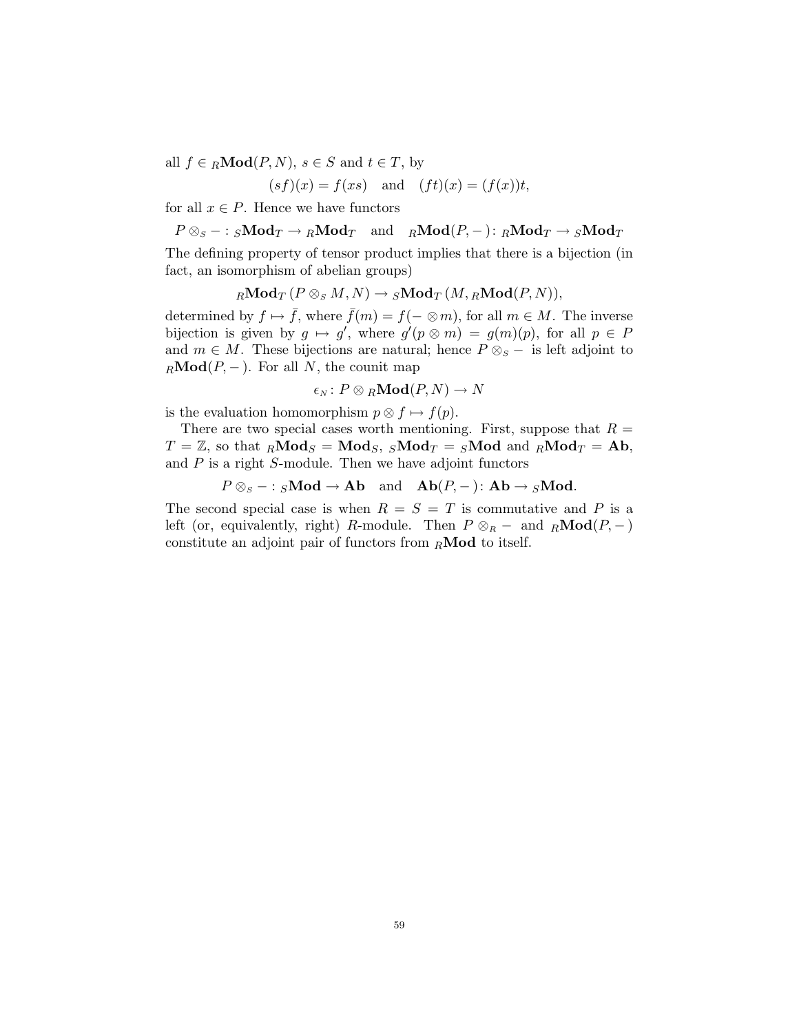all $f \in {}_R\mathbf{Mod}(P, N)$, $s \in S$ and $t \in T$, by

$$(sf)(x) = f(xs) \quad \text{and} \quad (ft)(x) = (f(x))t,$$

for all $x \in P$. Hence we have functors

$$P \otimes_S - : {}_S\mathbf{Mod}_T \to {}_R\mathbf{Mod}_T \quad \text{and} \quad {}_R\mathbf{Mod}(P, -) : {}_R\mathbf{Mod}_T \to {}_S\mathbf{Mod}_T$$

The defining property of tensor product implies that there is a bijection (in fact, an isomorphism of abelian groups)

$${}_R\mathbf{Mod}_T\,(P \otimes_S M, N) \to {}_S\mathbf{Mod}_T\,(M, {}_R\mathbf{Mod}(P, N)),$$

determined by $f \mapsto \bar{f}$, where $\bar{f}(m) = f(- \otimes m)$, for all $m \in M$. The inverse bijection is given by $g \mapsto g'$, where $g'(p \otimes m) = g(m)(p)$, for all $p \in P$ and $m \in M$. These bijections are natural; hence $P \otimes_S -$ is left adjoint to ${}_R\mathbf{Mod}(P, -)$. For all $N$, the counit map

$$\epsilon_N : P \otimes {}_R\mathbf{Mod}(P, N) \to N$$

is the evaluation homomorphism $p \otimes f \mapsto f(p)$.

There are two special cases worth mentioning. First, suppose that $R = T = \mathbb{Z}$, so that ${}_R\mathbf{Mod}_S = \mathbf{Mod}_S$, ${}_S\mathbf{Mod}_T = {}_S\mathbf{Mod}$ and ${}_R\mathbf{Mod}_T = \mathbf{Ab}$, and $P$ is a right $S$-module. Then we have adjoint functors

$$P \otimes_S - : {}_S\mathbf{Mod} \to \mathbf{Ab} \quad \text{and} \quad \mathbf{Ab}(P, -) : \mathbf{Ab} \to {}_S\mathbf{Mod}.$$

The second special case is when $R = S = T$ is commutative and $P$ is a left (or, equivalently, right) $R$-module. Then $P \otimes_R -$ and ${}_R\mathbf{Mod}(P, -)$ constitute an adjoint pair of functors from ${}_R\mathbf{Mod}$ to itself.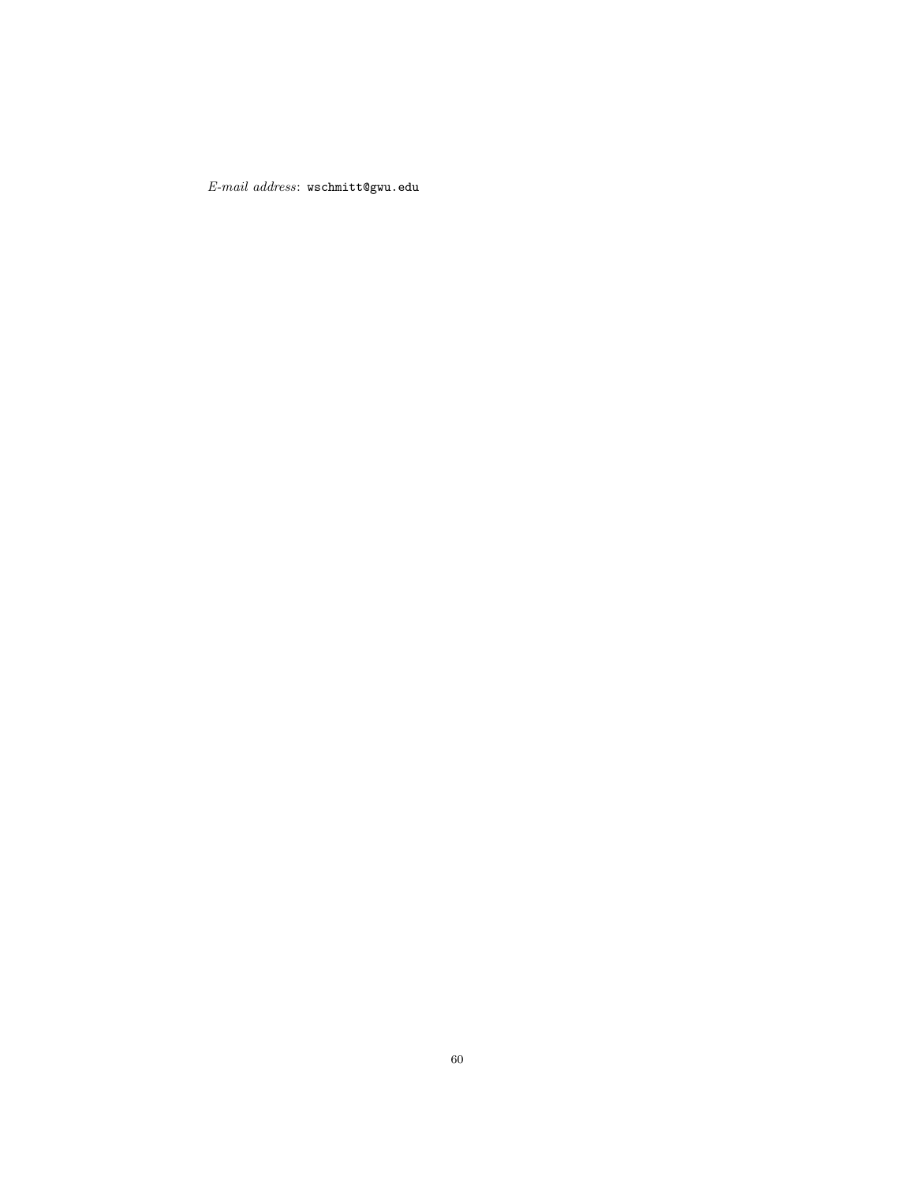*E-mail address*: wschmitt@gwu.edu